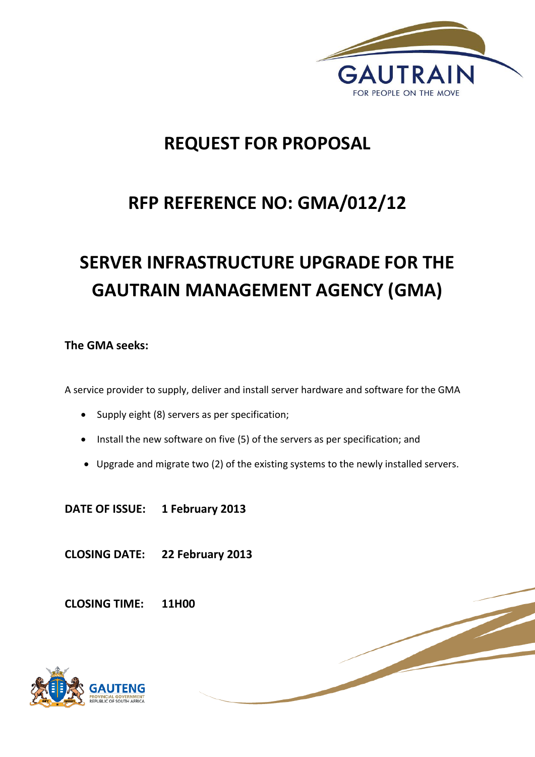GAUTRAIN

FOR PEOPLE ON THE MOVE

# REQUEST FOR PROPOSAL

# RFP REFERENCE NO: GMA/012/12

# SERVER INFRASTRUCTURE UPGRADE FOR THE GAUTRAIN MANAGEMENT AGENCY (GMA)

**The GMA seeks:**

A service provider to supply, deliver and install server hardware and software for the GMA

- Supply eight (8) servers as per specification;
- Install the new software on five (5) of the servers as per specification; and
- Upgrade and migrate two (2) of the existing systems to the newly installed servers.

**DATE OF ISSUE:** **1 February 2013**

**CLOSING DATE:** **22 February 2013**

**CLOSING TIME:** **11H00**

GAUTENG

PROVINCIAL GOVERNMENT

REPUBLIC OF SOUTH AFRICA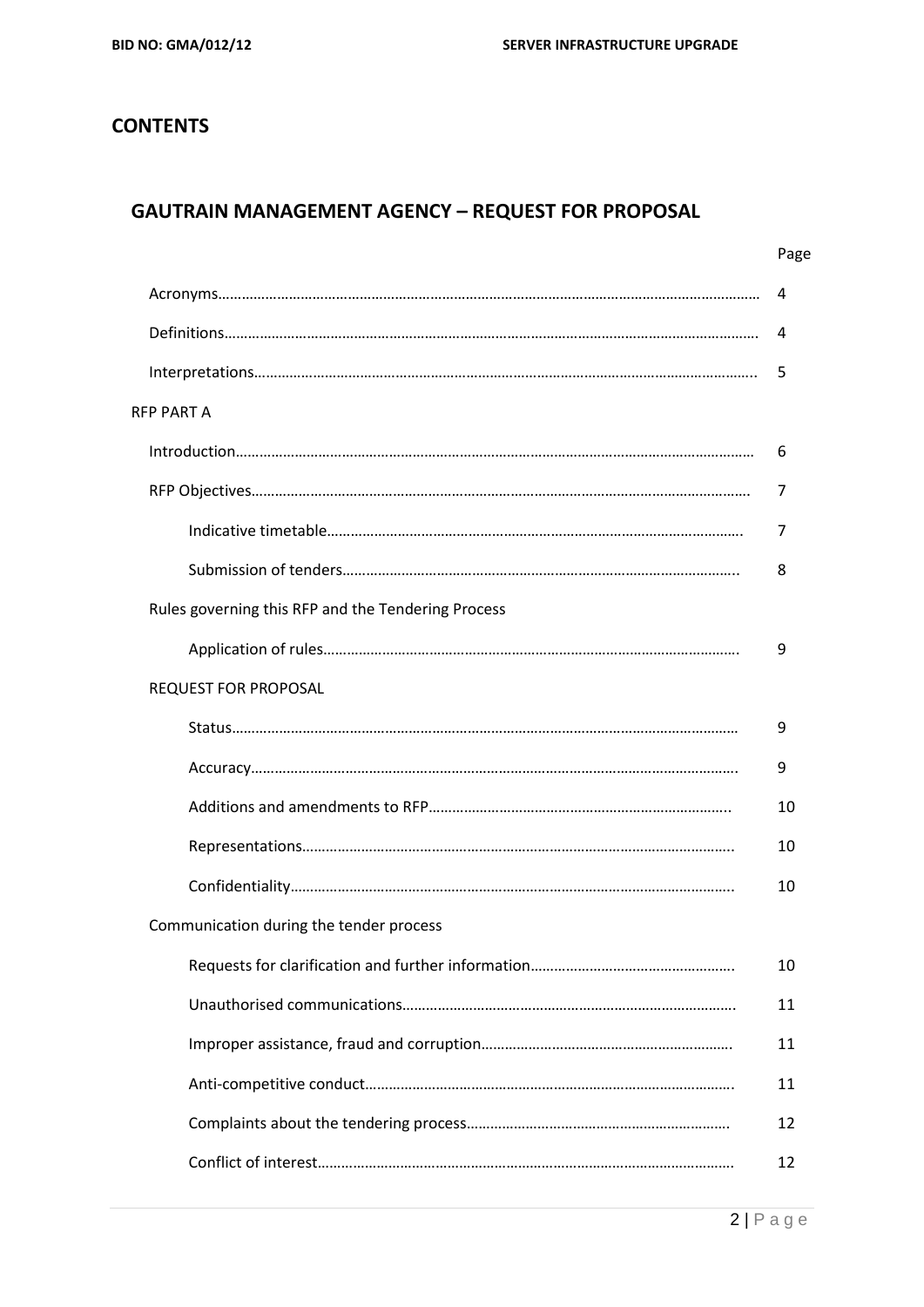## CONTENTS

## GAUTRAIN MANAGEMENT AGENCY – REQUEST FOR PROPOSAL

| | Page |
|---|---|
| Acronyms | 4 |
| Definitions | 4 |
| Interpretations | 5 |
| RFP PART A | |
| Introduction | 6 |
| RFP Objectives | 7 |
| Indicative timetable | 7 |
| Submission of tenders | 8 |
| Rules governing this RFP and the Tendering Process | |
| Application of rules | 9 |
| REQUEST FOR PROPOSAL | |
| Status | 9 |
| Accuracy | 9 |
| Additions and amendments to RFP | 10 |
| Representations | 10 |
| Confidentiality | 10 |
| Communication during the tender process | |
| Requests for clarification and further information | 10 |
| Unauthorised communications | 11 |
| Improper assistance, fraud and corruption | 11 |
| Anti-competitive conduct | 11 |
| Complaints about the tendering process | 12 |
| Conflict of interest | 12 |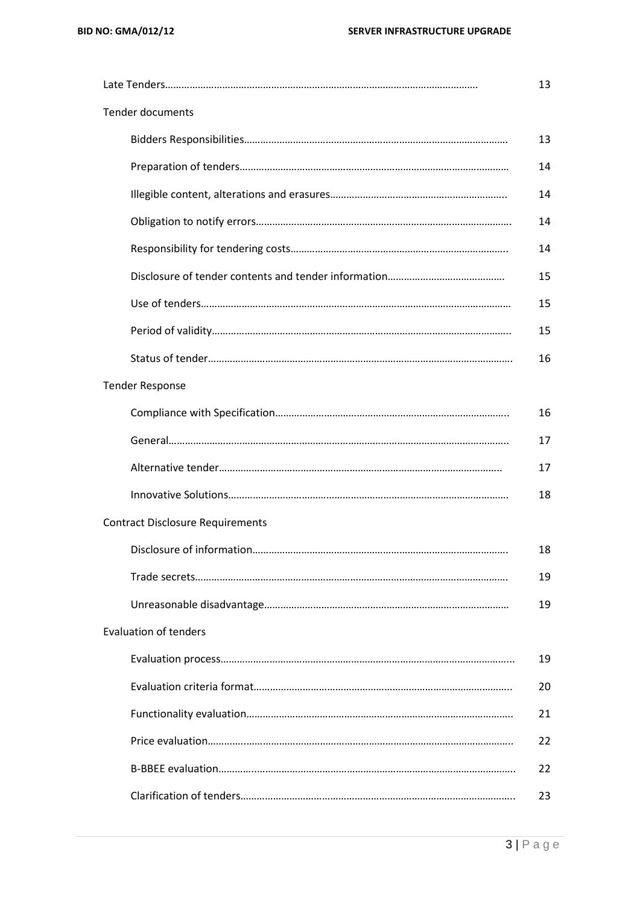| | |
|---|---|
| Late Tenders……………………………………………………………………………………………… | 13 |
| Tender documents | |
| Bidders Responsibilities……………………………………………………………………………… | 13 |
| Preparation of tenders………………………………………………………………………………… | 14 |
| Illegible content, alterations and erasures……………………………………………………….. | 14 |
| Obligation to notify errors………………………………………………………………………………. | 14 |
| Responsibility for tendering costs…………………………………………………………………….. | 14 |
| Disclosure of tender contents and tender information……………………………………. | 15 |
| Use of tenders……………………………………………………………………………………………… | 15 |
| Period of validity………………………………………………………………………………………….. | 15 |
| Status of tender……………………………………………………………………………………………. | 16 |
| Tender Response | |
| Compliance with Specification………………………………………………………………………….. | 16 |
| General……………………………………………………………………………………………………….. | 17 |
| Alternative tender……………………………………………………………………………………….. | 17 |
| Innovative Solutions……………………………………………………………………………………… | 18 |
| Contract Disclosure Requirements | |
| Disclosure of information……………………………………………………………………………….. | 18 |
| Trade secrets……………………………………………………………………………………………….. | 19 |
| Unreasonable disadvantage……………………………………………………………………………… | 19 |
| Evaluation of tenders | |
| Evaluation process………………………………………………………………………………………….. | 19 |
| Evaluation criteria format………………………………………………………………………………….. | 20 |
| Functionality evaluation……………………………………………………………………………………. | 21 |
| Price evaluation…………………………………………………………………………………………….. | 22 |
| B-BBEE evaluation………………………………………………………………………………………….. | 22 |
| Clarification of tenders……………………………………………………………………………………... | 23 |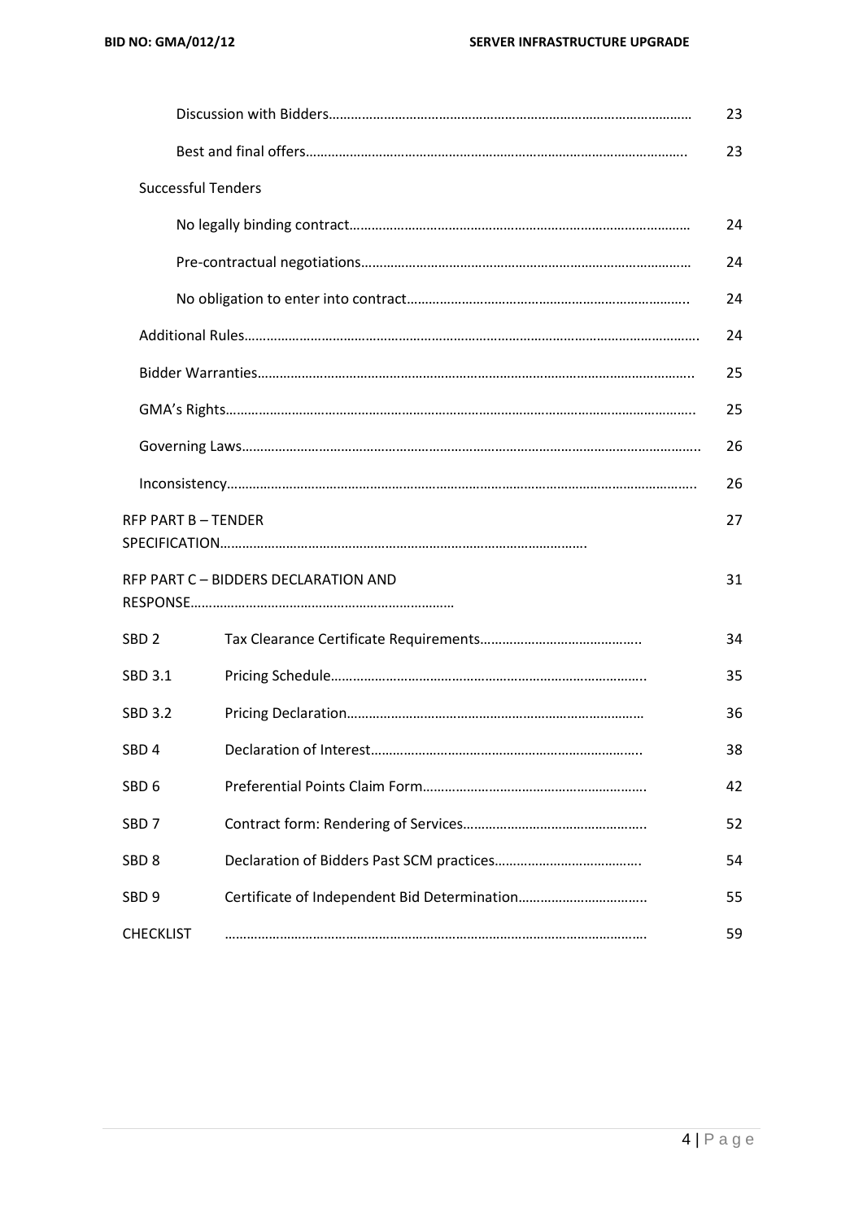| | | |
|---|---|---|
| Discussion with Bidders……………………………………………………………………………………… | | 23 |
| Best and final offers………………………………………………………………………………………….. | | 23 |
| Successful Tenders | | |
| No legally binding contract……………………………………………………………………………… | | 24 |
| Pre-contractual negotiations……………………………………………………………………………… | | 24 |
| No obligation to enter into contract………………………………………………………………….. | | 24 |
| Additional Rules…………………………………………………………………………………………………………. | | 24 |
| Bidder Warranties……………………………………………………………………………………………………... | | 25 |
| GMA's Rights……………………………………………………………………………………………………………... | | 25 |
| Governing Laws…………………………………………………………………………………………………………... | | 26 |
| Inconsistency……………………………………………………………………………………………………………... | | 26 |
| RFP PART B – TENDER SPECIFICATION………………………………………………………………………………………. | | 27 |
| RFP PART C – BIDDERS DECLARATION AND RESPONSE……………………………………………………………… | | 31 |
| SBD 2 | Tax Clearance Certificate Requirements…………………………………….. | 34 |
| SBD 3.1 | Pricing Schedule………………………………………………………………………….. | 35 |
| SBD 3.2 | Pricing Declaration……………………………………………………………………… | 36 |
| SBD 4 | Declaration of Interest……………………………………………………………….. | 38 |
| SBD 6 | Preferential Points Claim Form……………………………………………………. | 42 |
| SBD 7 | Contract form: Rendering of Services………………………………………….. | 52 |
| SBD 8 | Declaration of Bidders Past SCM practices………………………………….. | 54 |
| SBD 9 | Certificate of Independent Bid Determination…………………………….. | 55 |
| CHECKLIST | ……………………………………………………………………………………………… | 59 |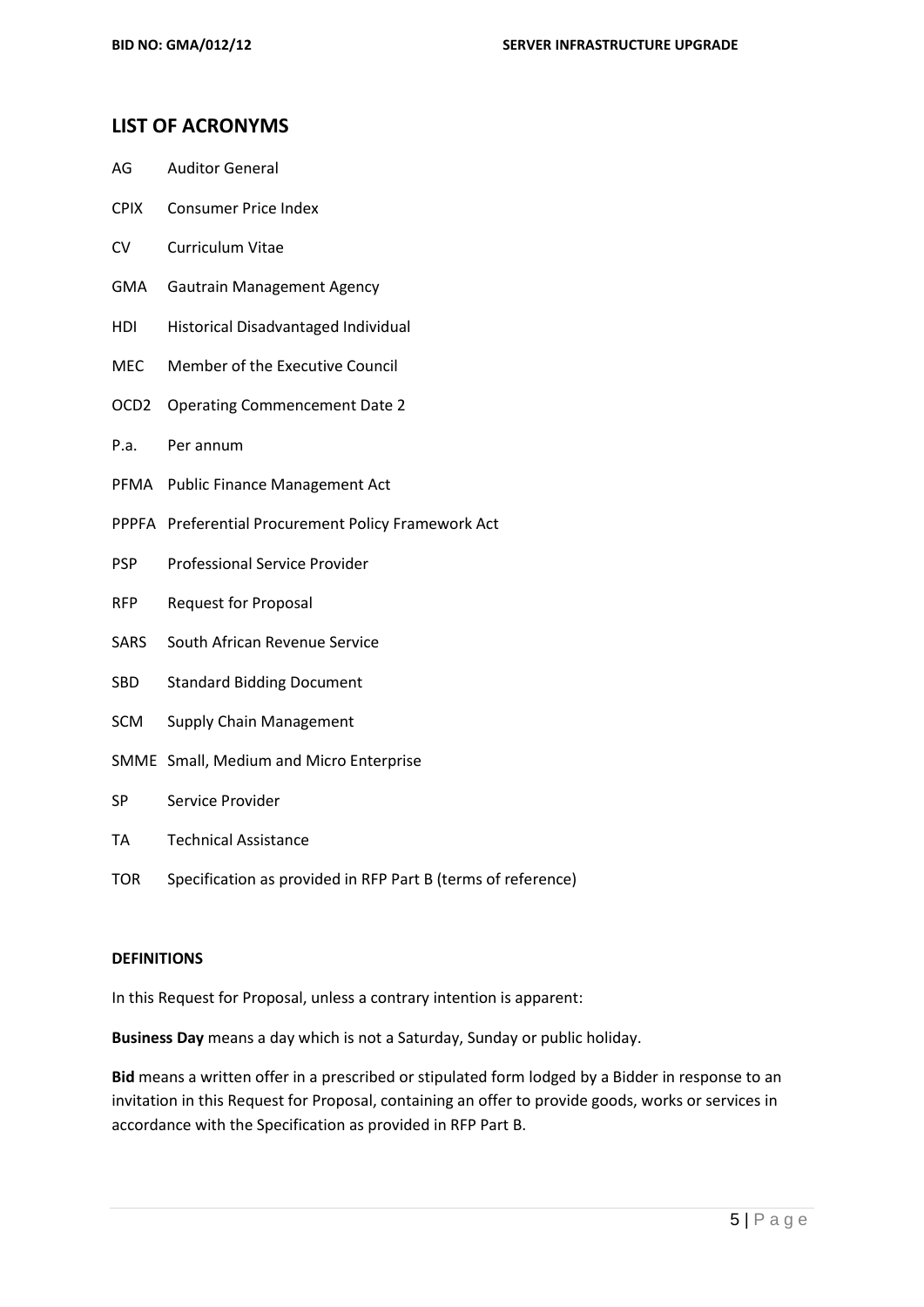## LIST OF ACRONYMS

| | |
|---|---|
| AG | Auditor General |
| CPIX | Consumer Price Index |
| CV | Curriculum Vitae |
| GMA | Gautrain Management Agency |
| HDI | Historical Disadvantaged Individual |
| MEC | Member of the Executive Council |
| OCD2 | Operating Commencement Date 2 |
| P.a. | Per annum |
| PFMA | Public Finance Management Act |
| PPPFA | Preferential Procurement Policy Framework Act |
| PSP | Professional Service Provider |
| RFP | Request for Proposal |
| SARS | South African Revenue Service |
| SBD | Standard Bidding Document |
| SCM | Supply Chain Management |
| SMME | Small, Medium and Micro Enterprise |
| SP | Service Provider |
| TA | Technical Assistance |
| TOR | Specification as provided in RFP Part B (terms of reference) |

**DEFINITIONS**

In this Request for Proposal, unless a contrary intention is apparent:

**Business Day** means a day which is not a Saturday, Sunday or public holiday.

**Bid** means a written offer in a prescribed or stipulated form lodged by a Bidder in response to an invitation in this Request for Proposal, containing an offer to provide goods, works or services in accordance with the Specification as provided in RFP Part B.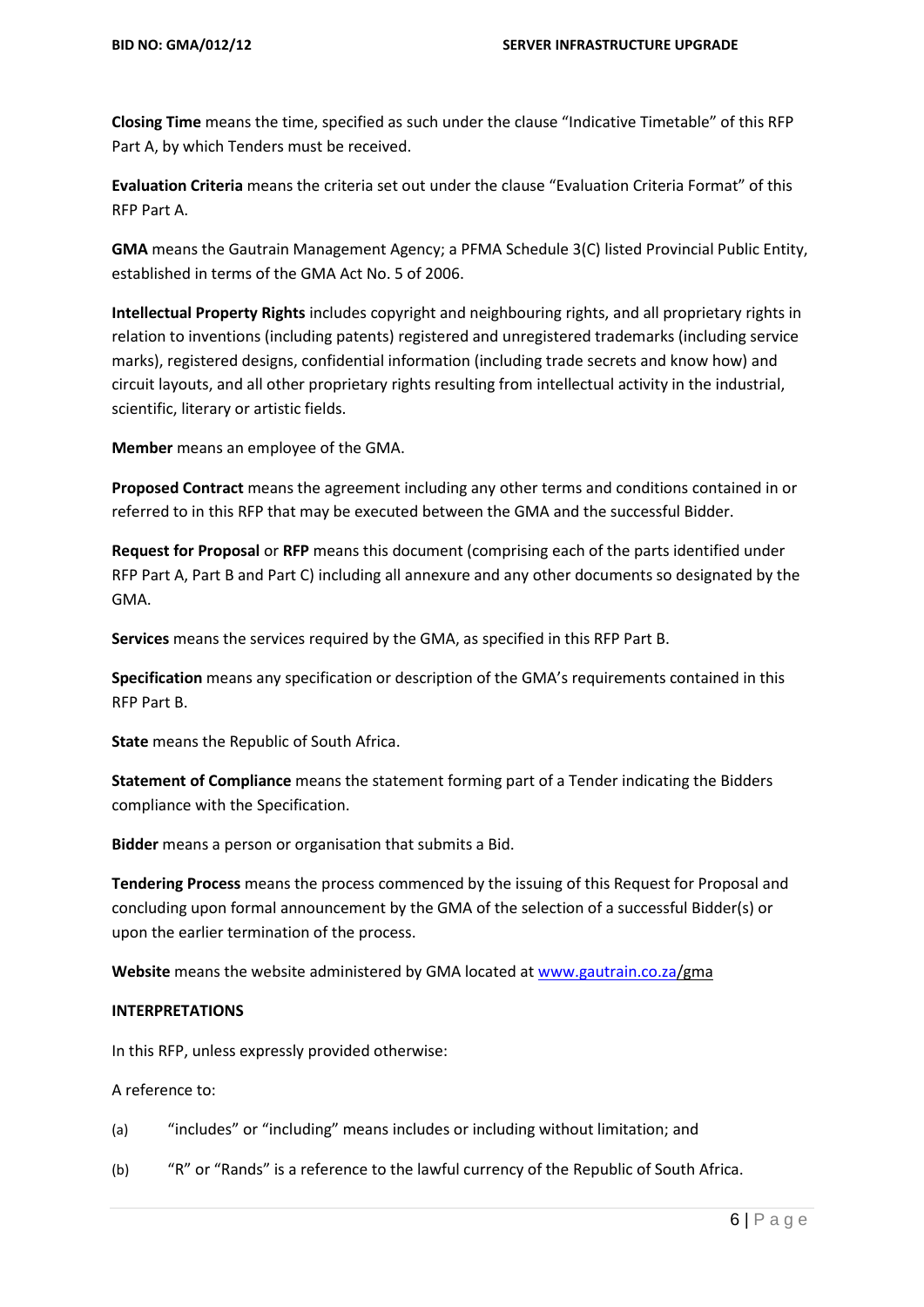**Closing Time** means the time, specified as such under the clause "Indicative Timetable" of this RFP Part A, by which Tenders must be received.

**Evaluation Criteria** means the criteria set out under the clause "Evaluation Criteria Format" of this RFP Part A.

**GMA** means the Gautrain Management Agency; a PFMA Schedule 3(C) listed Provincial Public Entity, established in terms of the GMA Act No. 5 of 2006.

**Intellectual Property Rights** includes copyright and neighbouring rights, and all proprietary rights in relation to inventions (including patents) registered and unregistered trademarks (including service marks), registered designs, confidential information (including trade secrets and know how) and circuit layouts, and all other proprietary rights resulting from intellectual activity in the industrial, scientific, literary or artistic fields.

**Member** means an employee of the GMA.

**Proposed Contract** means the agreement including any other terms and conditions contained in or referred to in this RFP that may be executed between the GMA and the successful Bidder.

**Request for Proposal** or **RFP** means this document (comprising each of the parts identified under RFP Part A, Part B and Part C) including all annexure and any other documents so designated by the GMA.

**Services** means the services required by the GMA, as specified in this RFP Part B.

**Specification** means any specification or description of the GMA's requirements contained in this RFP Part B.

**State** means the Republic of South Africa.

**Statement of Compliance** means the statement forming part of a Tender indicating the Bidders compliance with the Specification.

**Bidder** means a person or organisation that submits a Bid.

**Tendering Process** means the process commenced by the issuing of this Request for Proposal and concluding upon formal announcement by the GMA of the selection of a successful Bidder(s) or upon the earlier termination of the process.

**Website** means the website administered by GMA located at www.gautrain.co.za/gma

**INTERPRETATIONS**

In this RFP, unless expressly provided otherwise:

A reference to:

(a) "includes" or "including" means includes or including without limitation; and

(b) "R" or "Rands" is a reference to the lawful currency of the Republic of South Africa.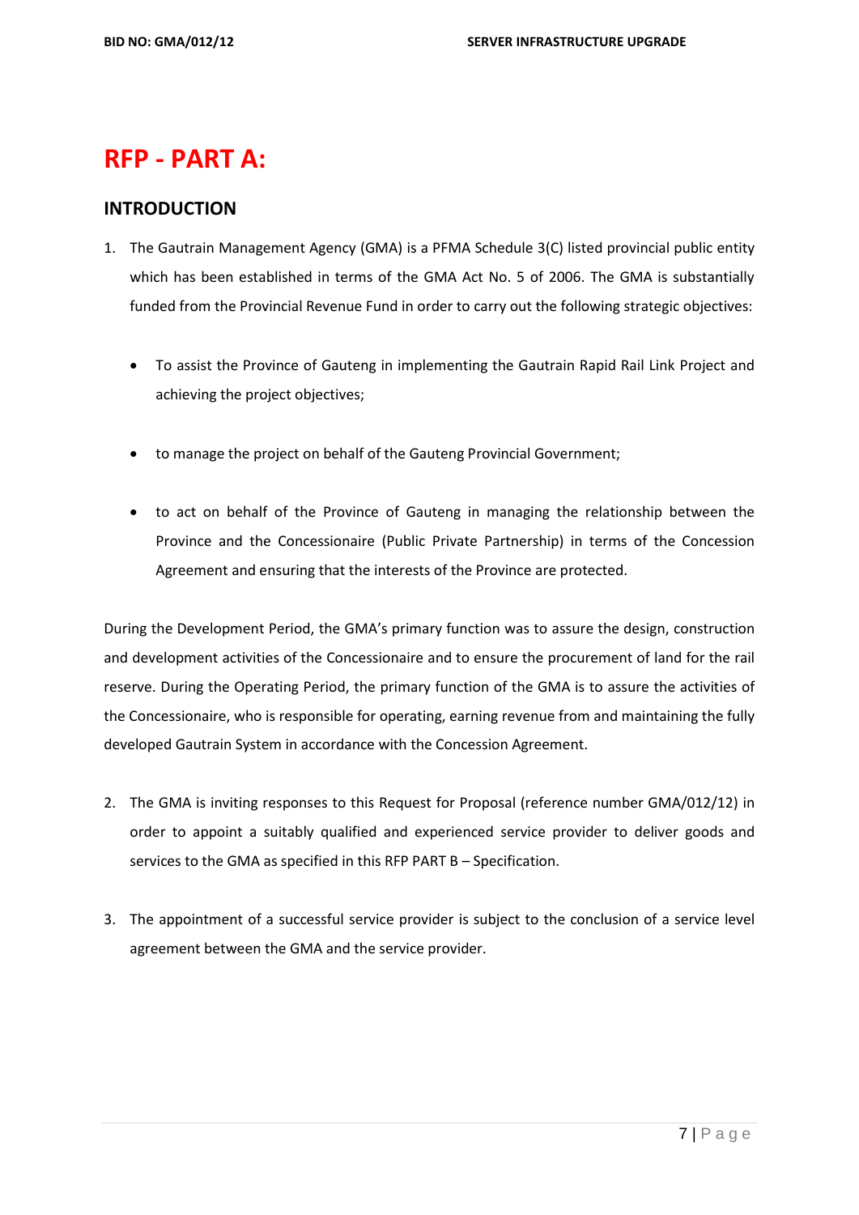# RFP - PART A:

## INTRODUCTION

1. The Gautrain Management Agency (GMA) is a PFMA Schedule 3(C) listed provincial public entity which has been established in terms of the GMA Act No. 5 of 2006. The GMA is substantially funded from the Provincial Revenue Fund in order to carry out the following strategic objectives:

   - To assist the Province of Gauteng in implementing the Gautrain Rapid Rail Link Project and achieving the project objectives;
   - to manage the project on behalf of the Gauteng Provincial Government;
   - to act on behalf of the Province of Gauteng in managing the relationship between the Province and the Concessionaire (Public Private Partnership) in terms of the Concession Agreement and ensuring that the interests of the Province are protected.

During the Development Period, the GMA's primary function was to assure the design, construction and development activities of the Concessionaire and to ensure the procurement of land for the rail reserve. During the Operating Period, the primary function of the GMA is to assure the activities of the Concessionaire, who is responsible for operating, earning revenue from and maintaining the fully developed Gautrain System in accordance with the Concession Agreement.

2. The GMA is inviting responses to this Request for Proposal (reference number GMA/012/12) in order to appoint a suitably qualified and experienced service provider to deliver goods and services to the GMA as specified in this RFP PART B – Specification.

3. The appointment of a successful service provider is subject to the conclusion of a service level agreement between the GMA and the service provider.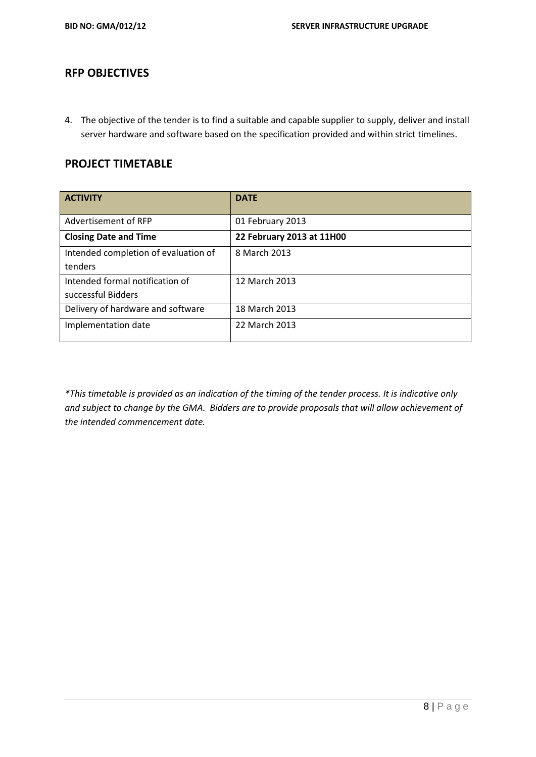## RFP OBJECTIVES

4. The objective of the tender is to find a suitable and capable supplier to supply, deliver and install server hardware and software based on the specification provided and within strict timelines.

## PROJECT TIMETABLE

| ACTIVITY | DATE |
|---|---|
| Advertisement of RFP | 01 February 2013 |
| **Closing Date and Time** | **22 February 2013 at 11H00** |
| Intended completion of evaluation of tenders | 8 March 2013 |
| Intended formal notification of successful Bidders | 12 March 2013 |
| Delivery of hardware and software | 18 March 2013 |
| Implementation date | 22 March 2013 |

**This timetable is provided as an indication of the timing of the tender process. It is indicative only and subject to change by the GMA. Bidders are to provide proposals that will allow achievement of the intended commencement date.*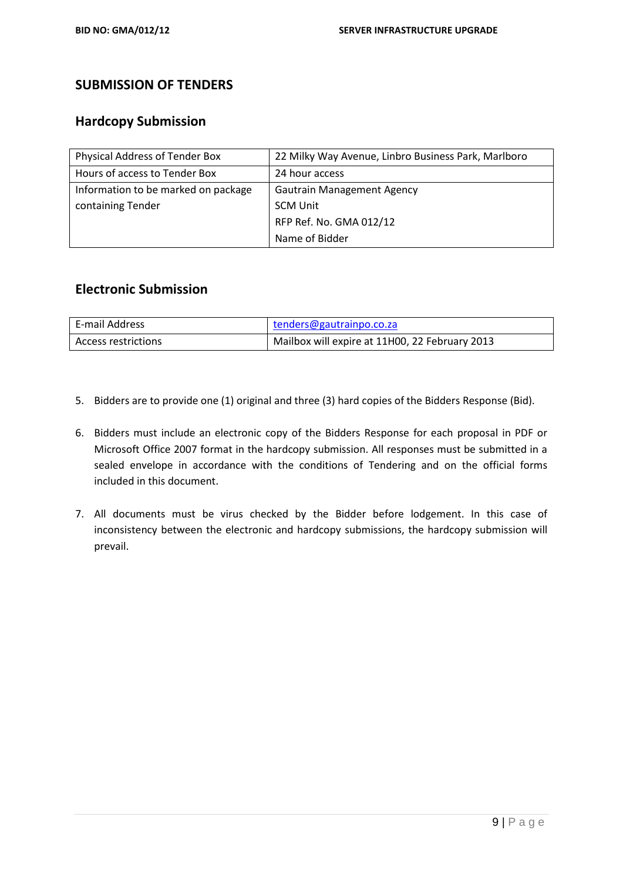## SUBMISSION OF TENDERS

### Hardcopy Submission

| Physical Address of Tender Box | 22 Milky Way Avenue, Linbro Business Park, Marlboro |
|---|---|
| Hours of access to Tender Box | 24 hour access |
| Information to be marked on package containing Tender | Gautrain Management Agency<br>SCM Unit<br>RFP Ref. No. GMA 012/12<br>Name of Bidder |

### Electronic Submission

| E-mail Address | tenders@gautrainpo.co.za |
|---|---|
| Access restrictions | Mailbox will expire at 11H00, 22 February 2013 |

5. Bidders are to provide one (1) original and three (3) hard copies of the Bidders Response (Bid).

6. Bidders must include an electronic copy of the Bidders Response for each proposal in PDF or Microsoft Office 2007 format in the hardcopy submission. All responses must be submitted in a sealed envelope in accordance with the conditions of Tendering and on the official forms included in this document.

7. All documents must be virus checked by the Bidder before lodgement. In this case of inconsistency between the electronic and hardcopy submissions, the hardcopy submission will prevail.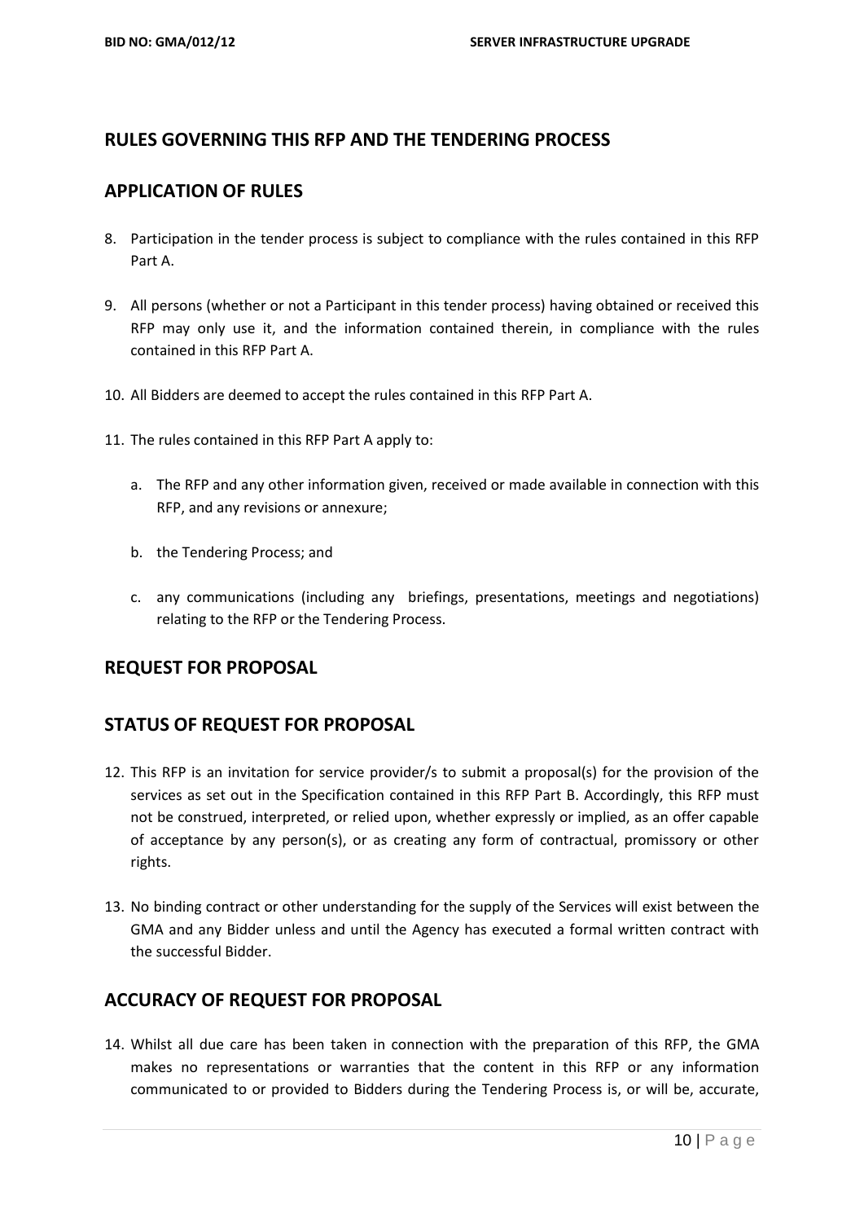## RULES GOVERNING THIS RFP AND THE TENDERING PROCESS

## APPLICATION OF RULES

8. Participation in the tender process is subject to compliance with the rules contained in this RFP Part A.

9. All persons (whether or not a Participant in this tender process) having obtained or received this RFP may only use it, and the information contained therein, in compliance with the rules contained in this RFP Part A.

10. All Bidders are deemed to accept the rules contained in this RFP Part A.

11. The rules contained in this RFP Part A apply to:

    a. The RFP and any other information given, received or made available in connection with this RFP, and any revisions or annexure;

    b. the Tendering Process; and

    c. any communications (including any briefings, presentations, meetings and negotiations) relating to the RFP or the Tendering Process.

## REQUEST FOR PROPOSAL

## STATUS OF REQUEST FOR PROPOSAL

12. This RFP is an invitation for service provider/s to submit a proposal(s) for the provision of the services as set out in the Specification contained in this RFP Part B. Accordingly, this RFP must not be construed, interpreted, or relied upon, whether expressly or implied, as an offer capable of acceptance by any person(s), or as creating any form of contractual, promissory or other rights.

13. No binding contract or other understanding for the supply of the Services will exist between the GMA and any Bidder unless and until the Agency has executed a formal written contract with the successful Bidder.

## ACCURACY OF REQUEST FOR PROPOSAL

14. Whilst all due care has been taken in connection with the preparation of this RFP, the GMA makes no representations or warranties that the content in this RFP or any information communicated to or provided to Bidders during the Tendering Process is, or will be, accurate,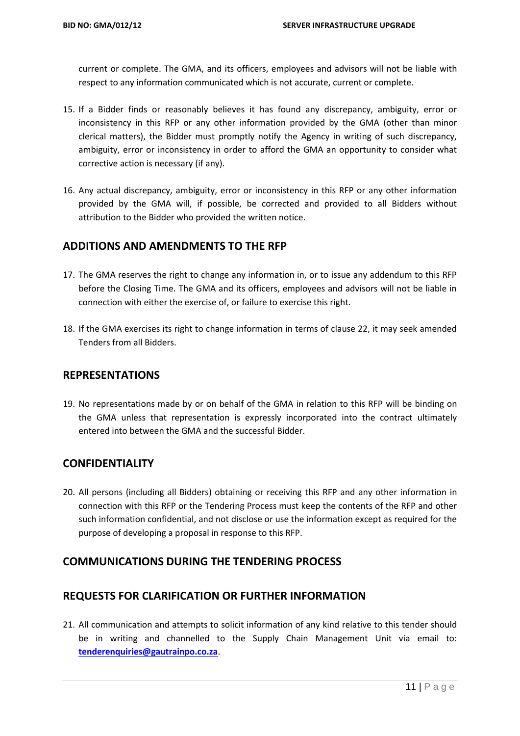current or complete. The GMA, and its officers, employees and advisors will not be liable with respect to any information communicated which is not accurate, current or complete.

15. If a Bidder finds or reasonably believes it has found any discrepancy, ambiguity, error or inconsistency in this RFP or any other information provided by the GMA (other than minor clerical matters), the Bidder must promptly notify the Agency in writing of such discrepancy, ambiguity, error or inconsistency in order to afford the GMA an opportunity to consider what corrective action is necessary (if any).

16. Any actual discrepancy, ambiguity, error or inconsistency in this RFP or any other information provided by the GMA will, if possible, be corrected and provided to all Bidders without attribution to the Bidder who provided the written notice.

## ADDITIONS AND AMENDMENTS TO THE RFP

17. The GMA reserves the right to change any information in, or to issue any addendum to this RFP before the Closing Time. The GMA and its officers, employees and advisors will not be liable in connection with either the exercise of, or failure to exercise this right.

18. If the GMA exercises its right to change information in terms of clause 22, it may seek amended Tenders from all Bidders.

## REPRESENTATIONS

19. No representations made by or on behalf of the GMA in relation to this RFP will be binding on the GMA unless that representation is expressly incorporated into the contract ultimately entered into between the GMA and the successful Bidder.

## CONFIDENTIALITY

20. All persons (including all Bidders) obtaining or receiving this RFP and any other information in connection with this RFP or the Tendering Process must keep the contents of the RFP and other such information confidential, and not disclose or use the information except as required for the purpose of developing a proposal in response to this RFP.

## COMMUNICATIONS DURING THE TENDERING PROCESS

## REQUESTS FOR CLARIFICATION OR FURTHER INFORMATION

21. All communication and attempts to solicit information of any kind relative to this tender should be in writing and channelled to the Supply Chain Management Unit via email to: **tenderenquiries@gautrainpo.co.za**.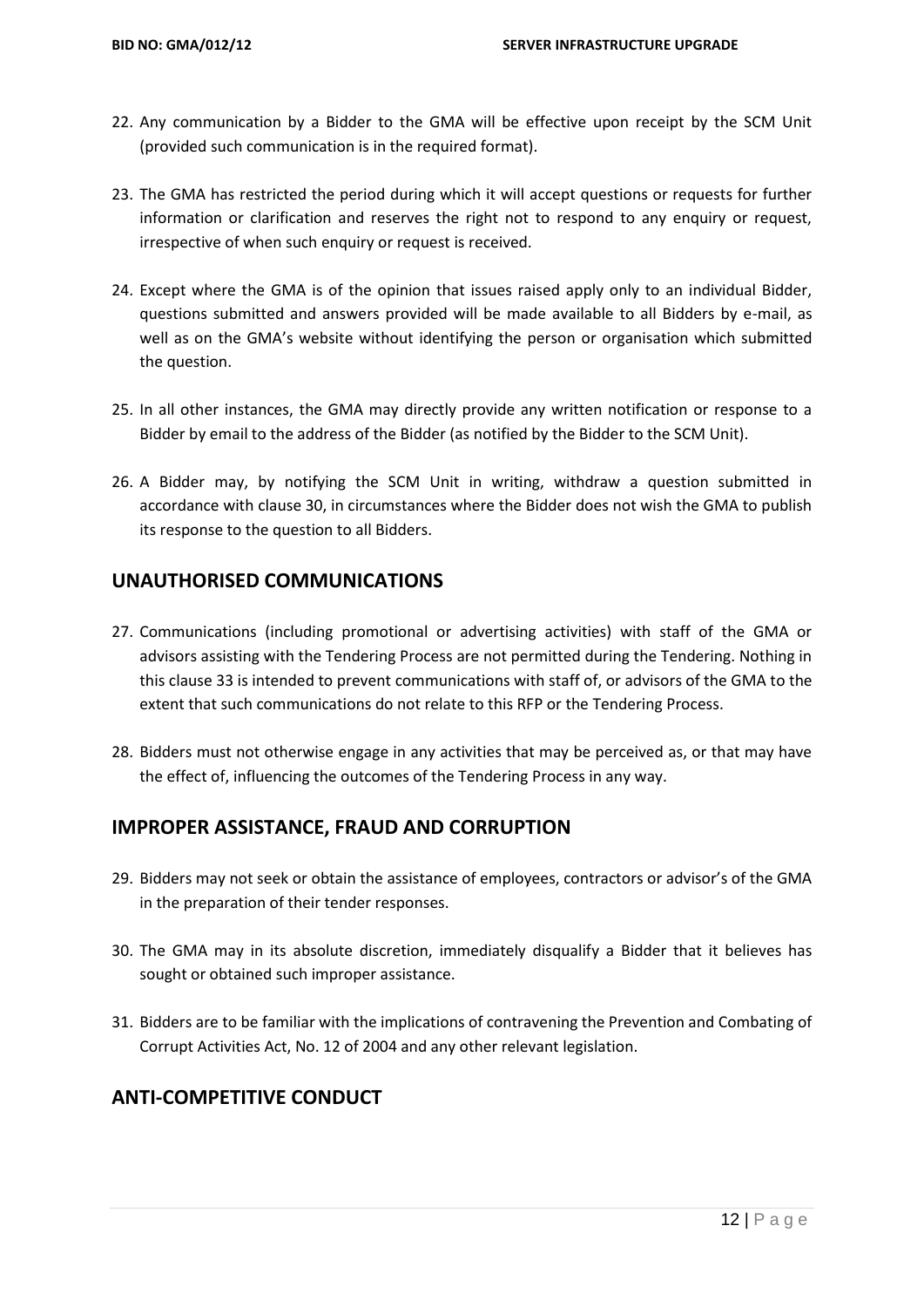22. Any communication by a Bidder to the GMA will be effective upon receipt by the SCM Unit (provided such communication is in the required format).

23. The GMA has restricted the period during which it will accept questions or requests for further information or clarification and reserves the right not to respond to any enquiry or request, irrespective of when such enquiry or request is received.

24. Except where the GMA is of the opinion that issues raised apply only to an individual Bidder, questions submitted and answers provided will be made available to all Bidders by e-mail, as well as on the GMA's website without identifying the person or organisation which submitted the question.

25. In all other instances, the GMA may directly provide any written notification or response to a Bidder by email to the address of the Bidder (as notified by the Bidder to the SCM Unit).

26. A Bidder may, by notifying the SCM Unit in writing, withdraw a question submitted in accordance with clause 30, in circumstances where the Bidder does not wish the GMA to publish its response to the question to all Bidders.

## UNAUTHORISED COMMUNICATIONS

27. Communications (including promotional or advertising activities) with staff of the GMA or advisors assisting with the Tendering Process are not permitted during the Tendering. Nothing in this clause 33 is intended to prevent communications with staff of, or advisors of the GMA to the extent that such communications do not relate to this RFP or the Tendering Process.

28. Bidders must not otherwise engage in any activities that may be perceived as, or that may have the effect of, influencing the outcomes of the Tendering Process in any way.

## IMPROPER ASSISTANCE, FRAUD AND CORRUPTION

29. Bidders may not seek or obtain the assistance of employees, contractors or advisor's of the GMA in the preparation of their tender responses.

30. The GMA may in its absolute discretion, immediately disqualify a Bidder that it believes has sought or obtained such improper assistance.

31. Bidders are to be familiar with the implications of contravening the Prevention and Combating of Corrupt Activities Act, No. 12 of 2004 and any other relevant legislation.

## ANTI-COMPETITIVE CONDUCT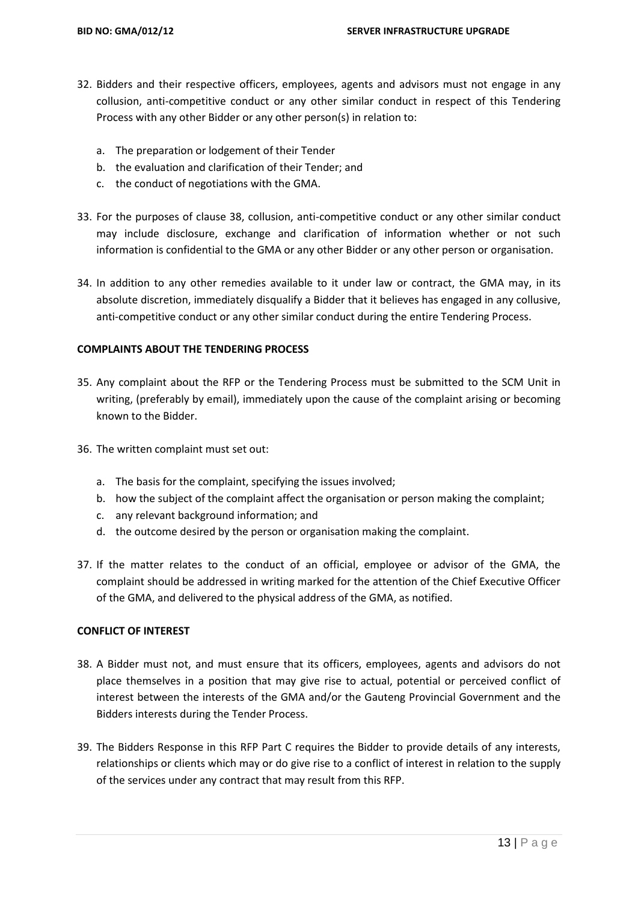32. Bidders and their respective officers, employees, agents and advisors must not engage in any collusion, anti-competitive conduct or any other similar conduct in respect of this Tendering Process with any other Bidder or any other person(s) in relation to:

    a. The preparation or lodgement of their Tender
    b. the evaluation and clarification of their Tender; and
    c. the conduct of negotiations with the GMA.

33. For the purposes of clause 38, collusion, anti-competitive conduct or any other similar conduct may include disclosure, exchange and clarification of information whether or not such information is confidential to the GMA or any other Bidder or any other person or organisation.

34. In addition to any other remedies available to it under law or contract, the GMA may, in its absolute discretion, immediately disqualify a Bidder that it believes has engaged in any collusive, anti-competitive conduct or any other similar conduct during the entire Tendering Process.

**COMPLAINTS ABOUT THE TENDERING PROCESS**

35. Any complaint about the RFP or the Tendering Process must be submitted to the SCM Unit in writing, (preferably by email), immediately upon the cause of the complaint arising or becoming known to the Bidder.

36. The written complaint must set out:

    a. The basis for the complaint, specifying the issues involved;
    b. how the subject of the complaint affect the organisation or person making the complaint;
    c. any relevant background information; and
    d. the outcome desired by the person or organisation making the complaint.

37. If the matter relates to the conduct of an official, employee or advisor of the GMA, the complaint should be addressed in writing marked for the attention of the Chief Executive Officer of the GMA, and delivered to the physical address of the GMA, as notified.

**CONFLICT OF INTEREST**

38. A Bidder must not, and must ensure that its officers, employees, agents and advisors do not place themselves in a position that may give rise to actual, potential or perceived conflict of interest between the interests of the GMA and/or the Gauteng Provincial Government and the Bidders interests during the Tender Process.

39. The Bidders Response in this RFP Part C requires the Bidder to provide details of any interests, relationships or clients which may or do give rise to a conflict of interest in relation to the supply of the services under any contract that may result from this RFP.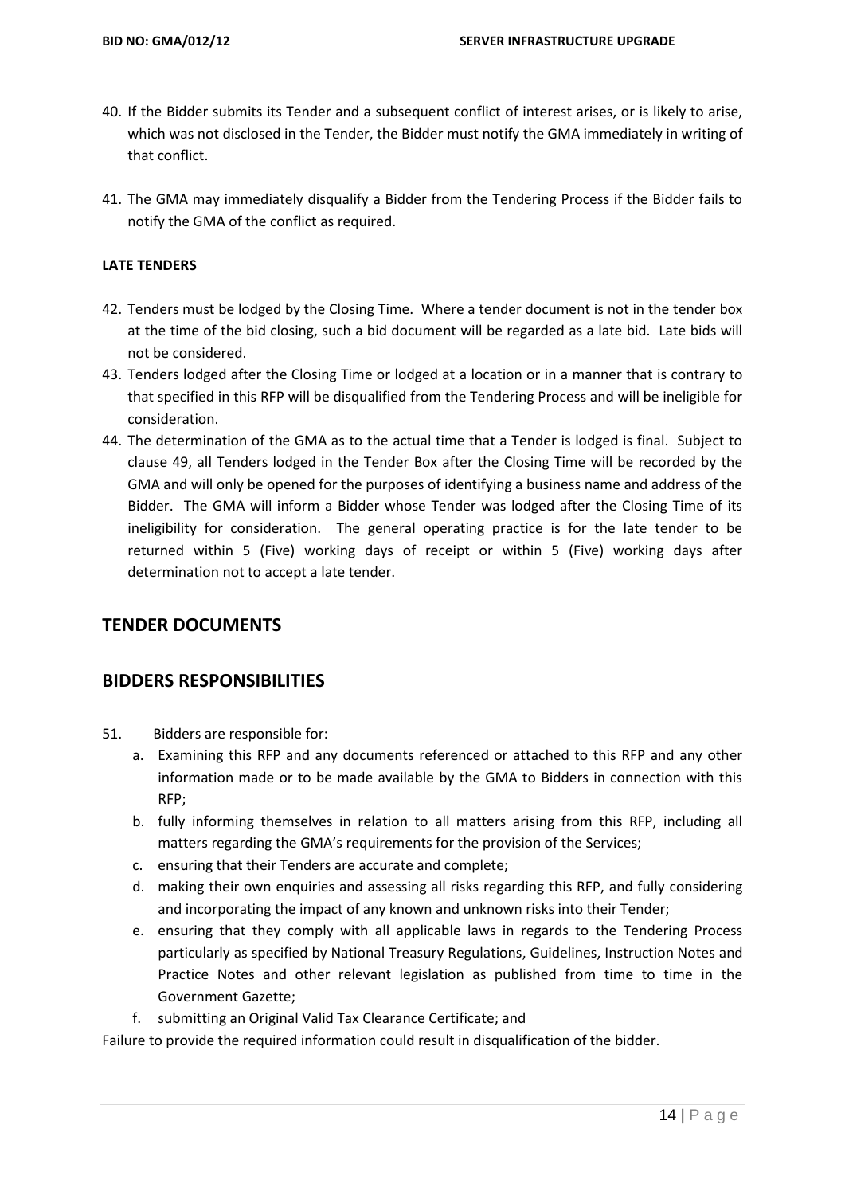40. If the Bidder submits its Tender and a subsequent conflict of interest arises, or is likely to arise, which was not disclosed in the Tender, the Bidder must notify the GMA immediately in writing of that conflict.

41. The GMA may immediately disqualify a Bidder from the Tendering Process if the Bidder fails to notify the GMA of the conflict as required.

**LATE TENDERS**

42. Tenders must be lodged by the Closing Time. Where a tender document is not in the tender box at the time of the bid closing, such a bid document will be regarded as a late bid. Late bids will not be considered.
43. Tenders lodged after the Closing Time or lodged at a location or in a manner that is contrary to that specified in this RFP will be disqualified from the Tendering Process and will be ineligible for consideration.
44. The determination of the GMA as to the actual time that a Tender is lodged is final. Subject to clause 49, all Tenders lodged in the Tender Box after the Closing Time will be recorded by the GMA and will only be opened for the purposes of identifying a business name and address of the Bidder. The GMA will inform a Bidder whose Tender was lodged after the Closing Time of its ineligibility for consideration. The general operating practice is for the late tender to be returned within 5 (Five) working days of receipt or within 5 (Five) working days after determination not to accept a late tender.

## TENDER DOCUMENTS

## BIDDERS RESPONSIBILITIES

51. Bidders are responsible for:
    a. Examining this RFP and any documents referenced or attached to this RFP and any other information made or to be made available by the GMA to Bidders in connection with this RFP;
    b. fully informing themselves in relation to all matters arising from this RFP, including all matters regarding the GMA's requirements for the provision of the Services;
    c. ensuring that their Tenders are accurate and complete;
    d. making their own enquiries and assessing all risks regarding this RFP, and fully considering and incorporating the impact of any known and unknown risks into their Tender;
    e. ensuring that they comply with all applicable laws in regards to the Tendering Process particularly as specified by National Treasury Regulations, Guidelines, Instruction Notes and Practice Notes and other relevant legislation as published from time to time in the Government Gazette;
    f. submitting an Original Valid Tax Clearance Certificate; and

Failure to provide the required information could result in disqualification of the bidder.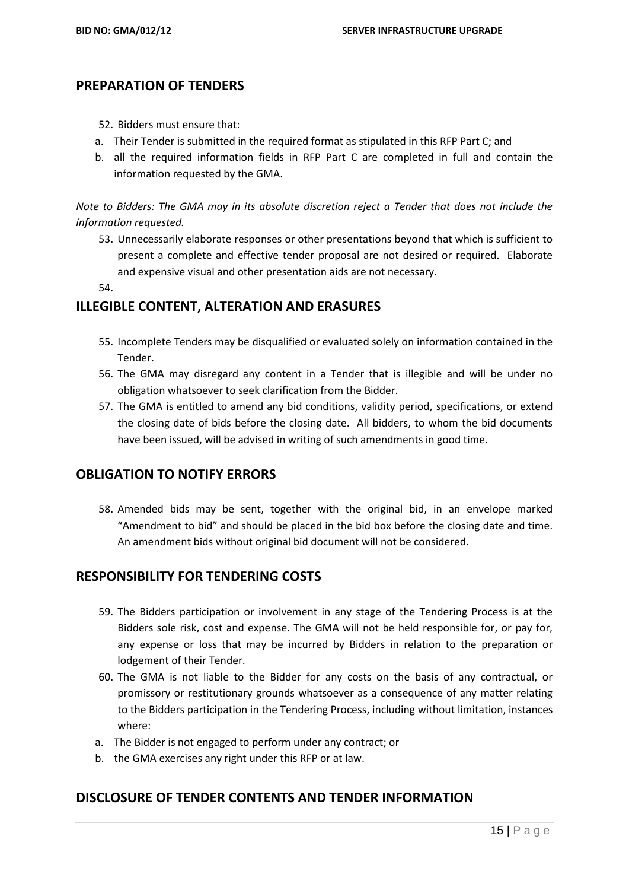## PREPARATION OF TENDERS

52. Bidders must ensure that:

a. Their Tender is submitted in the required format as stipulated in this RFP Part C; and
b. all the required information fields in RFP Part C are completed in full and contain the information requested by the GMA.

*Note to Bidders: The GMA may in its absolute discretion reject a Tender that does not include the information requested.*

53. Unnecessarily elaborate responses or other presentations beyond that which is sufficient to present a complete and effective tender proposal are not desired or required. Elaborate and expensive visual and other presentation aids are not necessary.
54.

## ILLEGIBLE CONTENT, ALTERATION AND ERASURES

55. Incomplete Tenders may be disqualified or evaluated solely on information contained in the Tender.
56. The GMA may disregard any content in a Tender that is illegible and will be under no obligation whatsoever to seek clarification from the Bidder.
57. The GMA is entitled to amend any bid conditions, validity period, specifications, or extend the closing date of bids before the closing date. All bidders, to whom the bid documents have been issued, will be advised in writing of such amendments in good time.

## OBLIGATION TO NOTIFY ERRORS

58. Amended bids may be sent, together with the original bid, in an envelope marked "Amendment to bid" and should be placed in the bid box before the closing date and time. An amendment bids without original bid document will not be considered.

## RESPONSIBILITY FOR TENDERING COSTS

59. The Bidders participation or involvement in any stage of the Tendering Process is at the Bidders sole risk, cost and expense. The GMA will not be held responsible for, or pay for, any expense or loss that may be incurred by Bidders in relation to the preparation or lodgement of their Tender.
60. The GMA is not liable to the Bidder for any costs on the basis of any contractual, or promissory or restitutionary grounds whatsoever as a consequence of any matter relating to the Bidders participation in the Tendering Process, including without limitation, instances where:

a. The Bidder is not engaged to perform under any contract; or
b. the GMA exercises any right under this RFP or at law.

## DISCLOSURE OF TENDER CONTENTS AND TENDER INFORMATION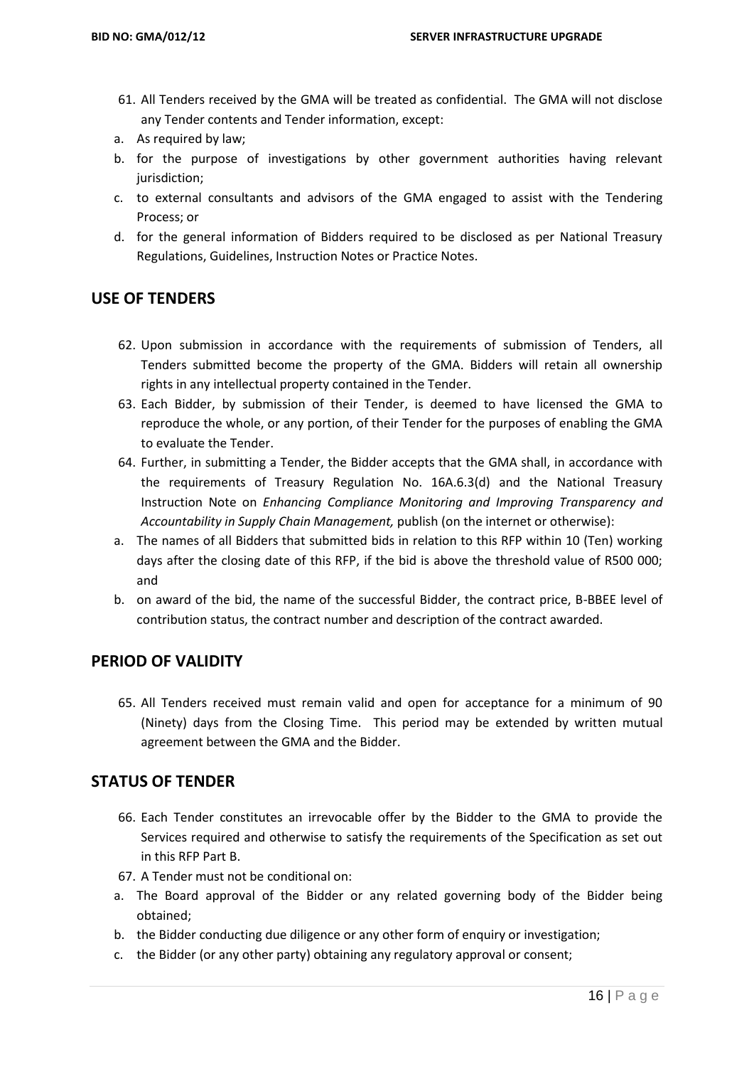61. All Tenders received by the GMA will be treated as confidential. The GMA will not disclose any Tender contents and Tender information, except:

a. As required by law;
b. for the purpose of investigations by other government authorities having relevant jurisdiction;
c. to external consultants and advisors of the GMA engaged to assist with the Tendering Process; or
d. for the general information of Bidders required to be disclosed as per National Treasury Regulations, Guidelines, Instruction Notes or Practice Notes.

## USE OF TENDERS

62. Upon submission in accordance with the requirements of submission of Tenders, all Tenders submitted become the property of the GMA. Bidders will retain all ownership rights in any intellectual property contained in the Tender.
63. Each Bidder, by submission of their Tender, is deemed to have licensed the GMA to reproduce the whole, or any portion, of their Tender for the purposes of enabling the GMA to evaluate the Tender.
64. Further, in submitting a Tender, the Bidder accepts that the GMA shall, in accordance with the requirements of Treasury Regulation No. 16A.6.3(d) and the National Treasury Instruction Note on *Enhancing Compliance Monitoring and Improving Transparency and Accountability in Supply Chain Management,* publish (on the internet or otherwise):

a. The names of all Bidders that submitted bids in relation to this RFP within 10 (Ten) working days after the closing date of this RFP, if the bid is above the threshold value of R500 000; and
b. on award of the bid, the name of the successful Bidder, the contract price, B-BBEE level of contribution status, the contract number and description of the contract awarded.

## PERIOD OF VALIDITY

65. All Tenders received must remain valid and open for acceptance for a minimum of 90 (Ninety) days from the Closing Time. This period may be extended by written mutual agreement between the GMA and the Bidder.

## STATUS OF TENDER

66. Each Tender constitutes an irrevocable offer by the Bidder to the GMA to provide the Services required and otherwise to satisfy the requirements of the Specification as set out in this RFP Part B.
67. A Tender must not be conditional on:

a. The Board approval of the Bidder or any related governing body of the Bidder being obtained;
b. the Bidder conducting due diligence or any other form of enquiry or investigation;
c. the Bidder (or any other party) obtaining any regulatory approval or consent;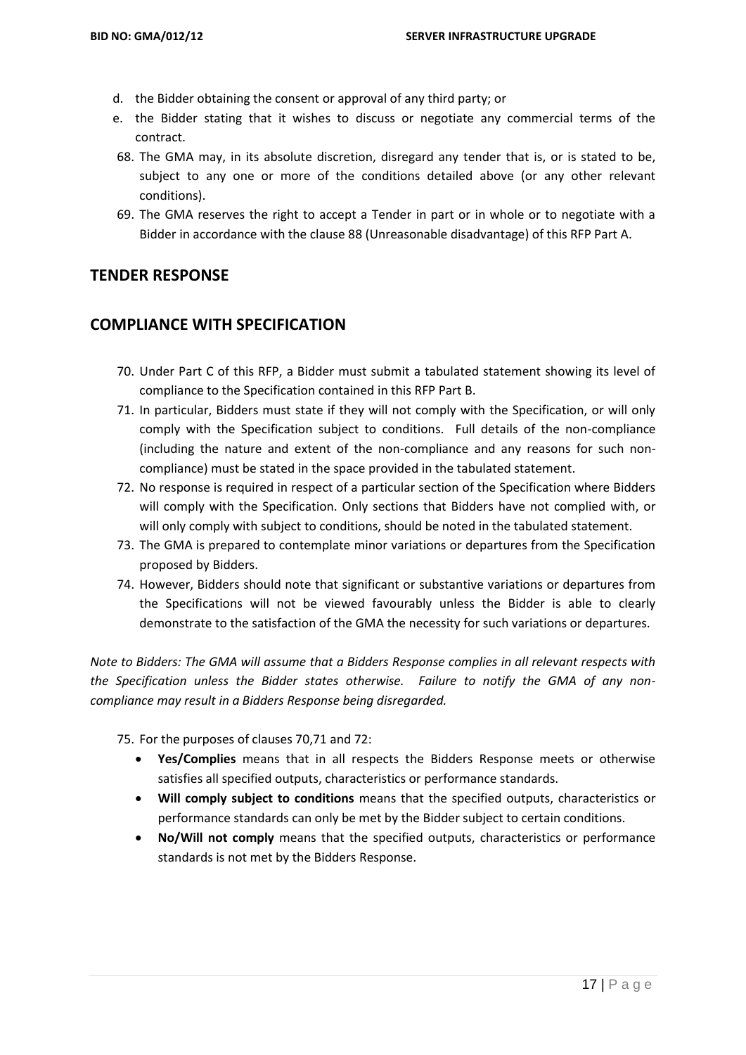d. the Bidder obtaining the consent or approval of any third party; or
e. the Bidder stating that it wishes to discuss or negotiate any commercial terms of the contract.

68. The GMA may, in its absolute discretion, disregard any tender that is, or is stated to be, subject to any one or more of the conditions detailed above (or any other relevant conditions).
69. The GMA reserves the right to accept a Tender in part or in whole or to negotiate with a Bidder in accordance with the clause 88 (Unreasonable disadvantage) of this RFP Part A.

## TENDER RESPONSE

## COMPLIANCE WITH SPECIFICATION

70. Under Part C of this RFP, a Bidder must submit a tabulated statement showing its level of compliance to the Specification contained in this RFP Part B.
71. In particular, Bidders must state if they will not comply with the Specification, or will only comply with the Specification subject to conditions. Full details of the non-compliance (including the nature and extent of the non-compliance and any reasons for such non-compliance) must be stated in the space provided in the tabulated statement.
72. No response is required in respect of a particular section of the Specification where Bidders will comply with the Specification. Only sections that Bidders have not complied with, or will only comply with subject to conditions, should be noted in the tabulated statement.
73. The GMA is prepared to contemplate minor variations or departures from the Specification proposed by Bidders.
74. However, Bidders should note that significant or substantive variations or departures from the Specifications will not be viewed favourably unless the Bidder is able to clearly demonstrate to the satisfaction of the GMA the necessity for such variations or departures.

*Note to Bidders: The GMA will assume that a Bidders Response complies in all relevant respects with the Specification unless the Bidder states otherwise. Failure to notify the GMA of any non-compliance may result in a Bidders Response being disregarded.*

75. For the purposes of clauses 70,71 and 72:
    - **Yes/Complies** means that in all respects the Bidders Response meets or otherwise satisfies all specified outputs, characteristics or performance standards.
    - **Will comply subject to conditions** means that the specified outputs, characteristics or performance standards can only be met by the Bidder subject to certain conditions.
    - **No/Will not comply** means that the specified outputs, characteristics or performance standards is not met by the Bidders Response.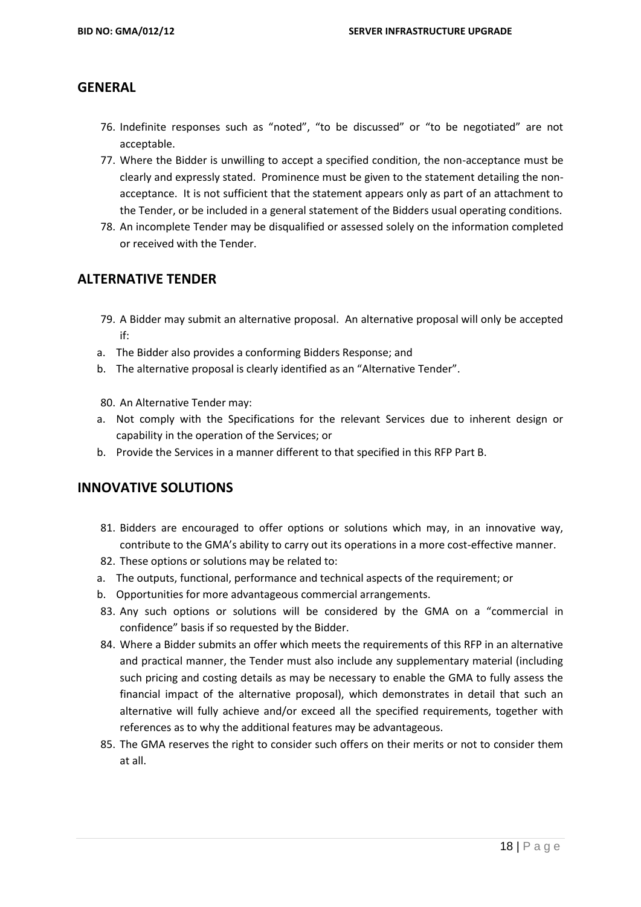## GENERAL

76. Indefinite responses such as "noted", "to be discussed" or "to be negotiated" are not acceptable.
77. Where the Bidder is unwilling to accept a specified condition, the non-acceptance must be clearly and expressly stated. Prominence must be given to the statement detailing the non-acceptance. It is not sufficient that the statement appears only as part of an attachment to the Tender, or be included in a general statement of the Bidders usual operating conditions.
78. An incomplete Tender may be disqualified or assessed solely on the information completed or received with the Tender.

## ALTERNATIVE TENDER

79. A Bidder may submit an alternative proposal. An alternative proposal will only be accepted if:

a. The Bidder also provides a conforming Bidders Response; and
b. The alternative proposal is clearly identified as an "Alternative Tender".

80. An Alternative Tender may:

a. Not comply with the Specifications for the relevant Services due to inherent design or capability in the operation of the Services; or
b. Provide the Services in a manner different to that specified in this RFP Part B.

## INNOVATIVE SOLUTIONS

81. Bidders are encouraged to offer options or solutions which may, in an innovative way, contribute to the GMA's ability to carry out its operations in a more cost-effective manner.
82. These options or solutions may be related to:

a. The outputs, functional, performance and technical aspects of the requirement; or
b. Opportunities for more advantageous commercial arrangements.

83. Any such options or solutions will be considered by the GMA on a "commercial in confidence" basis if so requested by the Bidder.
84. Where a Bidder submits an offer which meets the requirements of this RFP in an alternative and practical manner, the Tender must also include any supplementary material (including such pricing and costing details as may be necessary to enable the GMA to fully assess the financial impact of the alternative proposal), which demonstrates in detail that such an alternative will fully achieve and/or exceed all the specified requirements, together with references as to why the additional features may be advantageous.
85. The GMA reserves the right to consider such offers on their merits or not to consider them at all.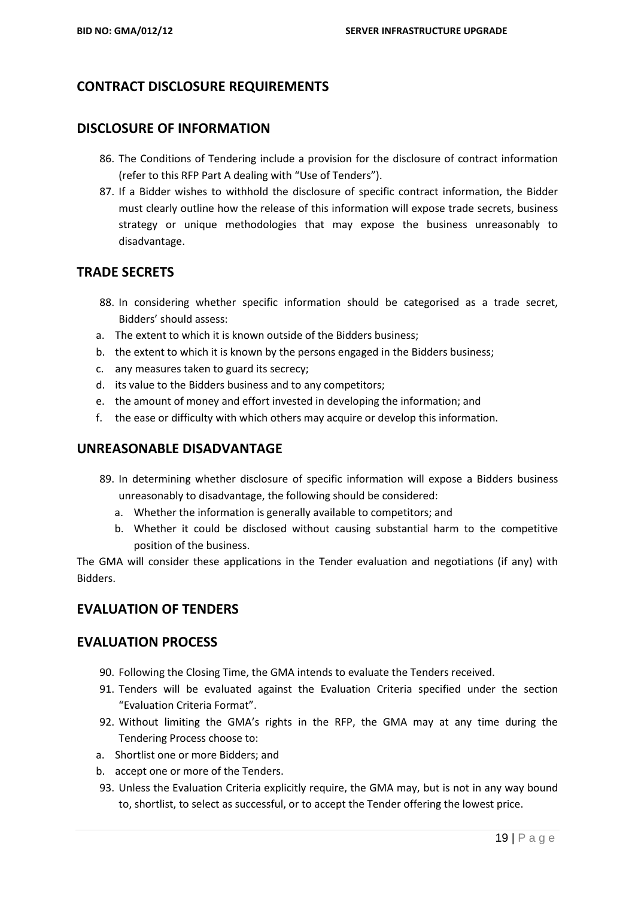## CONTRACT DISCLOSURE REQUIREMENTS

## DISCLOSURE OF INFORMATION

86. The Conditions of Tendering include a provision for the disclosure of contract information (refer to this RFP Part A dealing with "Use of Tenders").
87. If a Bidder wishes to withhold the disclosure of specific contract information, the Bidder must clearly outline how the release of this information will expose trade secrets, business strategy or unique methodologies that may expose the business unreasonably to disadvantage.

## TRADE SECRETS

88. In considering whether specific information should be categorised as a trade secret, Bidders' should assess:

a. The extent to which it is known outside of the Bidders business;
b. the extent to which it is known by the persons engaged in the Bidders business;
c. any measures taken to guard its secrecy;
d. its value to the Bidders business and to any competitors;
e. the amount of money and effort invested in developing the information; and
f. the ease or difficulty with which others may acquire or develop this information.

## UNREASONABLE DISADVANTAGE

89. In determining whether disclosure of specific information will expose a Bidders business unreasonably to disadvantage, the following should be considered:
    a. Whether the information is generally available to competitors; and
    b. Whether it could be disclosed without causing substantial harm to the competitive position of the business.

The GMA will consider these applications in the Tender evaluation and negotiations (if any) with Bidders.

## EVALUATION OF TENDERS

## EVALUATION PROCESS

90. Following the Closing Time, the GMA intends to evaluate the Tenders received.
91. Tenders will be evaluated against the Evaluation Criteria specified under the section "Evaluation Criteria Format".
92. Without limiting the GMA's rights in the RFP, the GMA may at any time during the Tendering Process choose to:

a. Shortlist one or more Bidders; and
b. accept one or more of the Tenders.

93. Unless the Evaluation Criteria explicitly require, the GMA may, but is not in any way bound to, shortlist, to select as successful, or to accept the Tender offering the lowest price.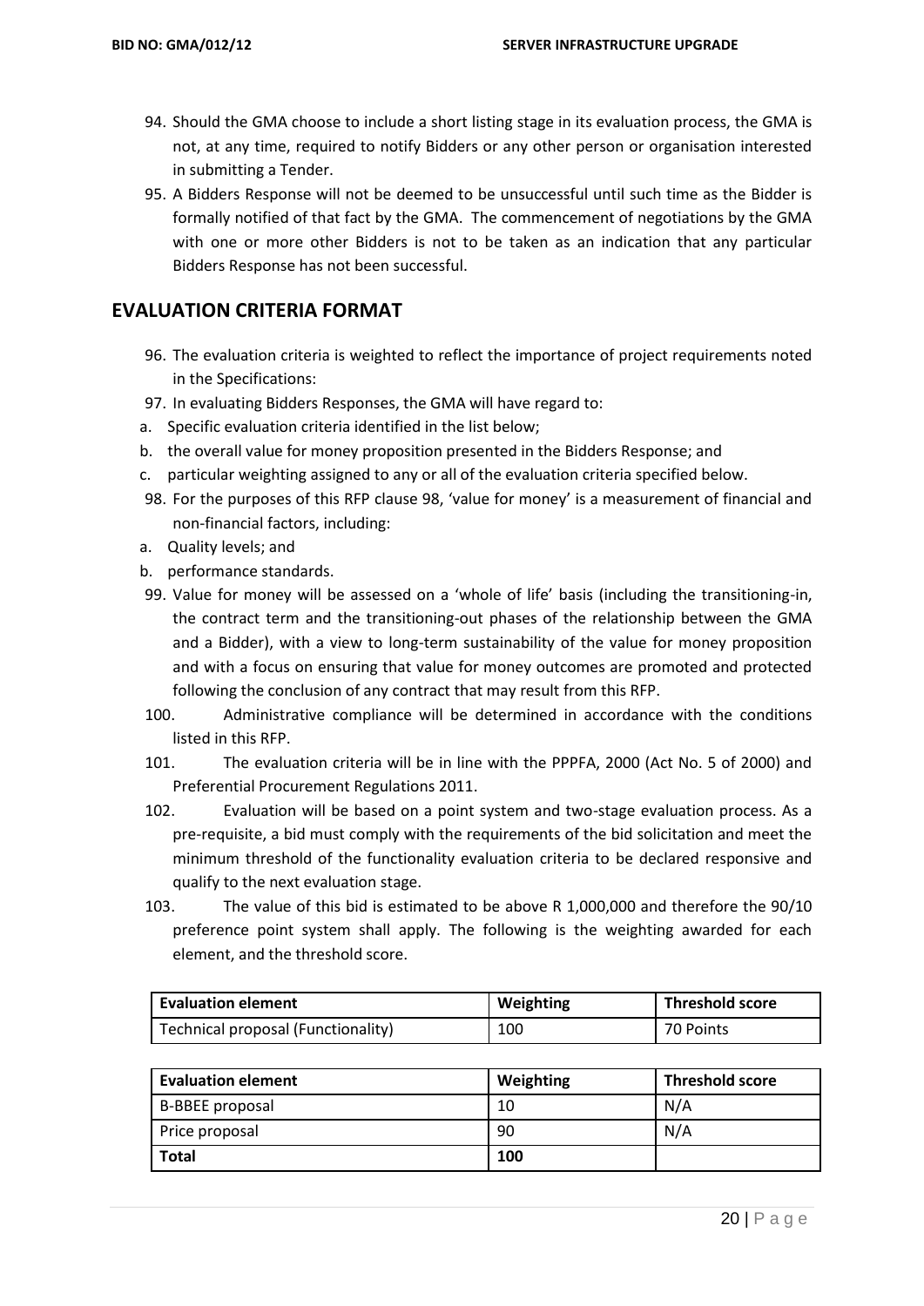94. Should the GMA choose to include a short listing stage in its evaluation process, the GMA is not, at any time, required to notify Bidders or any other person or organisation interested in submitting a Tender.
95. A Bidders Response will not be deemed to be unsuccessful until such time as the Bidder is formally notified of that fact by the GMA. The commencement of negotiations by the GMA with one or more other Bidders is not to be taken as an indication that any particular Bidders Response has not been successful.

## EVALUATION CRITERIA FORMAT

96. The evaluation criteria is weighted to reflect the importance of project requirements noted in the Specifications:
97. In evaluating Bidders Responses, the GMA will have regard to:
   a. Specific evaluation criteria identified in the list below;
   b. the overall value for money proposition presented in the Bidders Response; and
   c. particular weighting assigned to any or all of the evaluation criteria specified below.
98. For the purposes of this RFP clause 98, 'value for money' is a measurement of financial and non-financial factors, including:
   a. Quality levels; and
   b. performance standards.
99. Value for money will be assessed on a 'whole of life' basis (including the transitioning-in, the contract term and the transitioning-out phases of the relationship between the GMA and a Bidder), with a view to long-term sustainability of the value for money proposition and with a focus on ensuring that value for money outcomes are promoted and protected following the conclusion of any contract that may result from this RFP.
100. Administrative compliance will be determined in accordance with the conditions listed in this RFP.
101. The evaluation criteria will be in line with the PPPFA, 2000 (Act No. 5 of 2000) and Preferential Procurement Regulations 2011.
102. Evaluation will be based on a point system and two-stage evaluation process. As a pre-requisite, a bid must comply with the requirements of the bid solicitation and meet the minimum threshold of the functionality evaluation criteria to be declared responsive and qualify to the next evaluation stage.
103. The value of this bid is estimated to be above R 1,000,000 and therefore the 90/10 preference point system shall apply. The following is the weighting awarded for each element, and the threshold score.

| Evaluation element | Weighting | Threshold score |
|---|---|---|
| Technical proposal (Functionality) | 100 | 70 Points |

| Evaluation element | Weighting | Threshold score |
|---|---|---|
| B-BBEE proposal | 10 | N/A |
| Price proposal | 90 | N/A |
| **Total** | **100** | |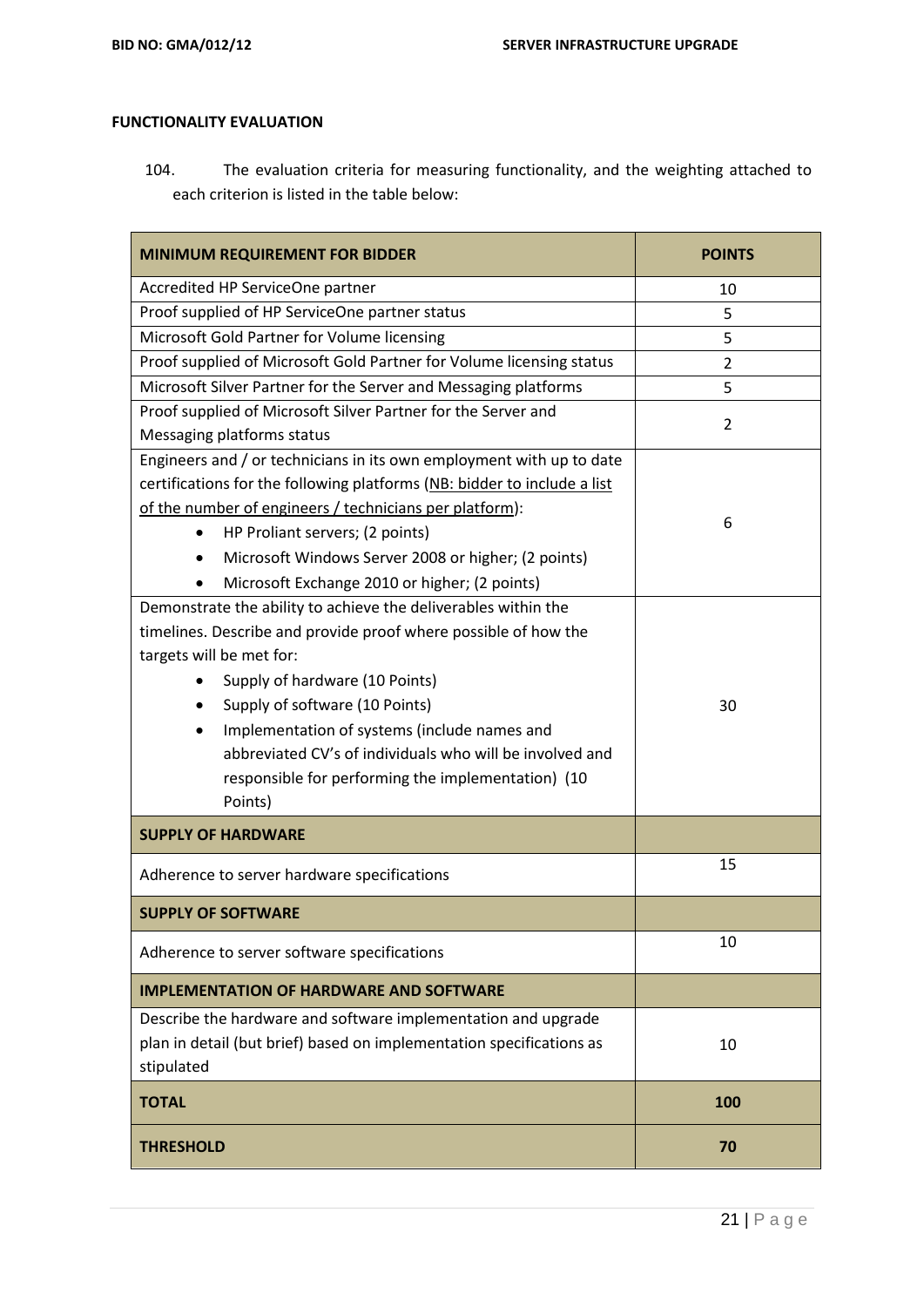**FUNCTIONALITY EVALUATION**

104. The evaluation criteria for measuring functionality, and the weighting attached to each criterion is listed in the table below:

| MINIMUM REQUIREMENT FOR BIDDER | POINTS |
|---|---|
| Accredited HP ServiceOne partner | 10 |
| Proof supplied of HP ServiceOne partner status | 5 |
| Microsoft Gold Partner for Volume licensing | 5 |
| Proof supplied of Microsoft Gold Partner for Volume licensing status | 2 |
| Microsoft Silver Partner for the Server and Messaging platforms | 5 |
| Proof supplied of Microsoft Silver Partner for the Server and Messaging platforms status | 2 |
| Engineers and / or technicians in its own employment with up to date certifications for the following platforms (NB: bidder to include a list of the number of engineers / technicians per platform):<br>• HP Proliant servers; (2 points)<br>• Microsoft Windows Server 2008 or higher; (2 points)<br>• Microsoft Exchange 2010 or higher; (2 points) | 6 |
| Demonstrate the ability to achieve the deliverables within the timelines. Describe and provide proof where possible of how the targets will be met for:<br>• Supply of hardware (10 Points)<br>• Supply of software (10 Points)<br>• Implementation of systems (include names and abbreviated CV's of individuals who will be involved and responsible for performing the implementation) (10 Points) | 30 |
| **SUPPLY OF HARDWARE** | |
| Adherence to server hardware specifications | 15 |
| **SUPPLY OF SOFTWARE** | |
| Adherence to server software specifications | 10 |
| **IMPLEMENTATION OF HARDWARE AND SOFTWARE** | |
| Describe the hardware and software implementation and upgrade plan in detail (but brief) based on implementation specifications as stipulated | 10 |
| **TOTAL** | **100** |
| **THRESHOLD** | **70** |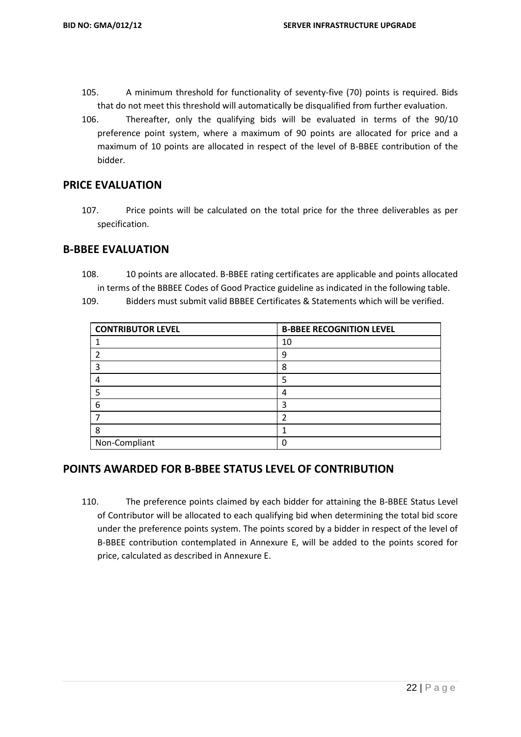105. A minimum threshold for functionality of seventy-five (70) points is required. Bids that do not meet this threshold will automatically be disqualified from further evaluation.

106. Thereafter, only the qualifying bids will be evaluated in terms of the 90/10 preference point system, where a maximum of 90 points are allocated for price and a maximum of 10 points are allocated in respect of the level of B-BBEE contribution of the bidder.

## PRICE EVALUATION

107. Price points will be calculated on the total price for the three deliverables as per specification.

## B-BBEE EVALUATION

108. 10 points are allocated. B-BBEE rating certificates are applicable and points allocated in terms of the BBBEE Codes of Good Practice guideline as indicated in the following table.

109. Bidders must submit valid BBBEE Certificates & Statements which will be verified.

| CONTRIBUTOR LEVEL | B-BBEE RECOGNITION LEVEL |
|---|---|
| 1 | 10 |
| 2 | 9 |
| 3 | 8 |
| 4 | 5 |
| 5 | 4 |
| 6 | 3 |
| 7 | 2 |
| 8 | 1 |
| Non-Compliant | 0 |

## POINTS AWARDED FOR B-BBEE STATUS LEVEL OF CONTRIBUTION

110. The preference points claimed by each bidder for attaining the B-BBEE Status Level of Contributor will be allocated to each qualifying bid when determining the total bid score under the preference points system. The points scored by a bidder in respect of the level of B-BBEE contribution contemplated in Annexure E, will be added to the points scored for price, calculated as described in Annexure E.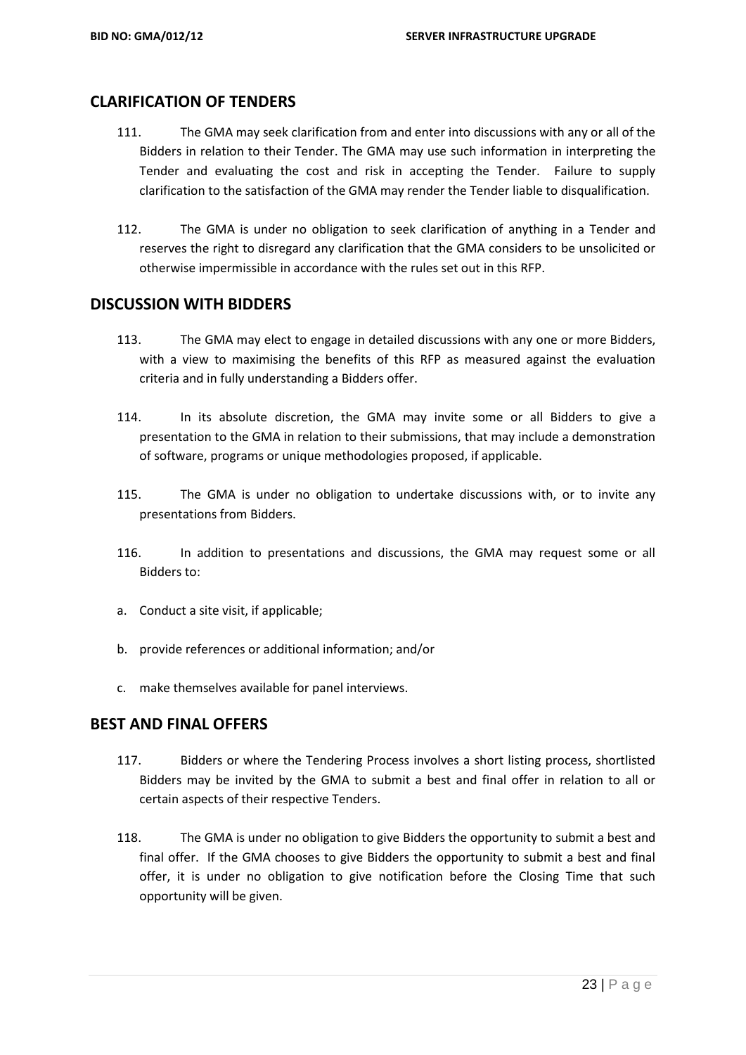## CLARIFICATION OF TENDERS

111. The GMA may seek clarification from and enter into discussions with any or all of the Bidders in relation to their Tender. The GMA may use such information in interpreting the Tender and evaluating the cost and risk in accepting the Tender. Failure to supply clarification to the satisfaction of the GMA may render the Tender liable to disqualification.

112. The GMA is under no obligation to seek clarification of anything in a Tender and reserves the right to disregard any clarification that the GMA considers to be unsolicited or otherwise impermissible in accordance with the rules set out in this RFP.

## DISCUSSION WITH BIDDERS

113. The GMA may elect to engage in detailed discussions with any one or more Bidders, with a view to maximising the benefits of this RFP as measured against the evaluation criteria and in fully understanding a Bidders offer.

114. In its absolute discretion, the GMA may invite some or all Bidders to give a presentation to the GMA in relation to their submissions, that may include a demonstration of software, programs or unique methodologies proposed, if applicable.

115. The GMA is under no obligation to undertake discussions with, or to invite any presentations from Bidders.

116. In addition to presentations and discussions, the GMA may request some or all Bidders to:

a. Conduct a site visit, if applicable;

b. provide references or additional information; and/or

c. make themselves available for panel interviews.

## BEST AND FINAL OFFERS

117. Bidders or where the Tendering Process involves a short listing process, shortlisted Bidders may be invited by the GMA to submit a best and final offer in relation to all or certain aspects of their respective Tenders.

118. The GMA is under no obligation to give Bidders the opportunity to submit a best and final offer. If the GMA chooses to give Bidders the opportunity to submit a best and final offer, it is under no obligation to give notification before the Closing Time that such opportunity will be given.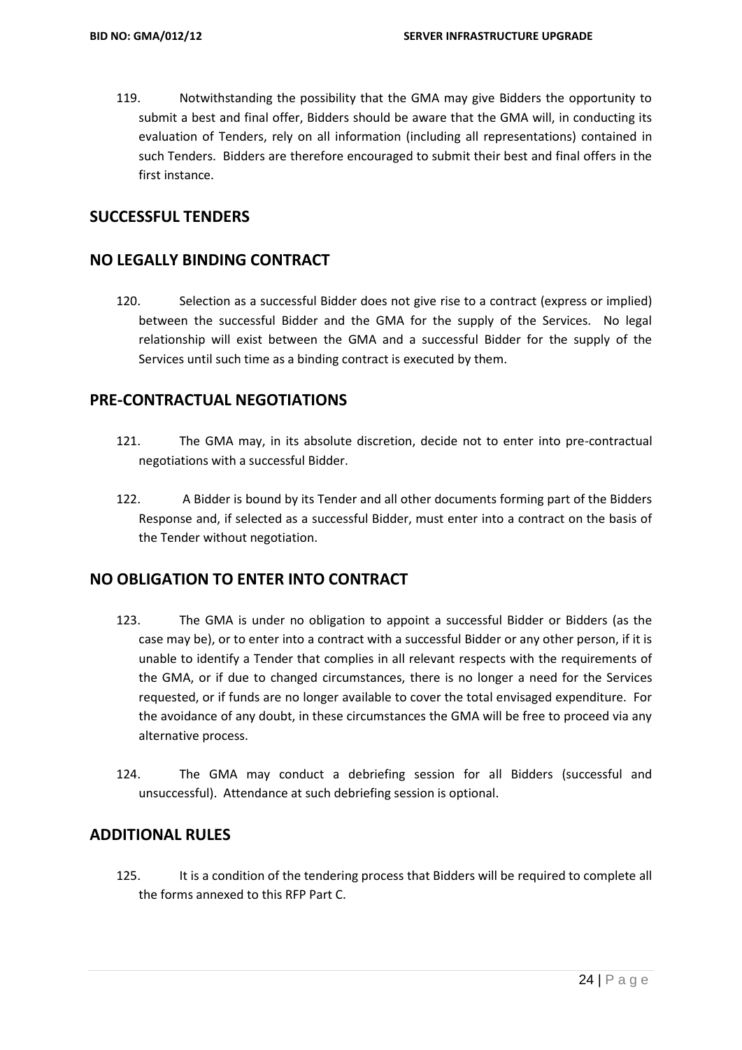119. Notwithstanding the possibility that the GMA may give Bidders the opportunity to submit a best and final offer, Bidders should be aware that the GMA will, in conducting its evaluation of Tenders, rely on all information (including all representations) contained in such Tenders. Bidders are therefore encouraged to submit their best and final offers in the first instance.

## SUCCESSFUL TENDERS

## NO LEGALLY BINDING CONTRACT

120. Selection as a successful Bidder does not give rise to a contract (express or implied) between the successful Bidder and the GMA for the supply of the Services. No legal relationship will exist between the GMA and a successful Bidder for the supply of the Services until such time as a binding contract is executed by them.

## PRE-CONTRACTUAL NEGOTIATIONS

121. The GMA may, in its absolute discretion, decide not to enter into pre-contractual negotiations with a successful Bidder.

122. A Bidder is bound by its Tender and all other documents forming part of the Bidders Response and, if selected as a successful Bidder, must enter into a contract on the basis of the Tender without negotiation.

## NO OBLIGATION TO ENTER INTO CONTRACT

123. The GMA is under no obligation to appoint a successful Bidder or Bidders (as the case may be), or to enter into a contract with a successful Bidder or any other person, if it is unable to identify a Tender that complies in all relevant respects with the requirements of the GMA, or if due to changed circumstances, there is no longer a need for the Services requested, or if funds are no longer available to cover the total envisaged expenditure. For the avoidance of any doubt, in these circumstances the GMA will be free to proceed via any alternative process.

124. The GMA may conduct a debriefing session for all Bidders (successful and unsuccessful). Attendance at such debriefing session is optional.

## ADDITIONAL RULES

125. It is a condition of the tendering process that Bidders will be required to complete all the forms annexed to this RFP Part C.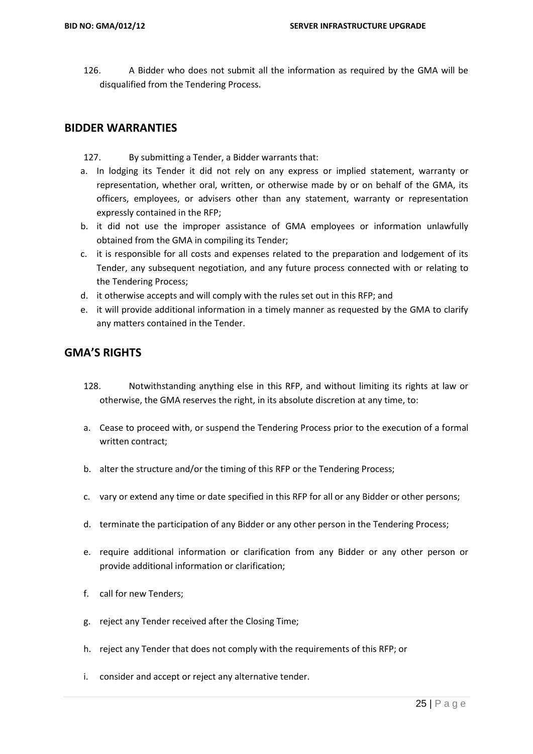126. A Bidder who does not submit all the information as required by the GMA will be disqualified from the Tendering Process.

## BIDDER WARRANTIES

127. By submitting a Tender, a Bidder warrants that:

a. In lodging its Tender it did not rely on any express or implied statement, warranty or representation, whether oral, written, or otherwise made by or on behalf of the GMA, its officers, employees, or advisers other than any statement, warranty or representation expressly contained in the RFP;
b. it did not use the improper assistance of GMA employees or information unlawfully obtained from the GMA in compiling its Tender;
c. it is responsible for all costs and expenses related to the preparation and lodgement of its Tender, any subsequent negotiation, and any future process connected with or relating to the Tendering Process;
d. it otherwise accepts and will comply with the rules set out in this RFP; and
e. it will provide additional information in a timely manner as requested by the GMA to clarify any matters contained in the Tender.

## GMA'S RIGHTS

128. Notwithstanding anything else in this RFP, and without limiting its rights at law or otherwise, the GMA reserves the right, in its absolute discretion at any time, to:

a. Cease to proceed with, or suspend the Tendering Process prior to the execution of a formal written contract;
b. alter the structure and/or the timing of this RFP or the Tendering Process;
c. vary or extend any time or date specified in this RFP for all or any Bidder or other persons;
d. terminate the participation of any Bidder or any other person in the Tendering Process;
e. require additional information or clarification from any Bidder or any other person or provide additional information or clarification;
f. call for new Tenders;
g. reject any Tender received after the Closing Time;
h. reject any Tender that does not comply with the requirements of this RFP; or
i. consider and accept or reject any alternative tender.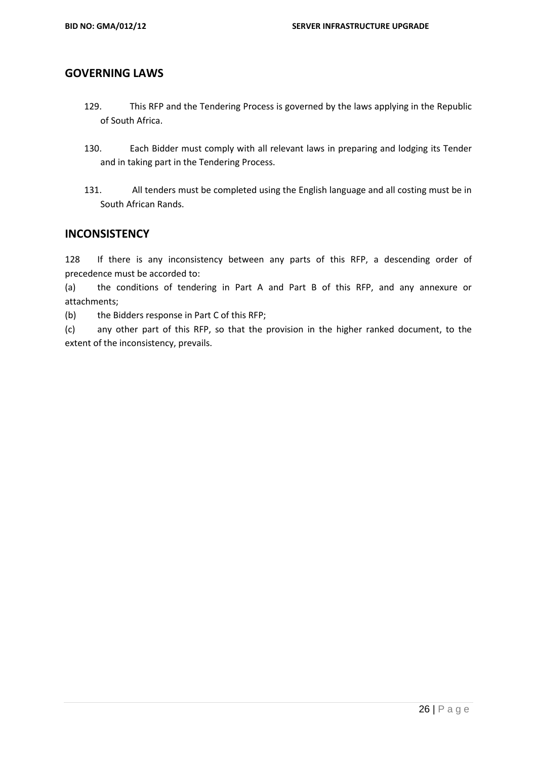## GOVERNING LAWS

129. This RFP and the Tendering Process is governed by the laws applying in the Republic of South Africa.

130. Each Bidder must comply with all relevant laws in preparing and lodging its Tender and in taking part in the Tendering Process.

131. All tenders must be completed using the English language and all costing must be in South African Rands.

## INCONSISTENCY

128 If there is any inconsistency between any parts of this RFP, a descending order of precedence must be accorded to:

(a) the conditions of tendering in Part A and Part B of this RFP, and any annexure or attachments;

(b) the Bidders response in Part C of this RFP;

(c) any other part of this RFP, so that the provision in the higher ranked document, to the extent of the inconsistency, prevails.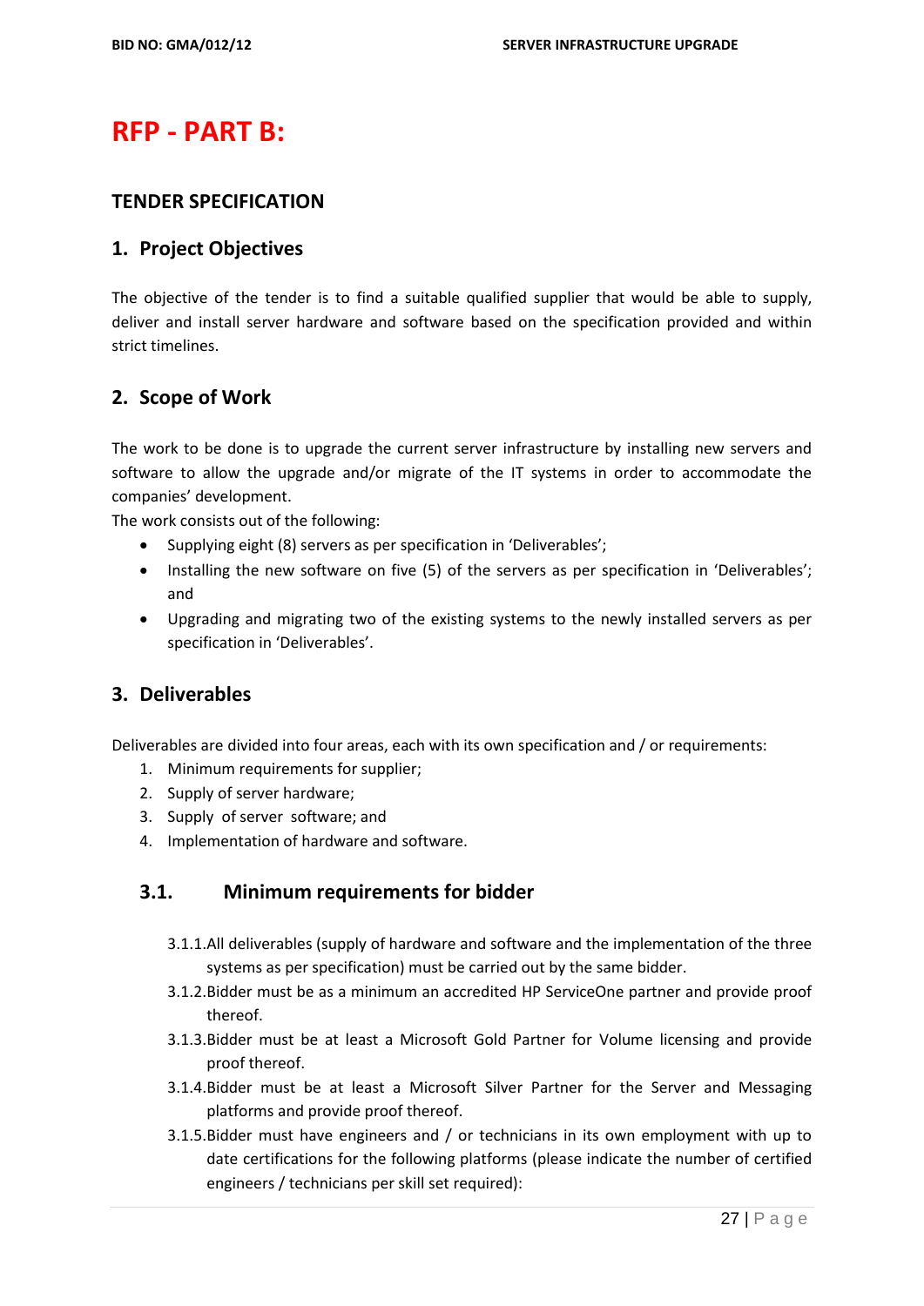# RFP - PART B:

## TENDER SPECIFICATION

## 1. Project Objectives

The objective of the tender is to find a suitable qualified supplier that would be able to supply, deliver and install server hardware and software based on the specification provided and within strict timelines.

## 2. Scope of Work

The work to be done is to upgrade the current server infrastructure by installing new servers and software to allow the upgrade and/or migrate of the IT systems in order to accommodate the companies' development.

The work consists out of the following:

- Supplying eight (8) servers as per specification in 'Deliverables';
- Installing the new software on five (5) of the servers as per specification in 'Deliverables'; and
- Upgrading and migrating two of the existing systems to the newly installed servers as per specification in 'Deliverables'.

## 3. Deliverables

Deliverables are divided into four areas, each with its own specification and / or requirements:

1. Minimum requirements for supplier;
2. Supply of server hardware;
3. Supply of server software; and
4. Implementation of hardware and software.

### 3.1. Minimum requirements for bidder

3.1.1. All deliverables (supply of hardware and software and the implementation of the three systems as per specification) must be carried out by the same bidder.

3.1.2. Bidder must be as a minimum an accredited HP ServiceOne partner and provide proof thereof.

3.1.3. Bidder must be at least a Microsoft Gold Partner for Volume licensing and provide proof thereof.

3.1.4. Bidder must be at least a Microsoft Silver Partner for the Server and Messaging platforms and provide proof thereof.

3.1.5. Bidder must have engineers and / or technicians in its own employment with up to date certifications for the following platforms (please indicate the number of certified engineers / technicians per skill set required):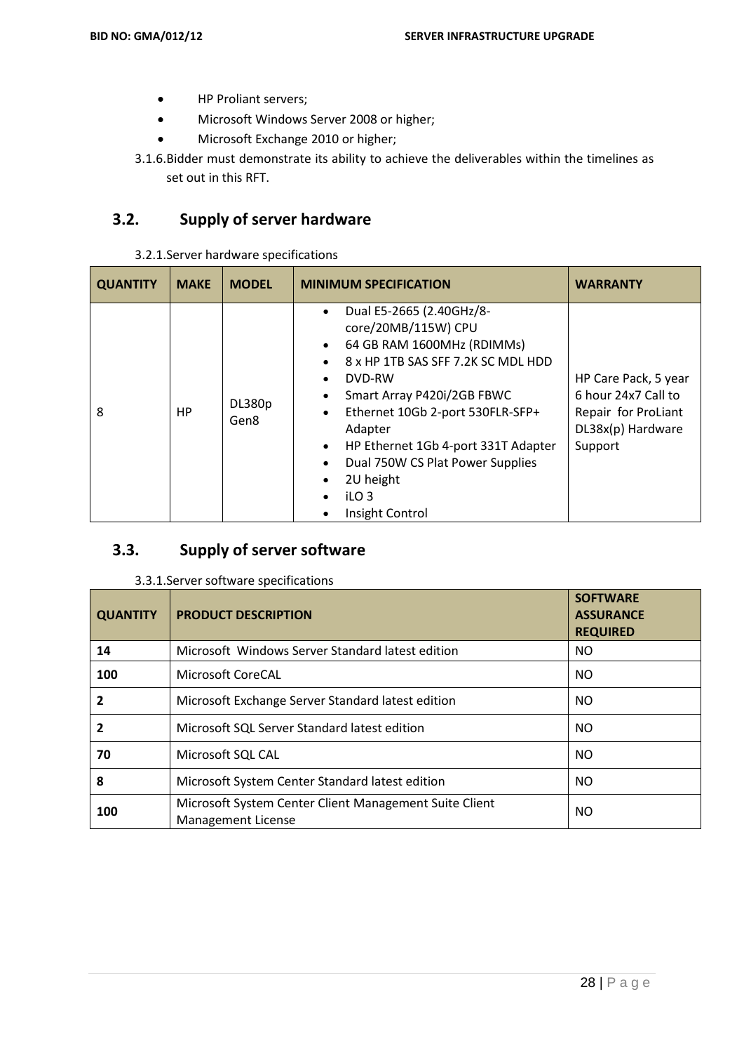- HP Proliant servers;
- Microsoft Windows Server 2008 or higher;
- Microsoft Exchange 2010 or higher;

3.1.6. Bidder must demonstrate its ability to achieve the deliverables within the timelines as set out in this RFT.

## 3.2. Supply of server hardware

3.2.1. Server hardware specifications

| QUANTITY | MAKE | MODEL | MINIMUM SPECIFICATION | WARRANTY |
|---|---|---|---|---|
| 8 | HP | DL380p Gen8 | • Dual E5-2665 (2.40GHz/8-core/20MB/115W) CPU<br>• 64 GB RAM 1600MHz (RDIMMs)<br>• 8 x HP 1TB SAS SFF 7.2K SC MDL HDD<br>• DVD-RW<br>• Smart Array P420i/2GB FBWC<br>• Ethernet 10Gb 2-port 530FLR-SFP+ Adapter<br>• HP Ethernet 1Gb 4-port 331T Adapter<br>• Dual 750W CS Plat Power Supplies<br>• 2U height<br>• iLO 3<br>• Insight Control | HP Care Pack, 5 year 6 hour 24x7 Call to Repair for ProLiant DL38x(p) Hardware Support |

## 3.3. Supply of server software

3.3.1. Server software specifications

| QUANTITY | PRODUCT DESCRIPTION | SOFTWARE ASSURANCE REQUIRED |
|---|---|---|
| **14** | Microsoft Windows Server Standard latest edition | NO |
| **100** | Microsoft CoreCAL | NO |
| **2** | Microsoft Exchange Server Standard latest edition | NO |
| **2** | Microsoft SQL Server Standard latest edition | NO |
| **70** | Microsoft SQL CAL | NO |
| **8** | Microsoft System Center Standard latest edition | NO |
| **100** | Microsoft System Center Client Management Suite Client Management License | NO |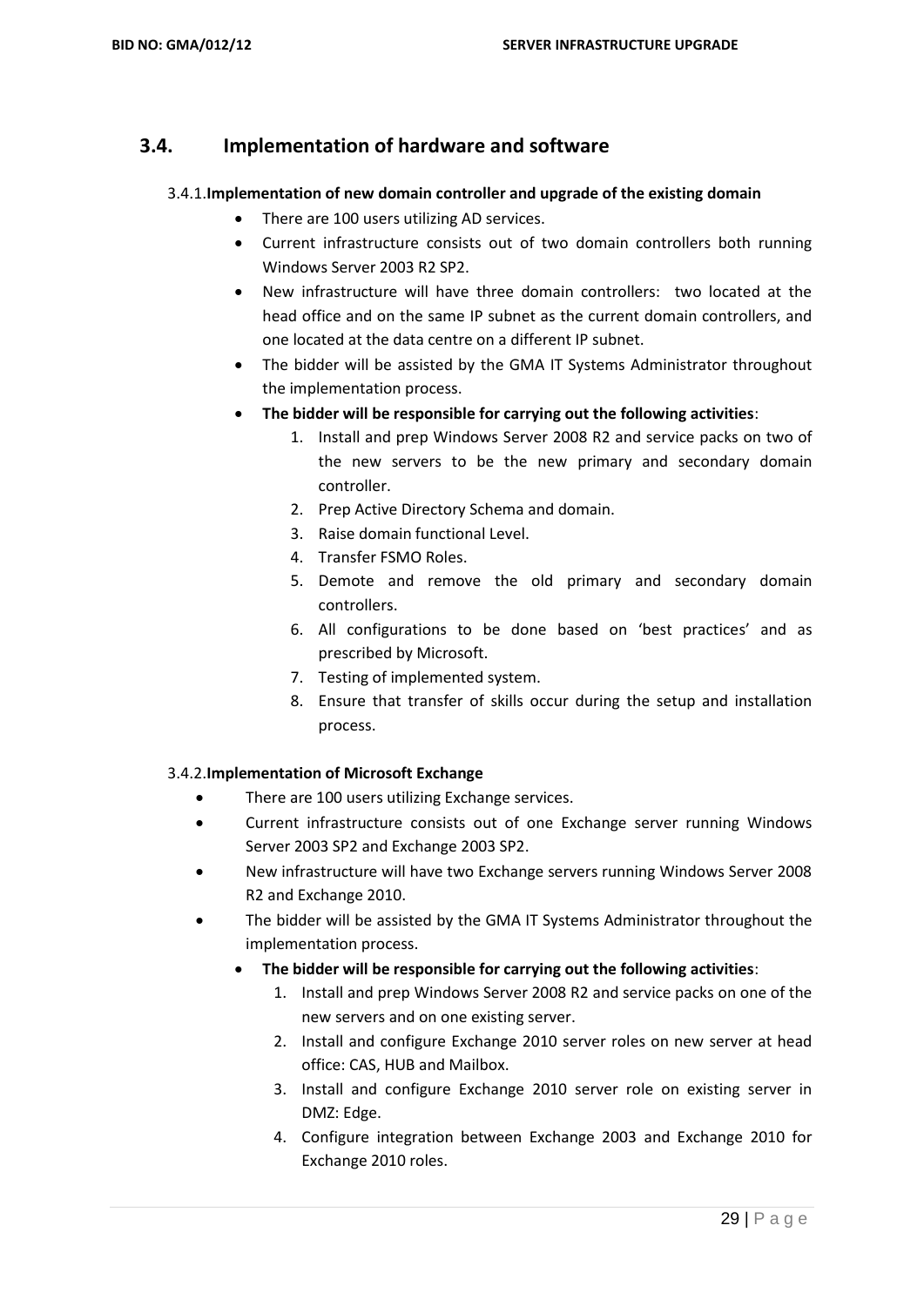## 3.4. Implementation of hardware and software

### 3.4.1. Implementation of new domain controller and upgrade of the existing domain

- There are 100 users utilizing AD services.
- Current infrastructure consists out of two domain controllers both running Windows Server 2003 R2 SP2.
- New infrastructure will have three domain controllers: two located at the head office and on the same IP subnet as the current domain controllers, and one located at the data centre on a different IP subnet.
- The bidder will be assisted by the GMA IT Systems Administrator throughout the implementation process.
- **The bidder will be responsible for carrying out the following activities**:
  1. Install and prep Windows Server 2008 R2 and service packs on two of the new servers to be the new primary and secondary domain controller.
  2. Prep Active Directory Schema and domain.
  3. Raise domain functional Level.
  4. Transfer FSMO Roles.
  5. Demote and remove the old primary and secondary domain controllers.
  6. All configurations to be done based on 'best practices' and as prescribed by Microsoft.
  7. Testing of implemented system.
  8. Ensure that transfer of skills occur during the setup and installation process.

### 3.4.2. Implementation of Microsoft Exchange

- There are 100 users utilizing Exchange services.
- Current infrastructure consists out of one Exchange server running Windows Server 2003 SP2 and Exchange 2003 SP2.
- New infrastructure will have two Exchange servers running Windows Server 2008 R2 and Exchange 2010.
- The bidder will be assisted by the GMA IT Systems Administrator throughout the implementation process.
- **The bidder will be responsible for carrying out the following activities**:
  1. Install and prep Windows Server 2008 R2 and service packs on one of the new servers and on one existing server.
  2. Install and configure Exchange 2010 server roles on new server at head office: CAS, HUB and Mailbox.
  3. Install and configure Exchange 2010 server role on existing server in DMZ: Edge.
  4. Configure integration between Exchange 2003 and Exchange 2010 for Exchange 2010 roles.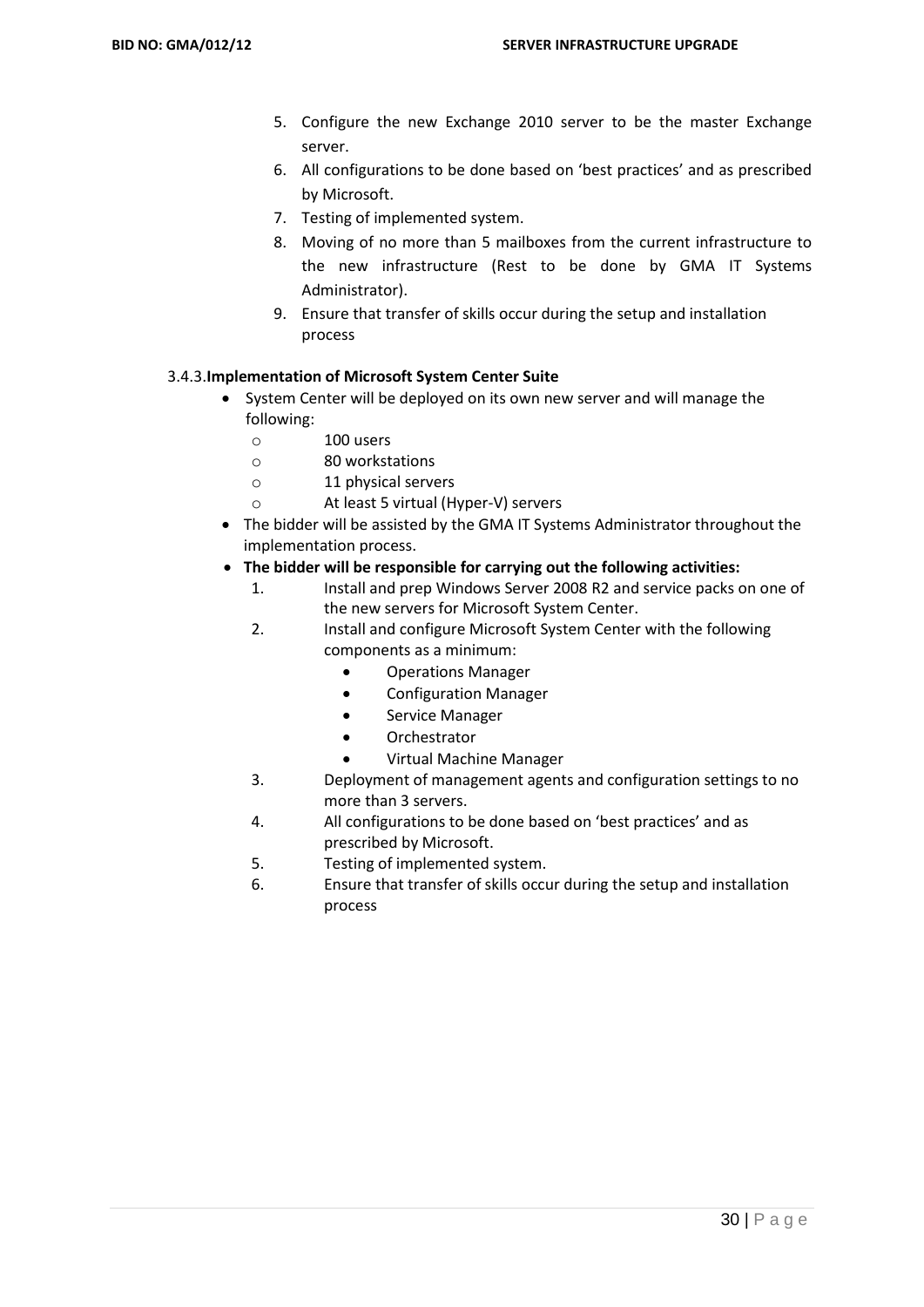5. Configure the new Exchange 2010 server to be the master Exchange server.
6. All configurations to be done based on 'best practices' and as prescribed by Microsoft.
7. Testing of implemented system.
8. Moving of no more than 5 mailboxes from the current infrastructure to the new infrastructure (Rest to be done by GMA IT Systems Administrator).
9. Ensure that transfer of skills occur during the setup and installation process

### 3.4.3. Implementation of Microsoft System Center Suite

- System Center will be deployed on its own new server and will manage the following:
  - 100 users
  - 80 workstations
  - 11 physical servers
  - At least 5 virtual (Hyper-V) servers
- The bidder will be assisted by the GMA IT Systems Administrator throughout the implementation process.
- **The bidder will be responsible for carrying out the following activities:**
  1. Install and prep Windows Server 2008 R2 and service packs on one of the new servers for Microsoft System Center.
  2. Install and configure Microsoft System Center with the following components as a minimum:
     - Operations Manager
     - Configuration Manager
     - Service Manager
     - Orchestrator
     - Virtual Machine Manager
  3. Deployment of management agents and configuration settings to no more than 3 servers.
  4. All configurations to be done based on 'best practices' and as prescribed by Microsoft.
  5. Testing of implemented system.
  6. Ensure that transfer of skills occur during the setup and installation process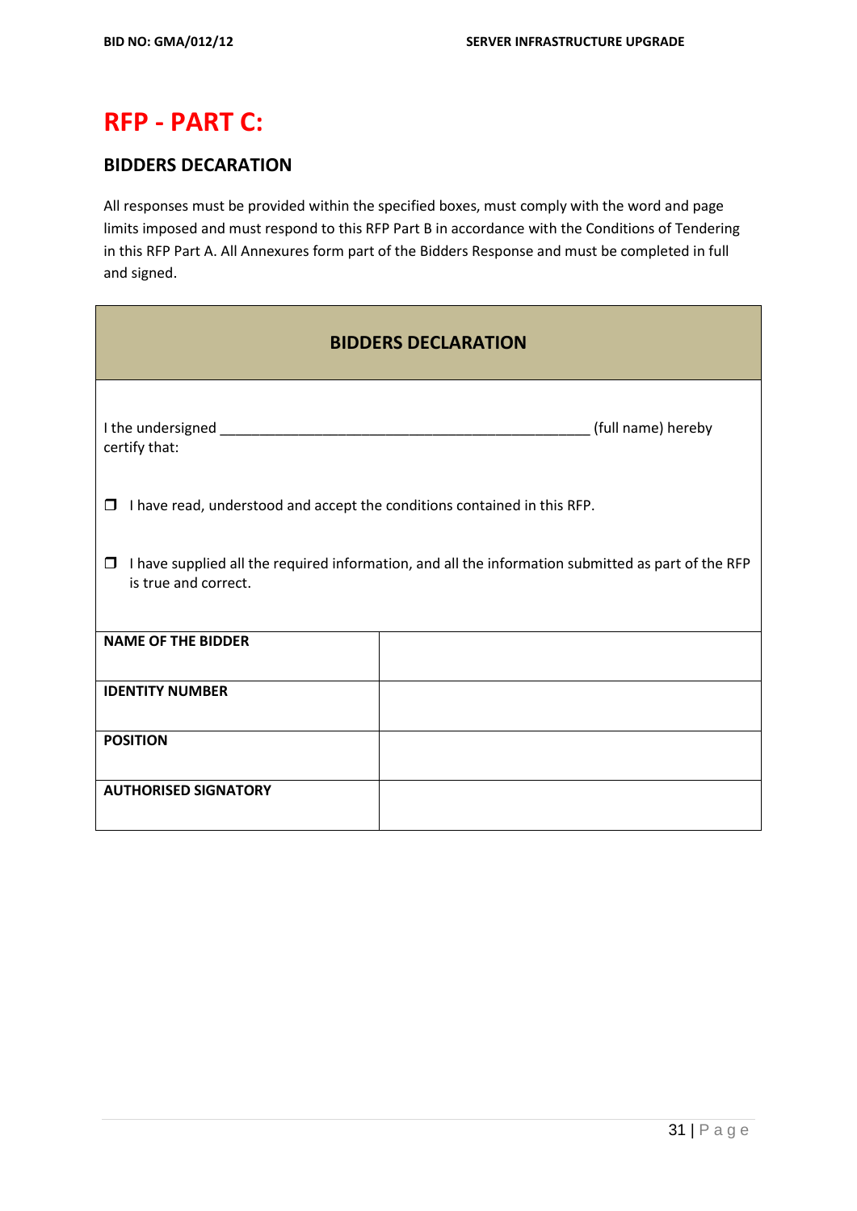# RFP - PART C:

## BIDDERS DECARATION

All responses must be provided within the specified boxes, must comply with the word and page limits imposed and must respond to this RFP Part B in accordance with the Conditions of Tendering in this RFP Part A. All Annexures form part of the Bidders Response and must be completed in full and signed.

| BIDDERS DECLARATION | |
|---|---|
| I the undersigned ________________________________________________ (full name) hereby certify that:<br><br>❒ I have read, understood and accept the conditions contained in this RFP.<br><br>❒ I have supplied all the required information, and all the information submitted as part of the RFP is true and correct. | |
| **NAME OF THE BIDDER** | |
| **IDENTITY NUMBER** | |
| **POSITION** | |
| **AUTHORISED SIGNATORY** | |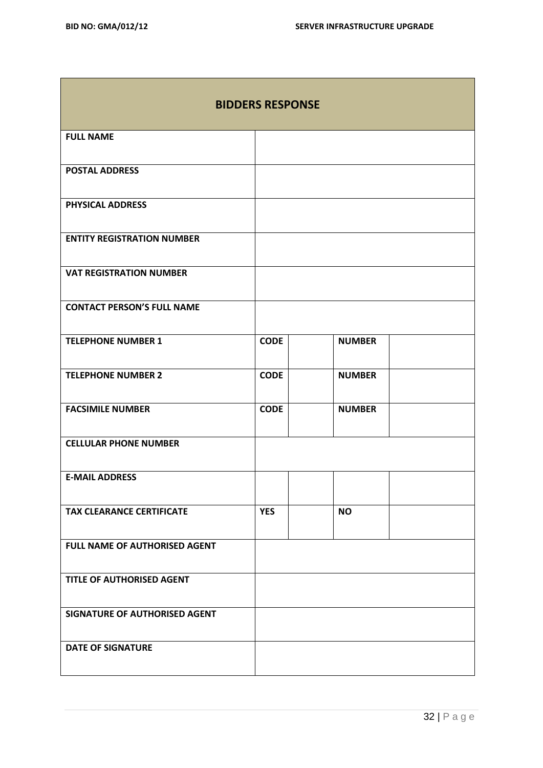| BIDDERS RESPONSE | | | | |
|---|---|---|---|---|
| **FULL NAME** | | | | |
| **POSTAL ADDRESS** | | | | |
| **PHYSICAL ADDRESS** | | | | |
| **ENTITY REGISTRATION NUMBER** | | | | |
| **VAT REGISTRATION NUMBER** | | | | |
| **CONTACT PERSON'S FULL NAME** | | | | |
| **TELEPHONE NUMBER 1** | **CODE** | | **NUMBER** | |
| **TELEPHONE NUMBER 2** | **CODE** | | **NUMBER** | |
| **FACSIMILE NUMBER** | **CODE** | | **NUMBER** | |
| **CELLULAR PHONE NUMBER** | | | | |
| **E-MAIL ADDRESS** | | | | |
| **TAX CLEARANCE CERTIFICATE** | **YES** | | **NO** | |
| **FULL NAME OF AUTHORISED AGENT** | | | | |
| **TITLE OF AUTHORISED AGENT** | | | | |
| **SIGNATURE OF AUTHORISED AGENT** | | | | |
| **DATE OF SIGNATURE** | | | | |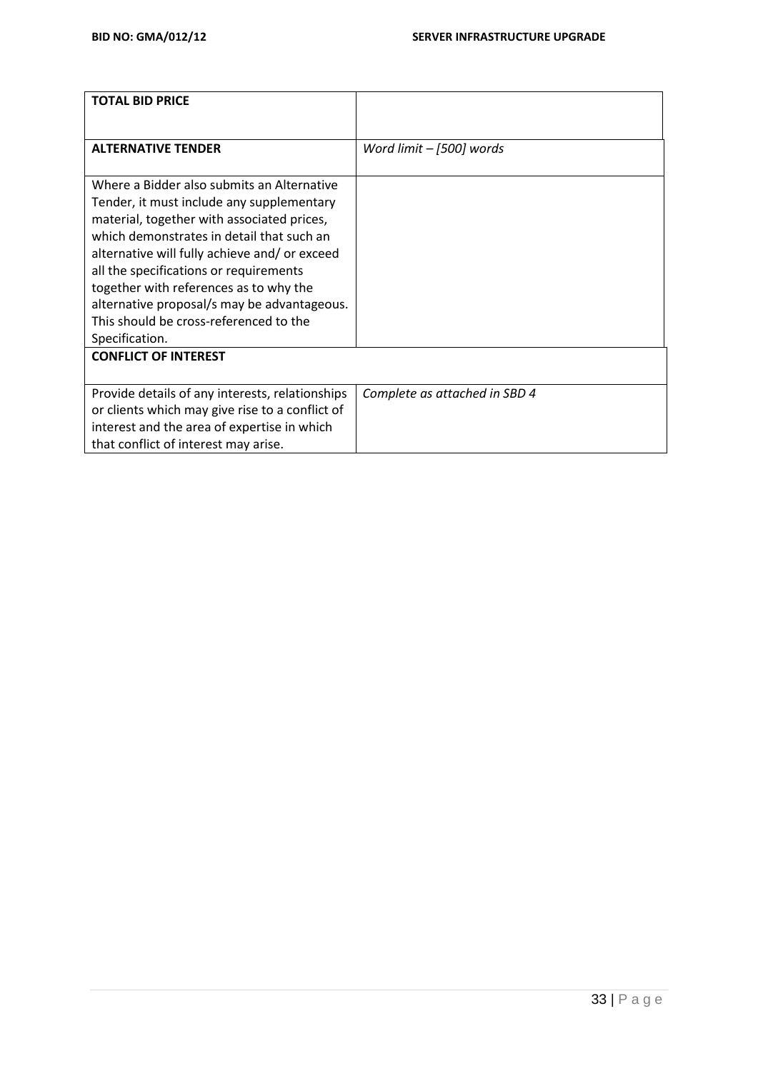| | |
|---|---|
| **TOTAL BID PRICE** | |
| **ALTERNATIVE TENDER** | *Word limit – [500] words* |
| Where a Bidder also submits an Alternative Tender, it must include any supplementary material, together with associated prices, which demonstrates in detail that such an alternative will fully achieve and/ or exceed all the specifications or requirements together with references as to why the alternative proposal/s may be advantageous. This should be cross-referenced to the Specification. | |
| **CONFLICT OF INTEREST** | |
| Provide details of any interests, relationships or clients which may give rise to a conflict of interest and the area of expertise in which that conflict of interest may arise. | *Complete as attached in SBD 4* |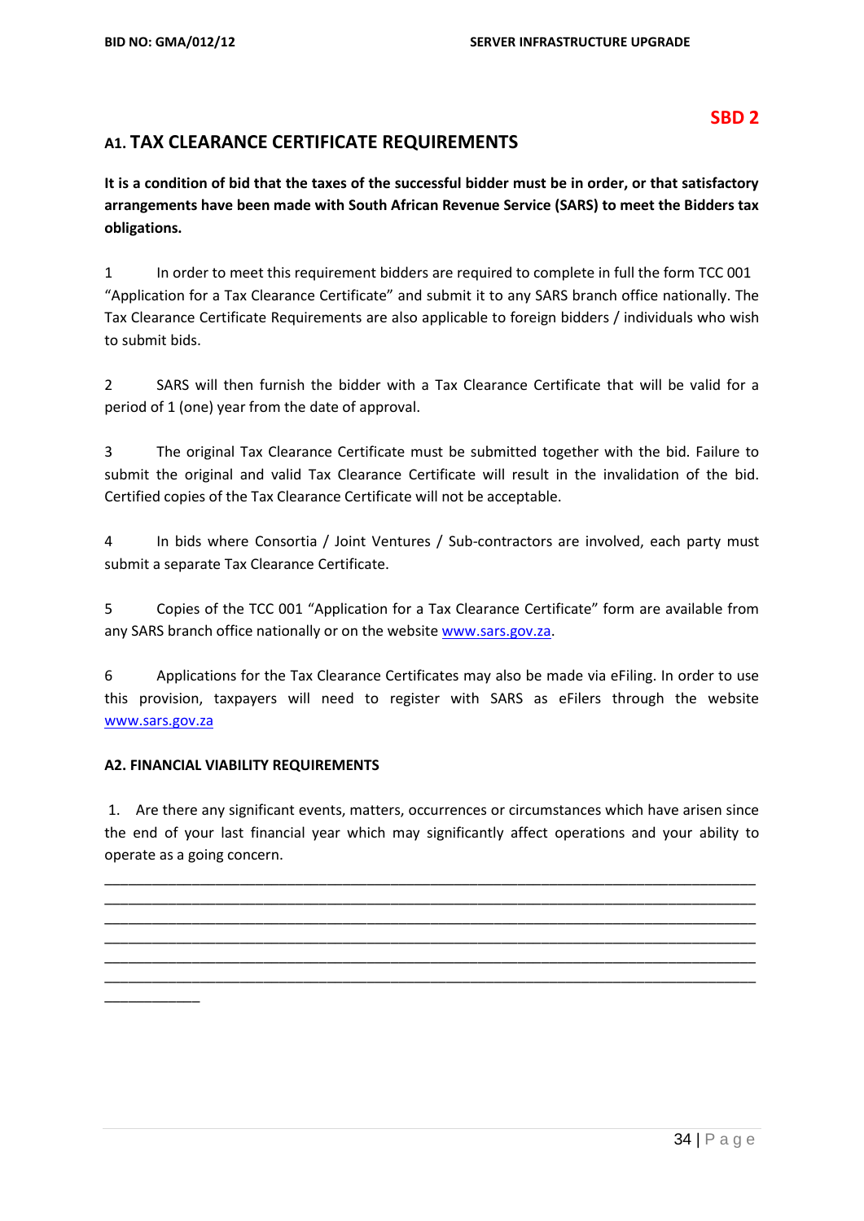**SBD 2**

## A1. TAX CLEARANCE CERTIFICATE REQUIREMENTS

**It is a condition of bid that the taxes of the successful bidder must be in order, or that satisfactory arrangements have been made with South African Revenue Service (SARS) to meet the Bidders tax obligations.**

1 In order to meet this requirement bidders are required to complete in full the form TCC 001 "Application for a Tax Clearance Certificate" and submit it to any SARS branch office nationally. The Tax Clearance Certificate Requirements are also applicable to foreign bidders / individuals who wish to submit bids.

2 SARS will then furnish the bidder with a Tax Clearance Certificate that will be valid for a period of 1 (one) year from the date of approval.

3 The original Tax Clearance Certificate must be submitted together with the bid. Failure to submit the original and valid Tax Clearance Certificate will result in the invalidation of the bid. Certified copies of the Tax Clearance Certificate will not be acceptable.

4 In bids where Consortia / Joint Ventures / Sub-contractors are involved, each party must submit a separate Tax Clearance Certificate.

5 Copies of the TCC 001 "Application for a Tax Clearance Certificate" form are available from any SARS branch office nationally or on the website www.sars.gov.za.

6 Applications for the Tax Clearance Certificates may also be made via eFiling. In order to use this provision, taxpayers will need to register with SARS as eFilers through the website www.sars.gov.za

**A2. FINANCIAL VIABILITY REQUIREMENTS**

1. Are there any significant events, matters, occurrences or circumstances which have arisen since the end of your last financial year which may significantly affect operations and your ability to operate as a going concern.

_______________________________________________________________________________
_______________________________________________________________________________
_______________________________________________________________________________
_______________________________________________________________________________
_______________________________________________________________________________
_______________________________________________________________________________
____________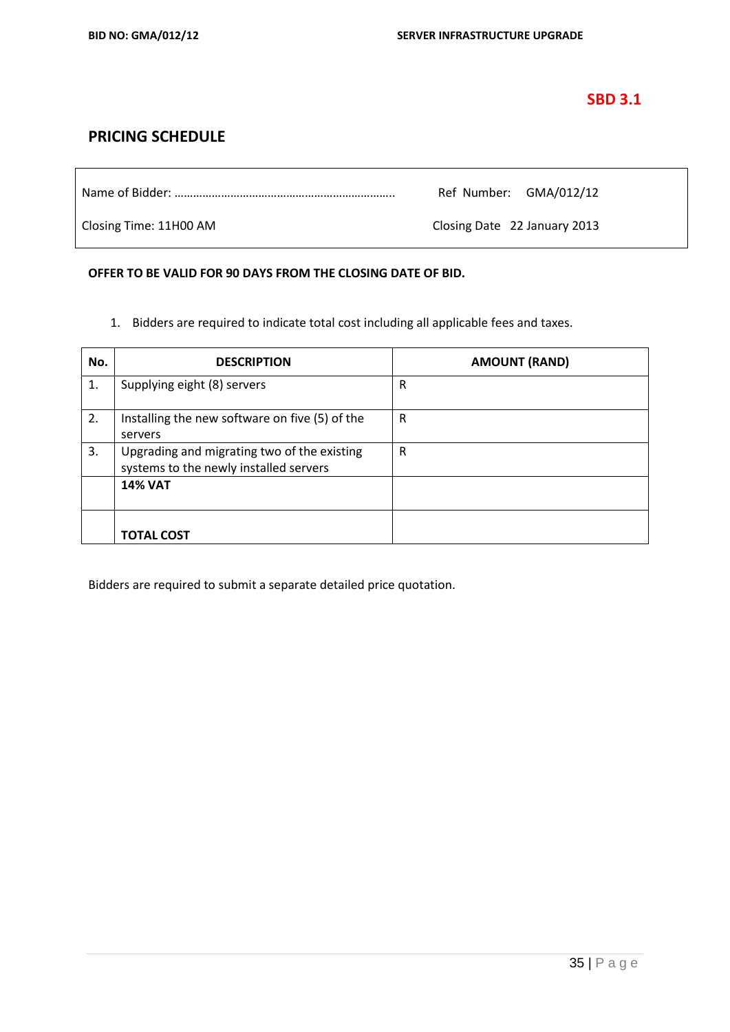**SBD 3.1**

## PRICING SCHEDULE

| | |
|---|---|
| Name of Bidder: …………………………………………………………….. | Ref Number: GMA/012/12 |
| Closing Time: 11H00 AM | Closing Date 22 January 2013 |

**OFFER TO BE VALID FOR 90 DAYS FROM THE CLOSING DATE OF BID.**

1. Bidders are required to indicate total cost including all applicable fees and taxes.

| No. | DESCRIPTION | AMOUNT (RAND) |
|---|---|---|
| 1. | Supplying eight (8) servers | R |
| 2. | Installing the new software on five (5) of the servers | R |
| 3. | Upgrading and migrating two of the existing systems to the newly installed servers | R |
| | **14% VAT** | |
| | **TOTAL COST** | |

Bidders are required to submit a separate detailed price quotation.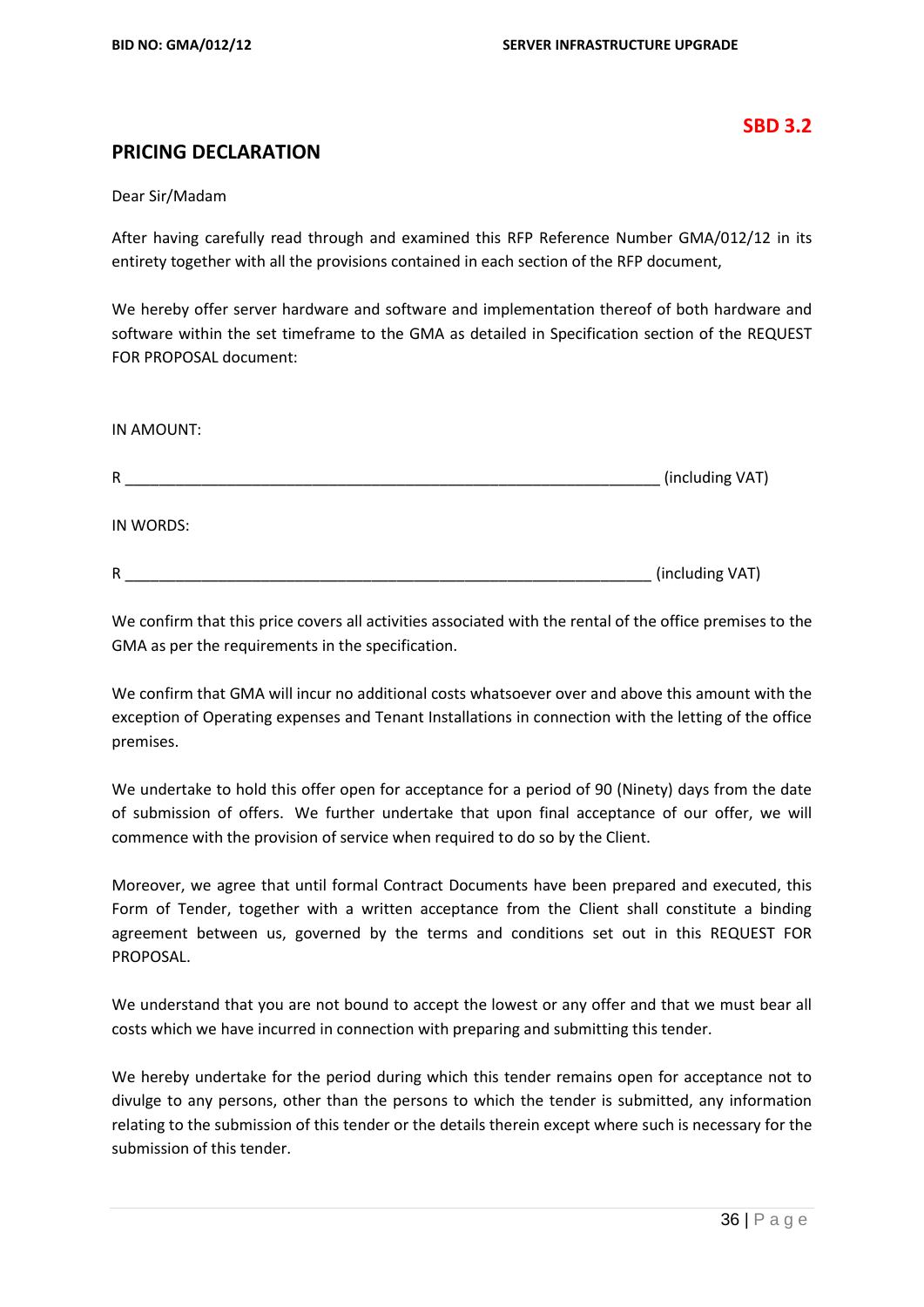**SBD 3.2**

## PRICING DECLARATION

Dear Sir/Madam

After having carefully read through and examined this RFP Reference Number GMA/012/12 in its entirety together with all the provisions contained in each section of the RFP document,

We hereby offer server hardware and software and implementation thereof of both hardware and software within the set timeframe to the GMA as detailed in Specification section of the REQUEST FOR PROPOSAL document:

IN AMOUNT:

R ________________________________________________________________ (including VAT)

IN WORDS:

R ________________________________________________________________ (including VAT)

We confirm that this price covers all activities associated with the rental of the office premises to the GMA as per the requirements in the specification.

We confirm that GMA will incur no additional costs whatsoever over and above this amount with the exception of Operating expenses and Tenant Installations in connection with the letting of the office premises.

We undertake to hold this offer open for acceptance for a period of 90 (Ninety) days from the date of submission of offers. We further undertake that upon final acceptance of our offer, we will commence with the provision of service when required to do so by the Client.

Moreover, we agree that until formal Contract Documents have been prepared and executed, this Form of Tender, together with a written acceptance from the Client shall constitute a binding agreement between us, governed by the terms and conditions set out in this REQUEST FOR PROPOSAL.

We understand that you are not bound to accept the lowest or any offer and that we must bear all costs which we have incurred in connection with preparing and submitting this tender.

We hereby undertake for the period during which this tender remains open for acceptance not to divulge to any persons, other than the persons to which the tender is submitted, any information relating to the submission of this tender or the details therein except where such is necessary for the submission of this tender.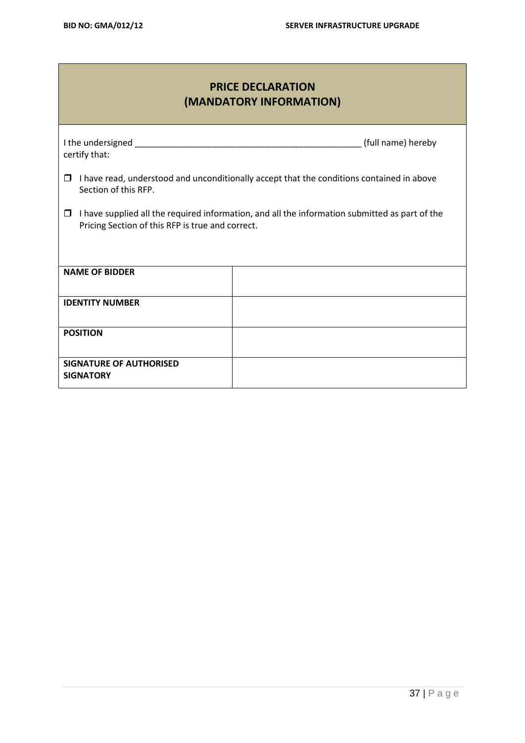## PRICE DECLARATION
## (MANDATORY INFORMATION)

I the undersigned _______________________________________________ (full name) hereby certify that:

- ☐ I have read, understood and unconditionally accept that the conditions contained in above Section of this RFP.
- ☐ I have supplied all the required information, and all the information submitted as part of the Pricing Section of this RFP is true and correct.

| | |
|---|---|
| **NAME OF BIDDER** | |
| **IDENTITY NUMBER** | |
| **POSITION** | |
| **SIGNATURE OF AUTHORISED SIGNATORY** | |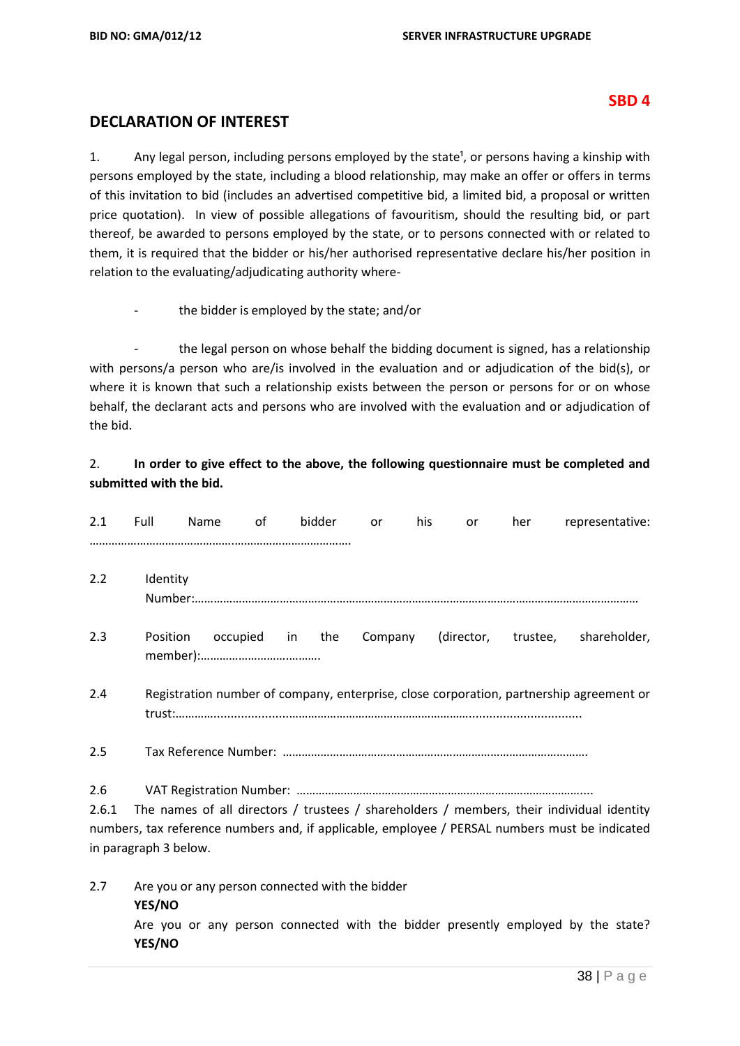**SBD 4**

## DECLARATION OF INTEREST

1. Any legal person, including persons employed by the state[1], or persons having a kinship with persons employed by the state, including a blood relationship, may make an offer or offers in terms of this invitation to bid (includes an advertised competitive bid, a limited bid, a proposal or written price quotation). In view of possible allegations of favouritism, should the resulting bid, or part thereof, be awarded to persons employed by the state, or to persons connected with or related to them, it is required that the bidder or his/her authorised representative declare his/her position in relation to the evaluating/adjudicating authority where-

- the bidder is employed by the state; and/or

- the legal person on whose behalf the bidding document is signed, has a relationship with persons/a person who are/is involved in the evaluation and or adjudication of the bid(s), or where it is known that such a relationship exists between the person or persons for or on whose behalf, the declarant acts and persons who are involved with the evaluation and or adjudication of the bid.

2. **In order to give effect to the above, the following questionnaire must be completed and submitted with the bid.**

2.1 Full Name of bidder or his or her representative: ………………………………………..…………………………….

2.2 Identity Number:…………………………………………………………………………………………………………………

2.3 Position occupied in the Company (director, trustee, shareholder, member):……………………….……….

2.4 Registration number of company, enterprise, close corporation, partnership agreement or trust:……….........................................................................................................

2.5 Tax Reference Number: ……………………………………………………………………………………

2.6 VAT Registration Number: …………………………………………………………………………...

2.6.1 The names of all directors / trustees / shareholders / members, their individual identity numbers, tax reference numbers and, if applicable, employee / PERSAL numbers must be indicated in paragraph 3 below.

2.7 Are you or any person connected with the bidder **YES/NO**
Are you or any person connected with the bidder presently employed by the state? **YES/NO**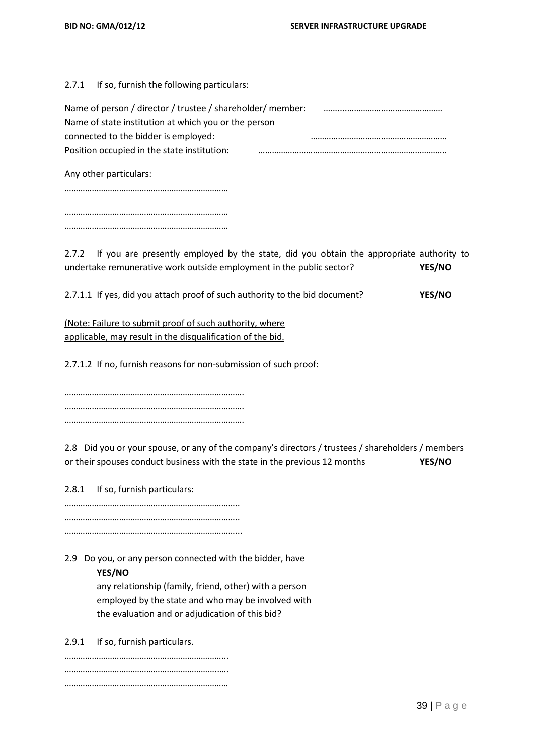2.7.1 If so, furnish the following particulars:

Name of person / director / trustee / shareholder/ member: ……...........................................
Name of state institution at which you or the person connected to the bidder is employed: ……………………………………………………
Position occupied in the state institution: ………………………………………………………………………..

Any other particulars:

………………………………………………………………

………………………………………………………………
………………………………………………………………

2.7.2 If you are presently employed by the state, did you obtain the appropriate authority to undertake remunerative work outside employment in the public sector? **YES/NO**

2.7.1.1 If yes, did you attach proof of such authority to the bid document? **YES/NO**

(Note: Failure to submit proof of such authority, where applicable, may result in the disqualification of the bid.

2.7.1.2 If no, furnish reasons for non-submission of such proof:

…………………………………………………………………….
…………………………………………………………………….
…………………………………………………………………….

2.8 Did you or your spouse, or any of the company's directors / trustees / shareholders / members or their spouses conduct business with the state in the previous 12 months **YES/NO**

2.8.1 If so, furnish particulars:

…………………………………………………………………..
…………………………………………………………………..
…………………………………………………………………...

2.9 Do you, or any person connected with the bidder, have **YES/NO** any relationship (family, friend, other) with a person employed by the state and who may be involved with the evaluation and or adjudication of this bid?

2.9.1 If so, furnish particulars.

……………………………………………………………...
…………………………………………………………..….
………………………………………………………………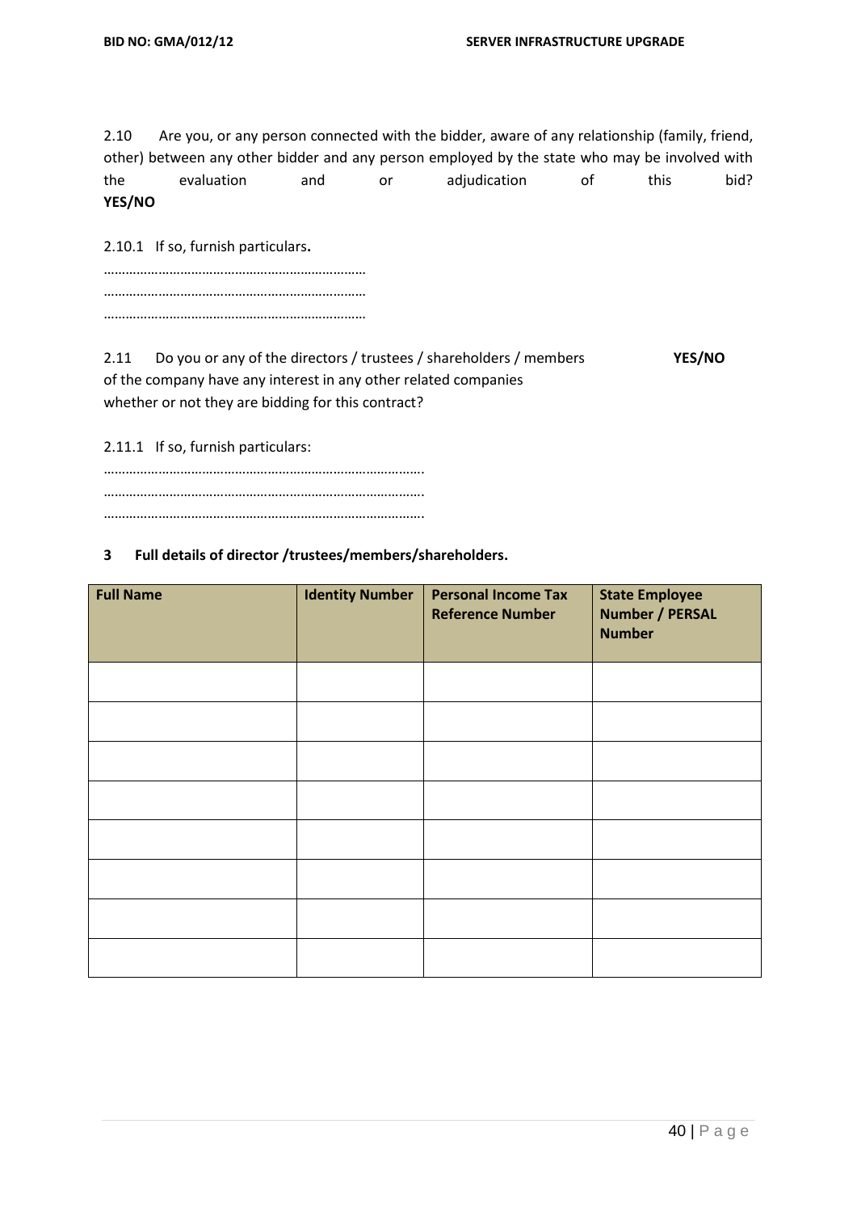2.10 Are you, or any person connected with the bidder, aware of any relationship (family, friend, other) between any other bidder and any person employed by the state who may be involved with the evaluation and or adjudication of this bid? **YES/NO**

2.10.1 If so, furnish particulars**.**

………………………………………………………………
………………………………………………………………
………………………………………………………………

2.11 Do you or any of the directors / trustees / shareholders / members of the company have any interest in any other related companies whether or not they are bidding for this contract? **YES/NO**

2.11.1 If so, furnish particulars:

…………………………………………………………………………….
…………………………………………………………………………….
…………………………………………………………………………….

**3 Full details of director /trustees/members/shareholders.**

| Full Name | Identity Number | Personal Income Tax Reference Number | State Employee Number / PERSAL Number |
|---|---|---|---|
| | | | |
| | | | |
| | | | |
| | | | |
| | | | |
| | | | |
| | | | |
| | | | |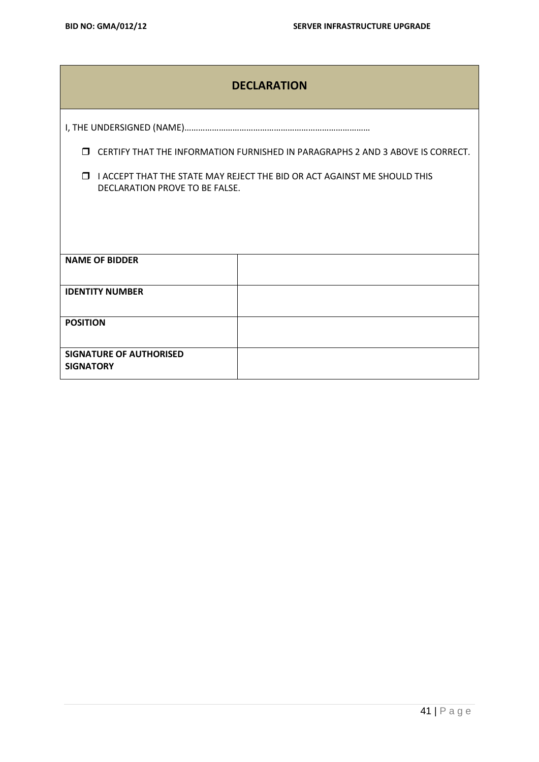## DECLARATION

I, THE UNDERSIGNED (NAME)………………………………………………………………………

- ☐ CERTIFY THAT THE INFORMATION FURNISHED IN PARAGRAPHS 2 AND 3 ABOVE IS CORRECT.
- ☐ I ACCEPT THAT THE STATE MAY REJECT THE BID OR ACT AGAINST ME SHOULD THIS DECLARATION PROVE TO BE FALSE.

| | |
|---|---|
| **NAME OF BIDDER** | |
| **IDENTITY NUMBER** | |
| **POSITION** | |
| **SIGNATURE OF AUTHORISED SIGNATORY** | |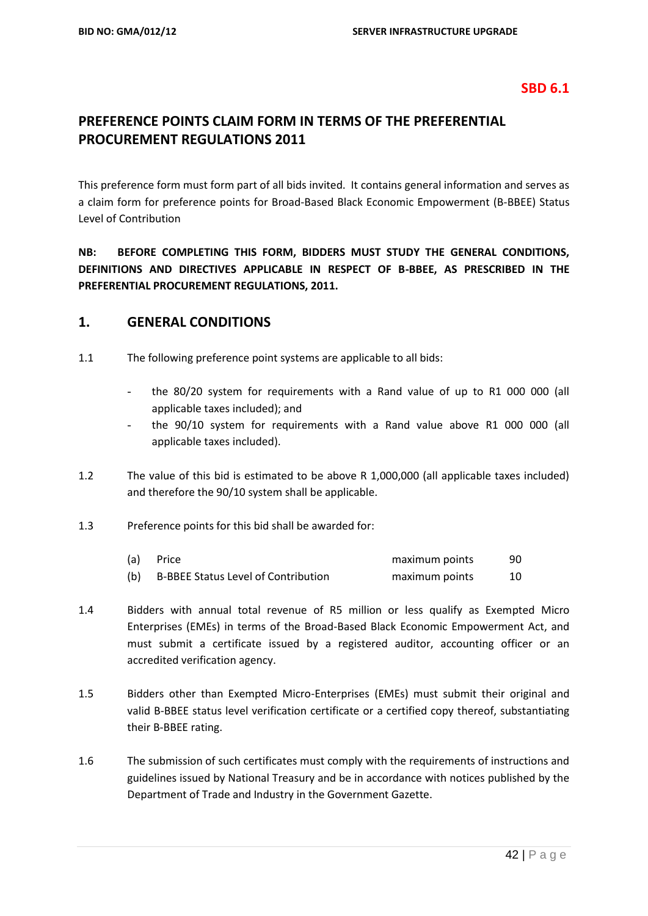**SBD 6.1**

# PREFERENCE POINTS CLAIM FORM IN TERMS OF THE PREFERENTIAL PROCUREMENT REGULATIONS 2011

This preference form must form part of all bids invited. It contains general information and serves as a claim form for preference points for Broad-Based Black Economic Empowerment (B-BBEE) Status Level of Contribution

**NB: BEFORE COMPLETING THIS FORM, BIDDERS MUST STUDY THE GENERAL CONDITIONS, DEFINITIONS AND DIRECTIVES APPLICABLE IN RESPECT OF B-BBEE, AS PRESCRIBED IN THE PREFERENTIAL PROCUREMENT REGULATIONS, 2011.**

## 1. GENERAL CONDITIONS

1.1 The following preference point systems are applicable to all bids:

- the 80/20 system for requirements with a Rand value of up to R1 000 000 (all applicable taxes included); and
- the 90/10 system for requirements with a Rand value above R1 000 000 (all applicable taxes included).

1.2 The value of this bid is estimated to be above R 1,000,000 (all applicable taxes included) and therefore the 90/10 system shall be applicable.

1.3 Preference points for this bid shall be awarded for:

| | | | |
|---|---|---|---|
| (a) | Price | maximum points | 90 |
| (b) | B-BBEE Status Level of Contribution | maximum points | 10 |

1.4 Bidders with annual total revenue of R5 million or less qualify as Exempted Micro Enterprises (EMEs) in terms of the Broad-Based Black Economic Empowerment Act, and must submit a certificate issued by a registered auditor, accounting officer or an accredited verification agency.

1.5 Bidders other than Exempted Micro-Enterprises (EMEs) must submit their original and valid B-BBEE status level verification certificate or a certified copy thereof, substantiating their B-BBEE rating.

1.6 The submission of such certificates must comply with the requirements of instructions and guidelines issued by National Treasury and be in accordance with notices published by the Department of Trade and Industry in the Government Gazette.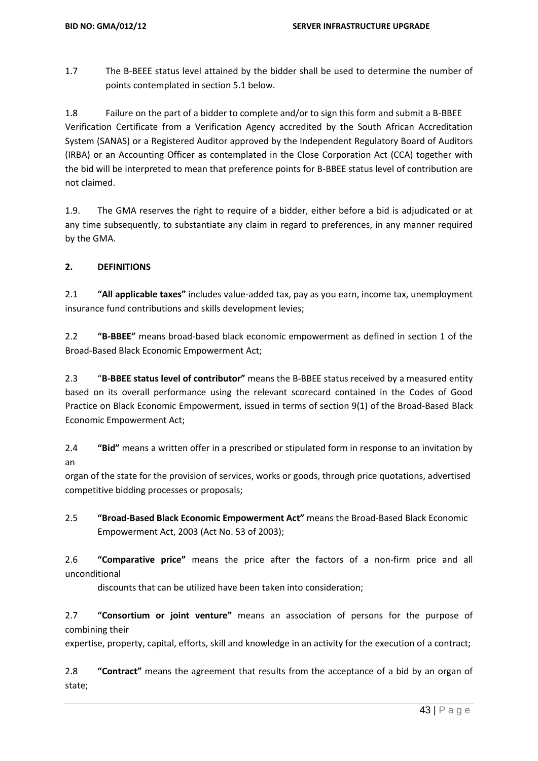1.7 The B-BEEE status level attained by the bidder shall be used to determine the number of points contemplated in section 5.1 below.

1.8 Failure on the part of a bidder to complete and/or to sign this form and submit a B-BBEE Verification Certificate from a Verification Agency accredited by the South African Accreditation System (SANAS) or a Registered Auditor approved by the Independent Regulatory Board of Auditors (IRBA) or an Accounting Officer as contemplated in the Close Corporation Act (CCA) together with the bid will be interpreted to mean that preference points for B-BBEE status level of contribution are not claimed.

1.9. The GMA reserves the right to require of a bidder, either before a bid is adjudicated or at any time subsequently, to substantiate any claim in regard to preferences, in any manner required by the GMA.

## 2. DEFINITIONS

2.1 **"All applicable taxes"** includes value-added tax, pay as you earn, income tax, unemployment insurance fund contributions and skills development levies;

2.2 **"B-BBEE"** means broad-based black economic empowerment as defined in section 1 of the Broad-Based Black Economic Empowerment Act;

2.3 "**B-BBEE status level of contributor"** means the B-BBEE status received by a measured entity based on its overall performance using the relevant scorecard contained in the Codes of Good Practice on Black Economic Empowerment, issued in terms of section 9(1) of the Broad-Based Black Economic Empowerment Act;

2.4 **"Bid"** means a written offer in a prescribed or stipulated form in response to an invitation by an organ of the state for the provision of services, works or goods, through price quotations, advertised competitive bidding processes or proposals;

2.5 **"Broad-Based Black Economic Empowerment Act"** means the Broad-Based Black Economic Empowerment Act, 2003 (Act No. 53 of 2003);

2.6 **"Comparative price"** means the price after the factors of a non-firm price and all unconditional discounts that can be utilized have been taken into consideration;

2.7 **"Consortium or joint venture"** means an association of persons for the purpose of combining their expertise, property, capital, efforts, skill and knowledge in an activity for the execution of a contract;

2.8 **"Contract"** means the agreement that results from the acceptance of a bid by an organ of state;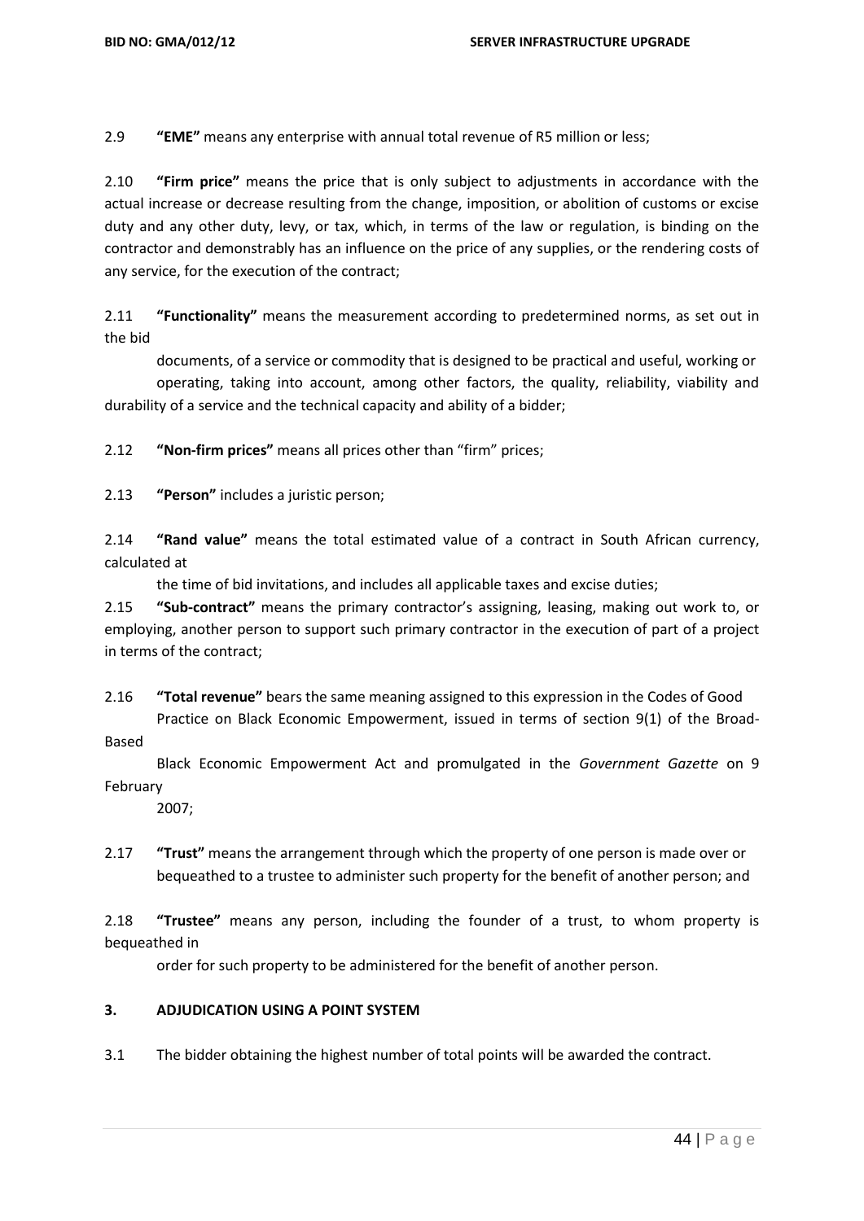2.9 **"EME"** means any enterprise with annual total revenue of R5 million or less;

2.10 **"Firm price"** means the price that is only subject to adjustments in accordance with the actual increase or decrease resulting from the change, imposition, or abolition of customs or excise duty and any other duty, levy, or tax, which, in terms of the law or regulation, is binding on the contractor and demonstrably has an influence on the price of any supplies, or the rendering costs of any service, for the execution of the contract;

2.11 **"Functionality"** means the measurement according to predetermined norms, as set out in the bid documents, of a service or commodity that is designed to be practical and useful, working or operating, taking into account, among other factors, the quality, reliability, viability and durability of a service and the technical capacity and ability of a bidder;

2.12 **"Non-firm prices"** means all prices other than "firm" prices;

2.13 **"Person"** includes a juristic person;

2.14 **"Rand value"** means the total estimated value of a contract in South African currency, calculated at the time of bid invitations, and includes all applicable taxes and excise duties;

2.15 **"Sub-contract"** means the primary contractor's assigning, leasing, making out work to, or employing, another person to support such primary contractor in the execution of part of a project in terms of the contract;

2.16 **"Total revenue"** bears the same meaning assigned to this expression in the Codes of Good Practice on Black Economic Empowerment, issued in terms of section 9(1) of the Broad-Based Black Economic Empowerment Act and promulgated in the *Government Gazette* on 9 February 2007;

2.17 **"Trust"** means the arrangement through which the property of one person is made over or bequeathed to a trustee to administer such property for the benefit of another person; and

2.18 **"Trustee"** means any person, including the founder of a trust, to whom property is bequeathed in order for such property to be administered for the benefit of another person.

## 3. ADJUDICATION USING A POINT SYSTEM

3.1 The bidder obtaining the highest number of total points will be awarded the contract.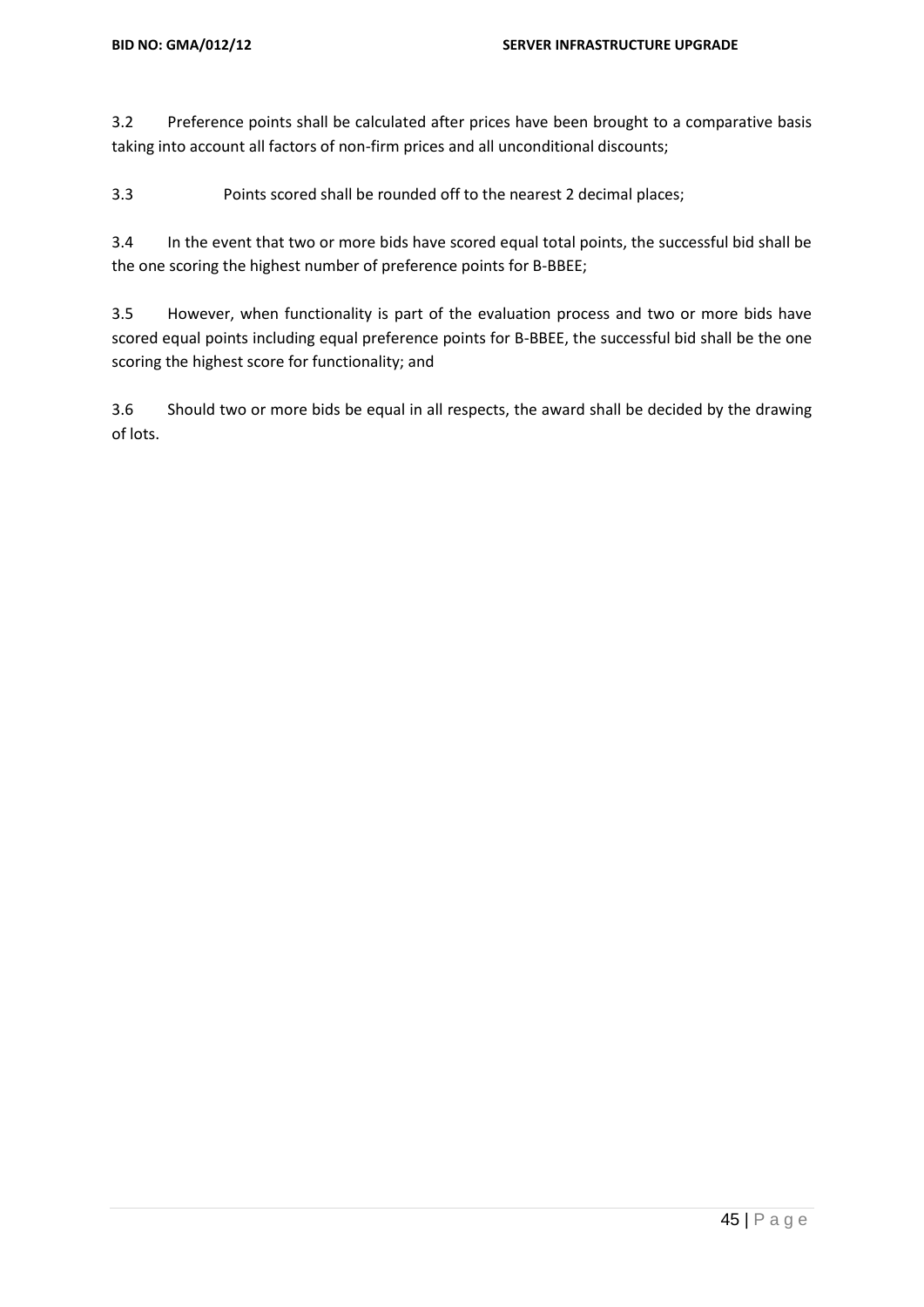3.2 Preference points shall be calculated after prices have been brought to a comparative basis taking into account all factors of non-firm prices and all unconditional discounts;

3.3 Points scored shall be rounded off to the nearest 2 decimal places;

3.4 In the event that two or more bids have scored equal total points, the successful bid shall be the one scoring the highest number of preference points for B-BBEE;

3.5 However, when functionality is part of the evaluation process and two or more bids have scored equal points including equal preference points for B-BBEE, the successful bid shall be the one scoring the highest score for functionality; and

3.6 Should two or more bids be equal in all respects, the award shall be decided by the drawing of lots.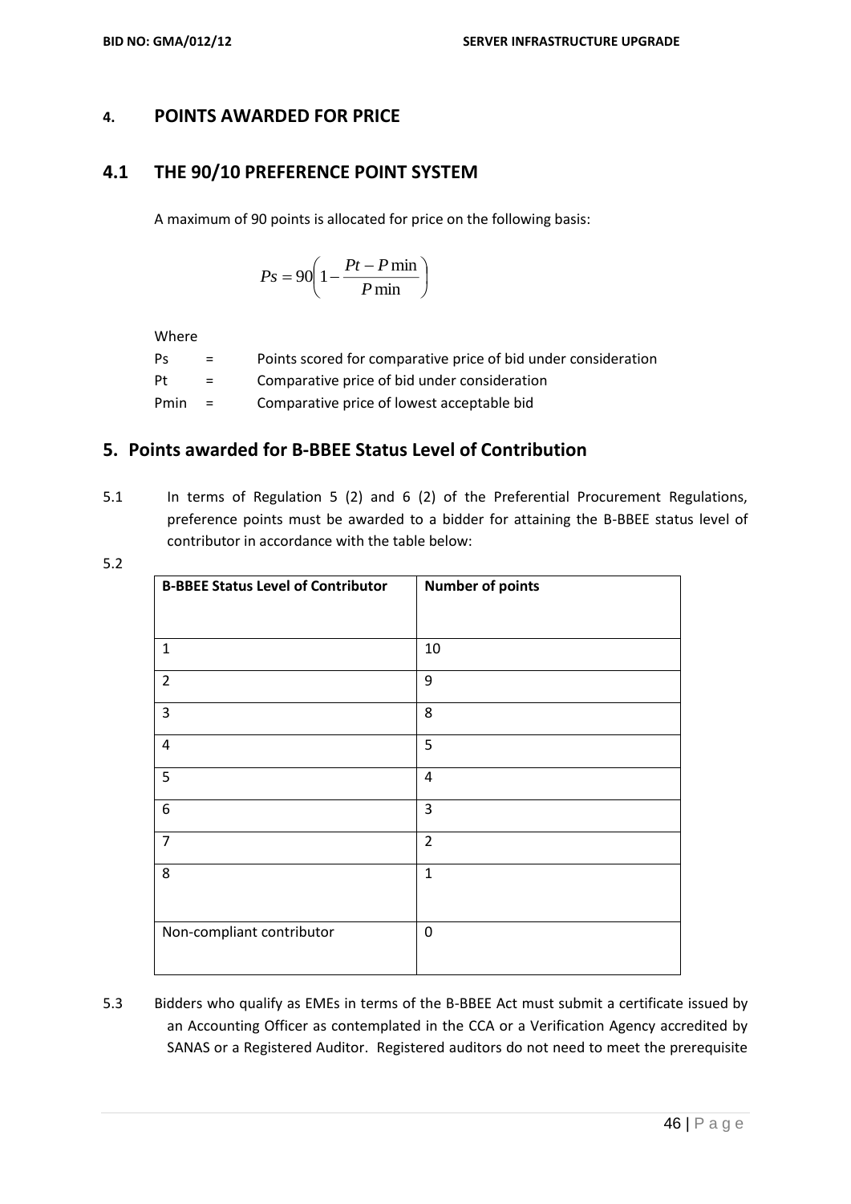## 4. POINTS AWARDED FOR PRICE

## 4.1 THE 90/10 PREFERENCE POINT SYSTEM

A maximum of 90 points is allocated for price on the following basis:

$$Ps = 90\left(1 - \frac{Pt - P\min}{P\min}\right)$$

Where

| | | |
|---|---|---|
| Ps | = | Points scored for comparative price of bid under consideration |
| Pt | = | Comparative price of bid under consideration |
| Pmin | = | Comparative price of lowest acceptable bid |

## 5. Points awarded for B-BBEE Status Level of Contribution

5.1 In terms of Regulation 5 (2) and 6 (2) of the Preferential Procurement Regulations, preference points must be awarded to a bidder for attaining the B-BBEE status level of contributor in accordance with the table below:

5.2

| B-BBEE Status Level of Contributor | Number of points |
|---|---|
| 1 | 10 |
| 2 | 9 |
| 3 | 8 |
| 4 | 5 |
| 5 | 4 |
| 6 | 3 |
| 7 | 2 |
| 8 | 1 |
| Non-compliant contributor | 0 |

5.3 Bidders who qualify as EMEs in terms of the B-BBEE Act must submit a certificate issued by an Accounting Officer as contemplated in the CCA or a Verification Agency accredited by SANAS or a Registered Auditor. Registered auditors do not need to meet the prerequisite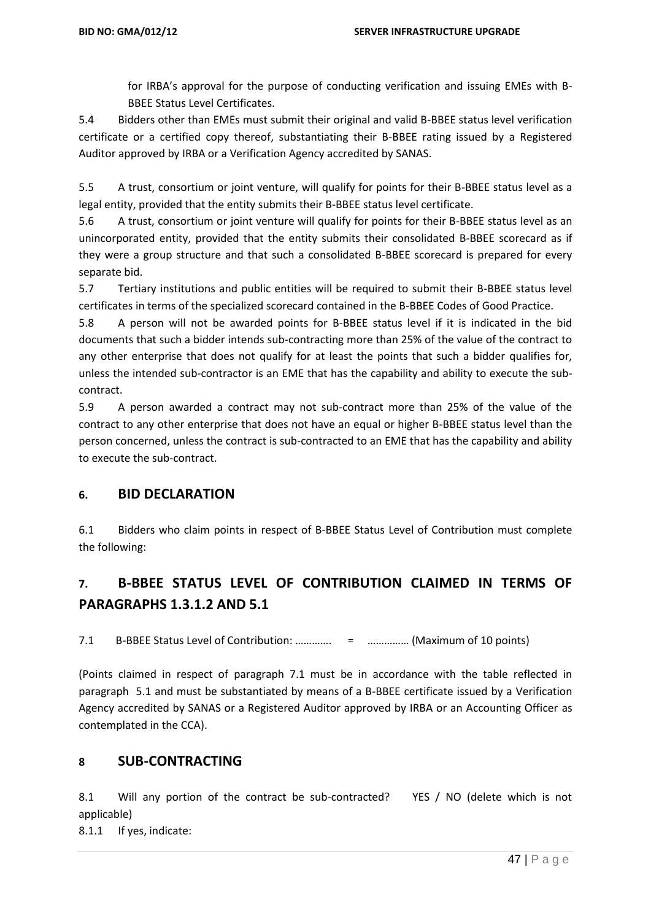for IRBA's approval for the purpose of conducting verification and issuing EMEs with B-BBEE Status Level Certificates.

5.4 Bidders other than EMEs must submit their original and valid B-BBEE status level verification certificate or a certified copy thereof, substantiating their B-BBEE rating issued by a Registered Auditor approved by IRBA or a Verification Agency accredited by SANAS.

5.5 A trust, consortium or joint venture, will qualify for points for their B-BBEE status level as a legal entity, provided that the entity submits their B-BBEE status level certificate.

5.6 A trust, consortium or joint venture will qualify for points for their B-BBEE status level as an unincorporated entity, provided that the entity submits their consolidated B-BBEE scorecard as if they were a group structure and that such a consolidated B-BBEE scorecard is prepared for every separate bid.

5.7 Tertiary institutions and public entities will be required to submit their B-BBEE status level certificates in terms of the specialized scorecard contained in the B-BBEE Codes of Good Practice.

5.8 A person will not be awarded points for B-BBEE status level if it is indicated in the bid documents that such a bidder intends sub-contracting more than 25% of the value of the contract to any other enterprise that does not qualify for at least the points that such a bidder qualifies for, unless the intended sub-contractor is an EME that has the capability and ability to execute the sub-contract.

5.9 A person awarded a contract may not sub-contract more than 25% of the value of the contract to any other enterprise that does not have an equal or higher B-BBEE status level than the person concerned, unless the contract is sub-contracted to an EME that has the capability and ability to execute the sub-contract.

## 6. BID DECLARATION

6.1 Bidders who claim points in respect of B-BBEE Status Level of Contribution must complete the following:

## 7. B-BBEE STATUS LEVEL OF CONTRIBUTION CLAIMED IN TERMS OF PARAGRAPHS 1.3.1.2 AND 5.1

7.1 B-BBEE Status Level of Contribution: …………. = …………… (Maximum of 10 points)

(Points claimed in respect of paragraph 7.1 must be in accordance with the table reflected in paragraph 5.1 and must be substantiated by means of a B-BBEE certificate issued by a Verification Agency accredited by SANAS or a Registered Auditor approved by IRBA or an Accounting Officer as contemplated in the CCA).

## 8 SUB-CONTRACTING

8.1 Will any portion of the contract be sub-contracted? YES / NO (delete which is not applicable)

8.1.1 If yes, indicate: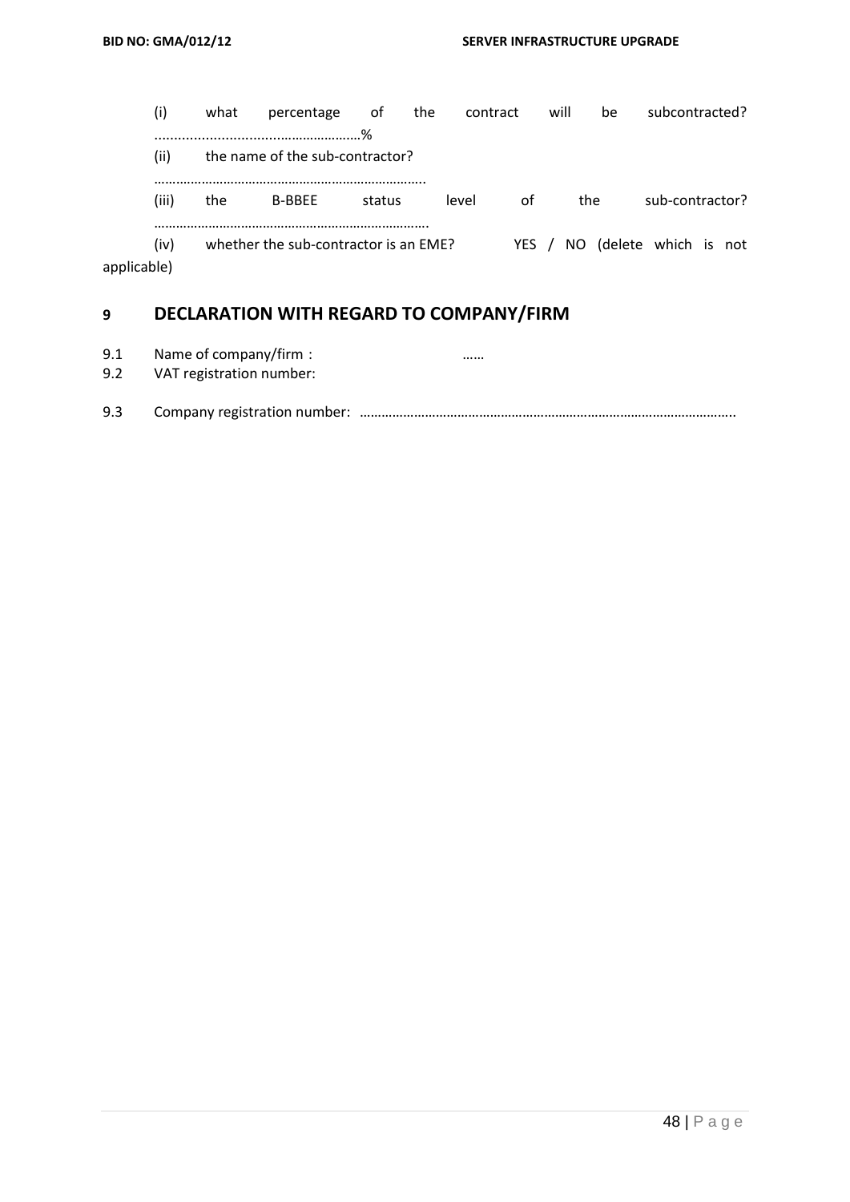(i) what percentage of the contract will be subcontracted? ........................................……………%

(ii) the name of the sub-contractor? ………………………………………………………………..

(iii) the B-BBEE status level of the sub-contractor? ……………………………………………………………….

(iv) whether the sub-contractor is an EME? YES / NO (delete which is not applicable)

## 9 DECLARATION WITH REGARD TO COMPANY/FIRM

9.1 Name of company/firm : ……

9.2 VAT registration number:

9.3 Company registration number: ……………………………………………………………………………………………..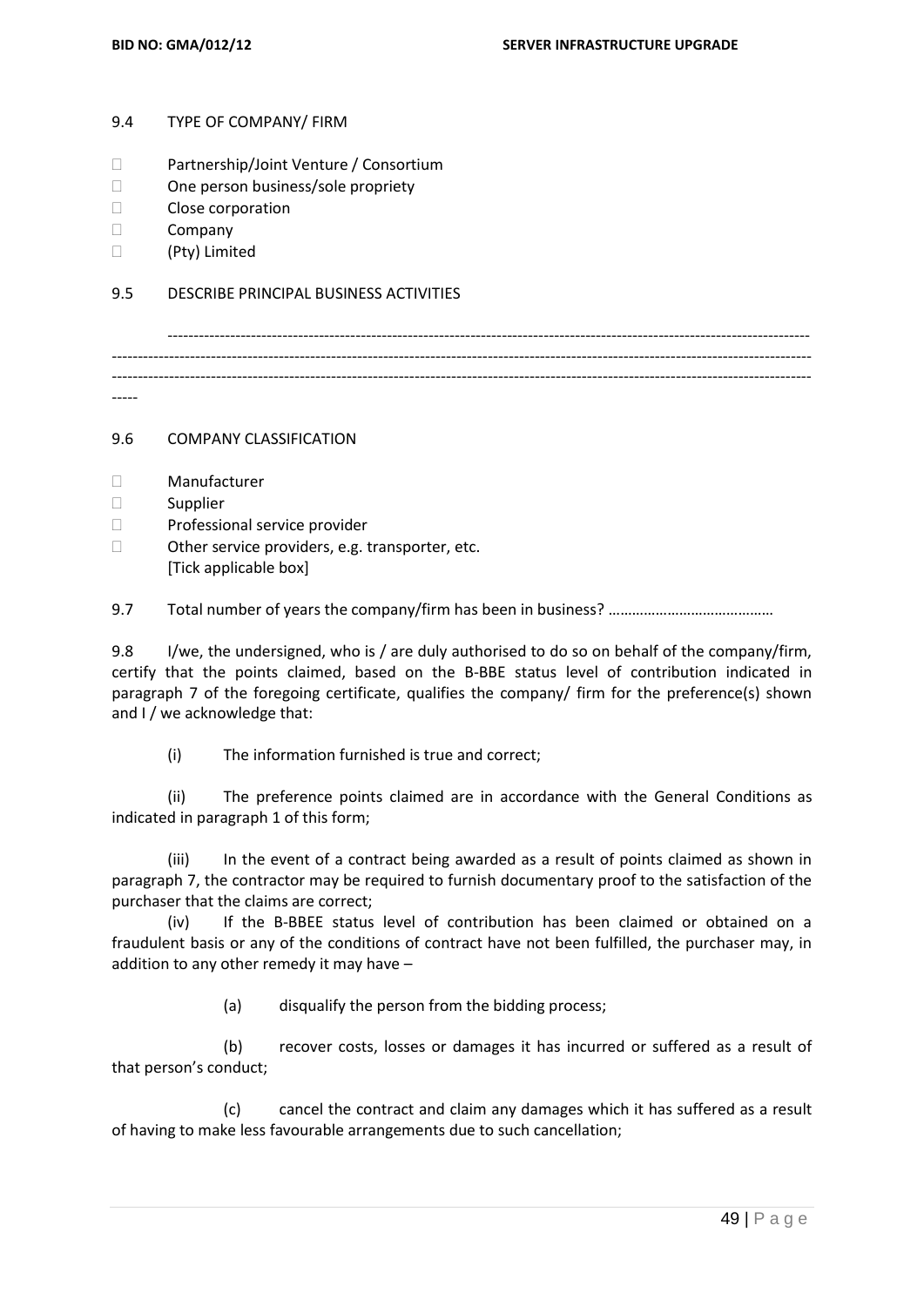9.4 TYPE OF COMPANY/ FIRM

- ☐ Partnership/Joint Venture / Consortium
- ☐ One person business/sole propriety
- ☐ Close corporation
- ☐ Company
- ☐ (Pty) Limited

9.5 DESCRIBE PRINCIPAL BUSINESS ACTIVITIES

------------------------------------------------------------------------------------------------------------------------
------------------------------------------------------------------------------------------------------------------------------------
------------------------------------------------------------------------------------------------------------------------------------
-----

9.6 COMPANY CLASSIFICATION

- ☐ Manufacturer
- ☐ Supplier
- ☐ Professional service provider
- ☐ Other service providers, e.g. transporter, etc.

[Tick applicable box]

9.7 Total number of years the company/firm has been in business? ……………………………………

9.8 I/we, the undersigned, who is / are duly authorised to do so on behalf of the company/firm, certify that the points claimed, based on the B-BBE status level of contribution indicated in paragraph 7 of the foregoing certificate, qualifies the company/ firm for the preference(s) shown and I / we acknowledge that:

(i) The information furnished is true and correct;

(ii) The preference points claimed are in accordance with the General Conditions as indicated in paragraph 1 of this form;

(iii) In the event of a contract being awarded as a result of points claimed as shown in paragraph 7, the contractor may be required to furnish documentary proof to the satisfaction of the purchaser that the claims are correct;

(iv) If the B-BBEE status level of contribution has been claimed or obtained on a fraudulent basis or any of the conditions of contract have not been fulfilled, the purchaser may, in addition to any other remedy it may have –

(a) disqualify the person from the bidding process;

(b) recover costs, losses or damages it has incurred or suffered as a result of that person's conduct;

(c) cancel the contract and claim any damages which it has suffered as a result of having to make less favourable arrangements due to such cancellation;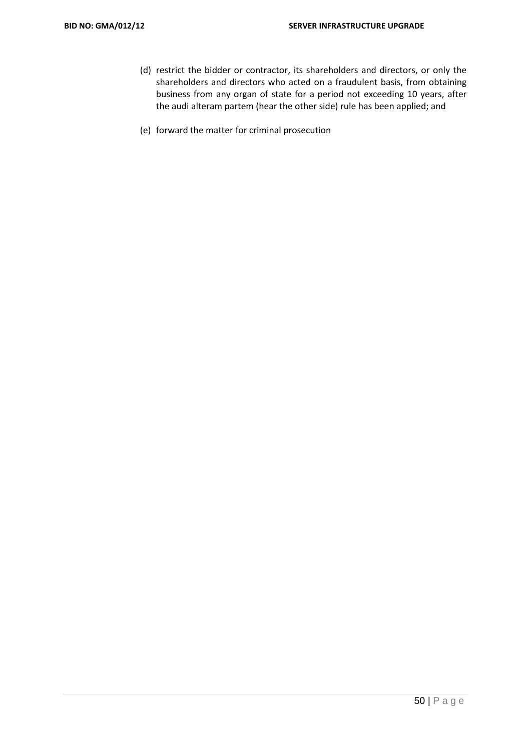(d) restrict the bidder or contractor, its shareholders and directors, or only the shareholders and directors who acted on a fraudulent basis, from obtaining business from any organ of state for a period not exceeding 10 years, after the audi alteram partem (hear the other side) rule has been applied; and

(e) forward the matter for criminal prosecution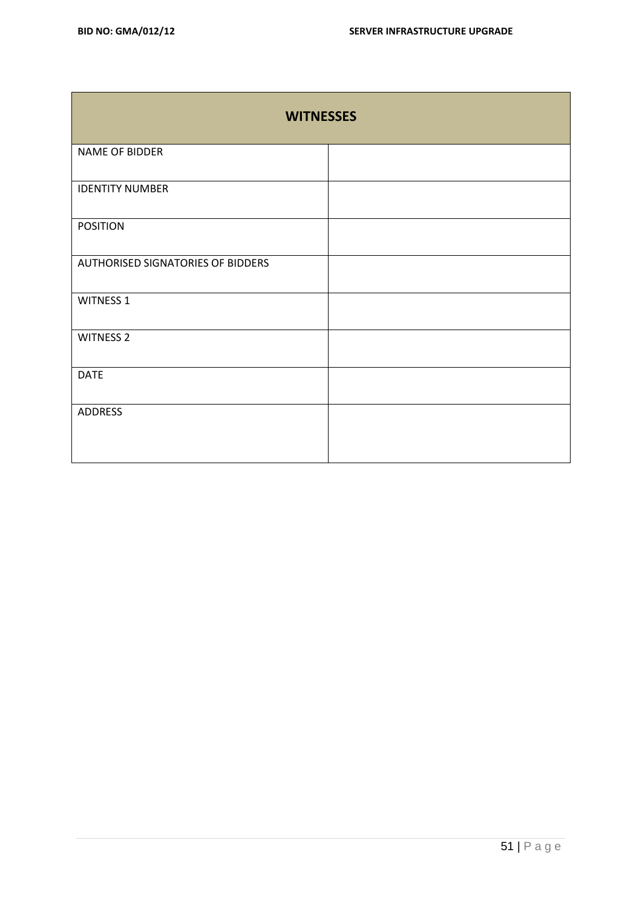| WITNESSES | |
|---|---|
| NAME OF BIDDER | |
| IDENTITY NUMBER | |
| POSITION | |
| AUTHORISED SIGNATORIES OF BIDDERS | |
| WITNESS 1 | |
| WITNESS 2 | |
| DATE | |
| ADDRESS | |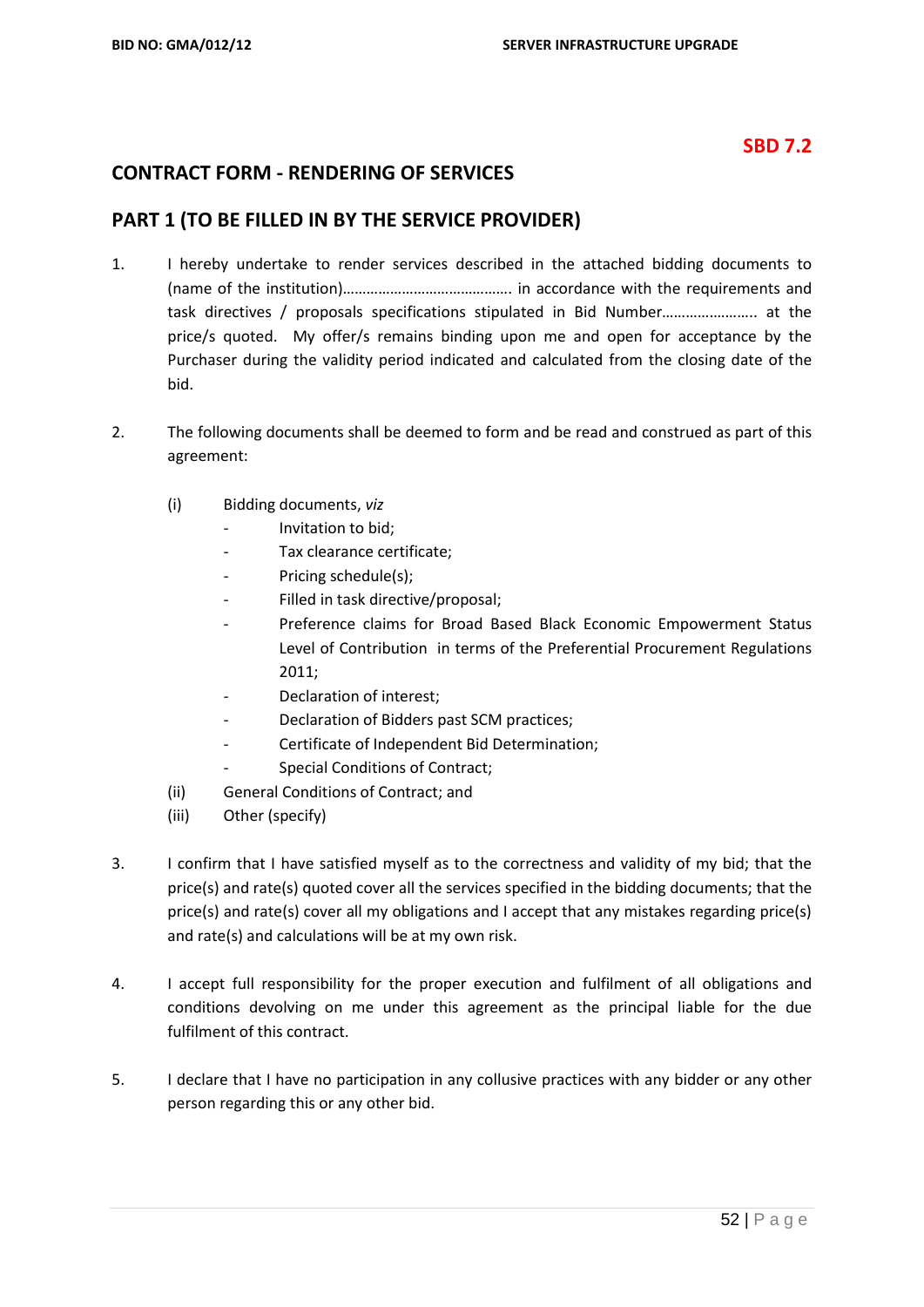**SBD 7.2**

## CONTRACT FORM - RENDERING OF SERVICES

## PART 1 (TO BE FILLED IN BY THE SERVICE PROVIDER)

1. I hereby undertake to render services described in the attached bidding documents to (name of the institution)……………………………………. in accordance with the requirements and task directives / proposals specifications stipulated in Bid Number………………….. at the price/s quoted. My offer/s remains binding upon me and open for acceptance by the Purchaser during the validity period indicated and calculated from the closing date of the bid.

2. The following documents shall be deemed to form and be read and construed as part of this agreement:

   (i) Bidding documents, *viz*
   - Invitation to bid;
   - Tax clearance certificate;
   - Pricing schedule(s);
   - Filled in task directive/proposal;
   - Preference claims for Broad Based Black Economic Empowerment Status Level of Contribution in terms of the Preferential Procurement Regulations 2011;
   - Declaration of interest;
   - Declaration of Bidders past SCM practices;
   - Certificate of Independent Bid Determination;
   - Special Conditions of Contract;

   (ii) General Conditions of Contract; and

   (iii) Other (specify)

3. I confirm that I have satisfied myself as to the correctness and validity of my bid; that the price(s) and rate(s) quoted cover all the services specified in the bidding documents; that the price(s) and rate(s) cover all my obligations and I accept that any mistakes regarding price(s) and rate(s) and calculations will be at my own risk.

4. I accept full responsibility for the proper execution and fulfilment of all obligations and conditions devolving on me under this agreement as the principal liable for the due fulfilment of this contract.

5. I declare that I have no participation in any collusive practices with any bidder or any other person regarding this or any other bid.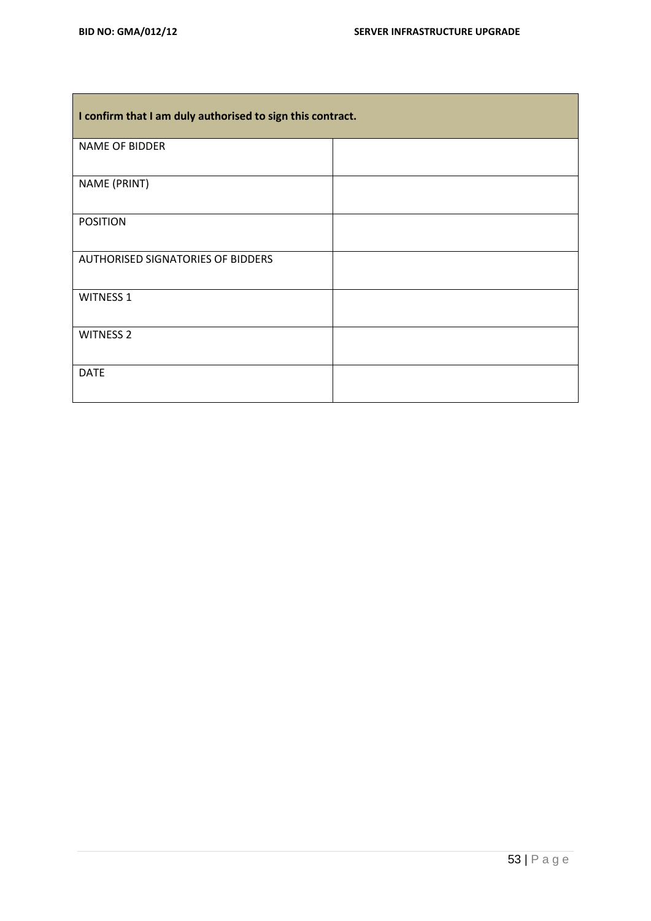| I confirm that I am duly authorised to sign this contract. | |
| --- | --- |
| NAME OF BIDDER | |
| NAME (PRINT) | |
| POSITION | |
| AUTHORISED SIGNATORIES OF BIDDERS | |
| WITNESS 1 | |
| WITNESS 2 | |
| DATE | |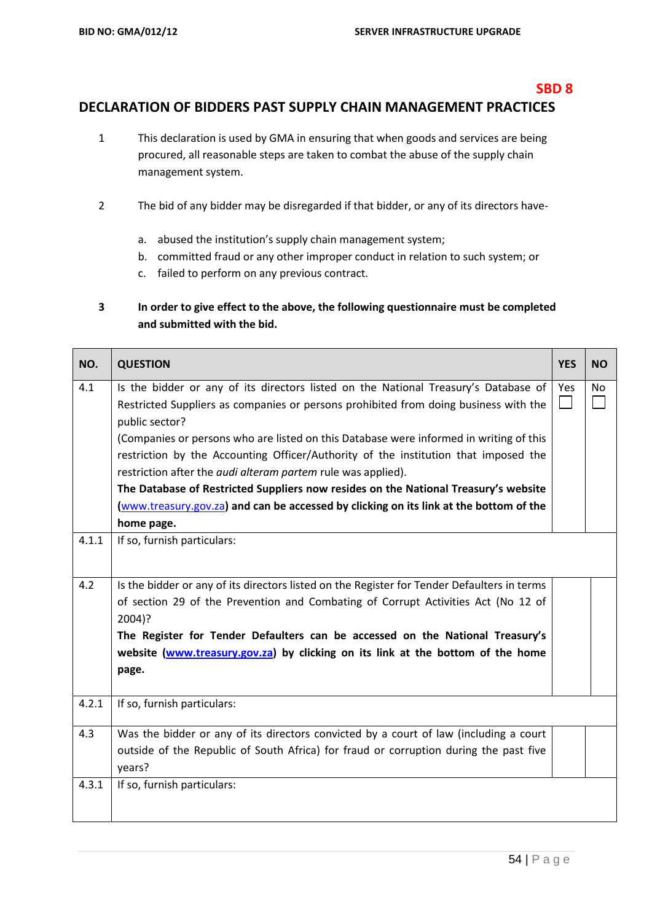**SBD 8**

## DECLARATION OF BIDDERS PAST SUPPLY CHAIN MANAGEMENT PRACTICES

1. This declaration is used by GMA in ensuring that when goods and services are being procured, all reasonable steps are taken to combat the abuse of the supply chain management system.

2. The bid of any bidder may be disregarded if that bidder, or any of its directors have-

   a. abused the institution's supply chain management system;
   b. committed fraud or any other improper conduct in relation to such system; or
   c. failed to perform on any previous contract.

3. **In order to give effect to the above, the following questionnaire must be completed and submitted with the bid.**

| NO. | QUESTION | YES | NO |
|---|---|---|---|
| 4.1 | Is the bidder or any of its directors listed on the National Treasury's Database of Restricted Suppliers as companies or persons prohibited from doing business with the public sector?<br>(Companies or persons who are listed on this Database were informed in writing of this restriction by the Accounting Officer/Authority of the institution that imposed the restriction after the *audi alteram partem* rule was applied).<br>**The Database of Restricted Suppliers now resides on the National Treasury's website (www.treasury.gov.za) and can be accessed by clicking on its link at the bottom of the home page.** | Yes ☐ | No ☐ |
| 4.1.1 | If so, furnish particulars: | | |
| 4.2 | Is the bidder or any of its directors listed on the Register for Tender Defaulters in terms of section 29 of the Prevention and Combating of Corrupt Activities Act (No 12 of 2004)?<br>**The Register for Tender Defaulters can be accessed on the National Treasury's website (www.treasury.gov.za) by clicking on its link at the bottom of the home page.** | | |
| 4.2.1 | If so, furnish particulars: | | |
| 4.3 | Was the bidder or any of its directors convicted by a court of law (including a court outside of the Republic of South Africa) for fraud or corruption during the past five years? | | |
| 4.3.1 | If so, furnish particulars: | | |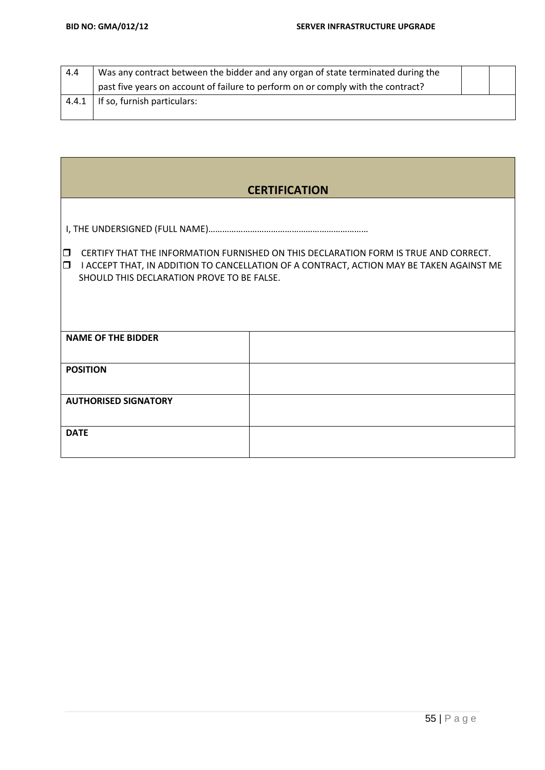| 4.4 | Was any contract between the bidder and any organ of state terminated during the past five years on account of failure to perform on or comply with the contract? | | |
|---|---|---|---|
| 4.4.1 | If so, furnish particulars: | | |

## CERTIFICATION

I, THE UNDERSIGNED (FULL NAME)…………………………………………………………

- ❒ CERTIFY THAT THE INFORMATION FURNISHED ON THIS DECLARATION FORM IS TRUE AND CORRECT.
- ❒ I ACCEPT THAT, IN ADDITION TO CANCELLATION OF A CONTRACT, ACTION MAY BE TAKEN AGAINST ME SHOULD THIS DECLARATION PROVE TO BE FALSE.

| **NAME OF THE BIDDER** | |
|---|---|
| **POSITION** | |
| **AUTHORISED SIGNATORY** | |
| **DATE** | |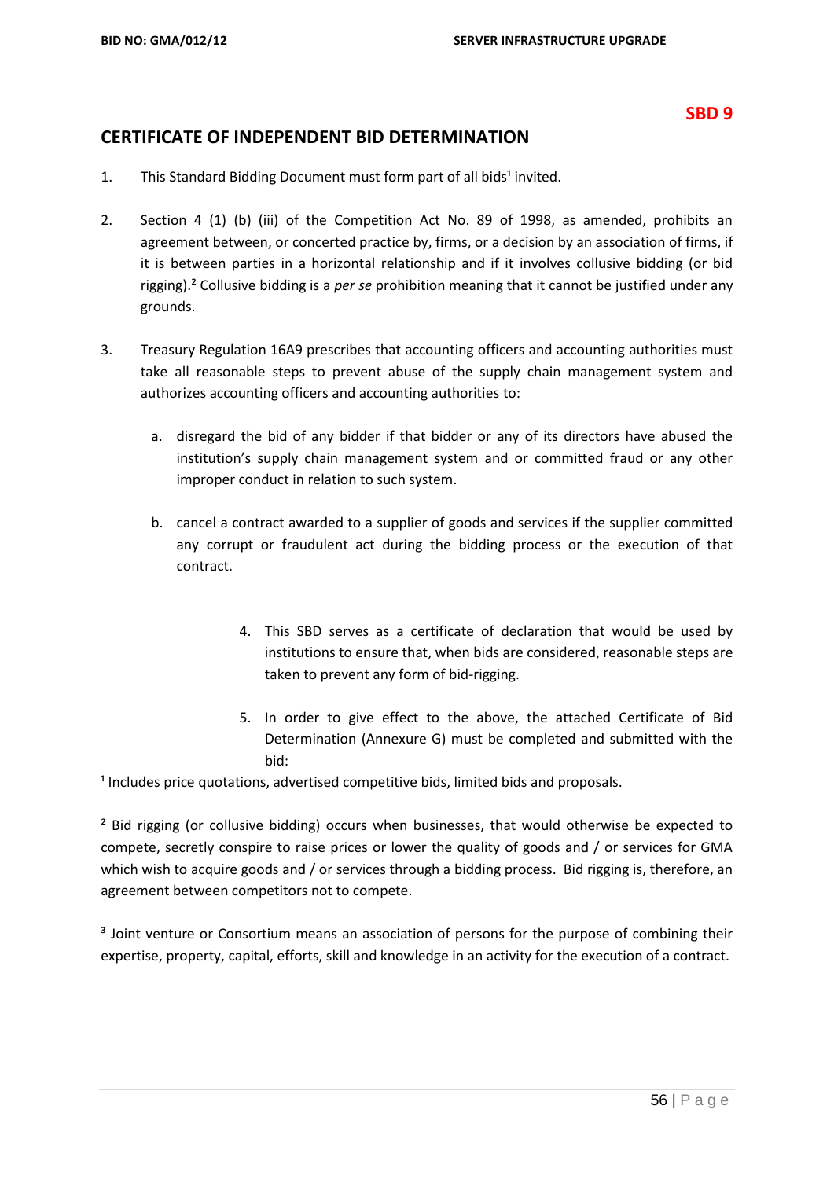**SBD 9**

## CERTIFICATE OF INDEPENDENT BID DETERMINATION

1. This Standard Bidding Document must form part of all bids[1] invited.

2. Section 4 (1) (b) (iii) of the Competition Act No. 89 of 1998, as amended, prohibits an agreement between, or concerted practice by, firms, or a decision by an association of firms, if it is between parties in a horizontal relationship and if it involves collusive bidding (or bid rigging).[2] Collusive bidding is a *per se* prohibition meaning that it cannot be justified under any grounds.

3. Treasury Regulation 16A9 prescribes that accounting officers and accounting authorities must take all reasonable steps to prevent abuse of the supply chain management system and authorizes accounting officers and accounting authorities to:

   a. disregard the bid of any bidder if that bidder or any of its directors have abused the institution's supply chain management system and or committed fraud or any other improper conduct in relation to such system.

   b. cancel a contract awarded to a supplier of goods and services if the supplier committed any corrupt or fraudulent act during the bidding process or the execution of that contract.

4. This SBD serves as a certificate of declaration that would be used by institutions to ensure that, when bids are considered, reasonable steps are taken to prevent any form of bid-rigging.

5. In order to give effect to the above, the attached Certificate of Bid Determination (Annexure G) must be completed and submitted with the bid:

[1] Includes price quotations, advertised competitive bids, limited bids and proposals.

[2] Bid rigging (or collusive bidding) occurs when businesses, that would otherwise be expected to compete, secretly conspire to raise prices or lower the quality of goods and / or services for GMA which wish to acquire goods and / or services through a bidding process. Bid rigging is, therefore, an agreement between competitors not to compete.

[3] Joint venture or Consortium means an association of persons for the purpose of combining their expertise, property, capital, efforts, skill and knowledge in an activity for the execution of a contract.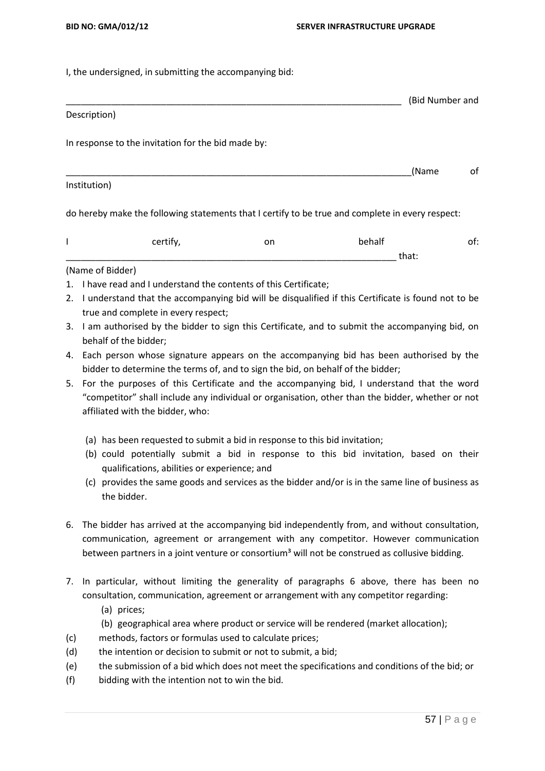I, the undersigned, in submitting the accompanying bid:

_____________________________________________________________________ (Bid Number and Description)

In response to the invitation for the bid made by:

_______________________________________________________________________(Name of Institution)

do hereby make the following statements that I certify to be true and complete in every respect:

I certify, on behalf of: _________________________________________________________________ that:

(Name of Bidder)

1. I have read and I understand the contents of this Certificate;
2. I understand that the accompanying bid will be disqualified if this Certificate is found not to be true and complete in every respect;
3. I am authorised by the bidder to sign this Certificate, and to submit the accompanying bid, on behalf of the bidder;
4. Each person whose signature appears on the accompanying bid has been authorised by the bidder to determine the terms of, and to sign the bid, on behalf of the bidder;
5. For the purposes of this Certificate and the accompanying bid, I understand that the word "competitor" shall include any individual or organisation, other than the bidder, whether or not affiliated with the bidder, who:

   (a) has been requested to submit a bid in response to this bid invitation;
   (b) could potentially submit a bid in response to this bid invitation, based on their qualifications, abilities or experience; and
   (c) provides the same goods and services as the bidder and/or is in the same line of business as the bidder.

6. The bidder has arrived at the accompanying bid independently from, and without consultation, communication, agreement or arrangement with any competitor. However communication between partners in a joint venture or consortium[3] will not be construed as collusive bidding.

7. In particular, without limiting the generality of paragraphs 6 above, there has been no consultation, communication, agreement or arrangement with any competitor regarding:
   (a) prices;
   (b) geographical area where product or service will be rendered (market allocation);
   (c) methods, factors or formulas used to calculate prices;
   (d) the intention or decision to submit or not to submit, a bid;
   (e) the submission of a bid which does not meet the specifications and conditions of the bid; or
   (f) bidding with the intention not to win the bid.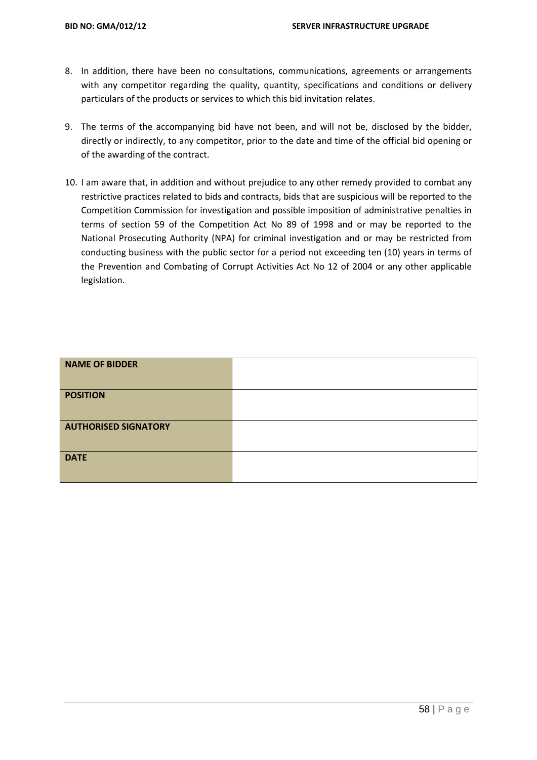8. In addition, there have been no consultations, communications, agreements or arrangements with any competitor regarding the quality, quantity, specifications and conditions or delivery particulars of the products or services to which this bid invitation relates.

9. The terms of the accompanying bid have not been, and will not be, disclosed by the bidder, directly or indirectly, to any competitor, prior to the date and time of the official bid opening or of the awarding of the contract.

10. I am aware that, in addition and without prejudice to any other remedy provided to combat any restrictive practices related to bids and contracts, bids that are suspicious will be reported to the Competition Commission for investigation and possible imposition of administrative penalties in terms of section 59 of the Competition Act No 89 of 1998 and or may be reported to the National Prosecuting Authority (NPA) for criminal investigation and or may be restricted from conducting business with the public sector for a period not exceeding ten (10) years in terms of the Prevention and Combating of Corrupt Activities Act No 12 of 2004 or any other applicable legislation.

| **NAME OF BIDDER** | |
|---|---|
| **POSITION** | |
| **AUTHORISED SIGNATORY** | |
| **DATE** | |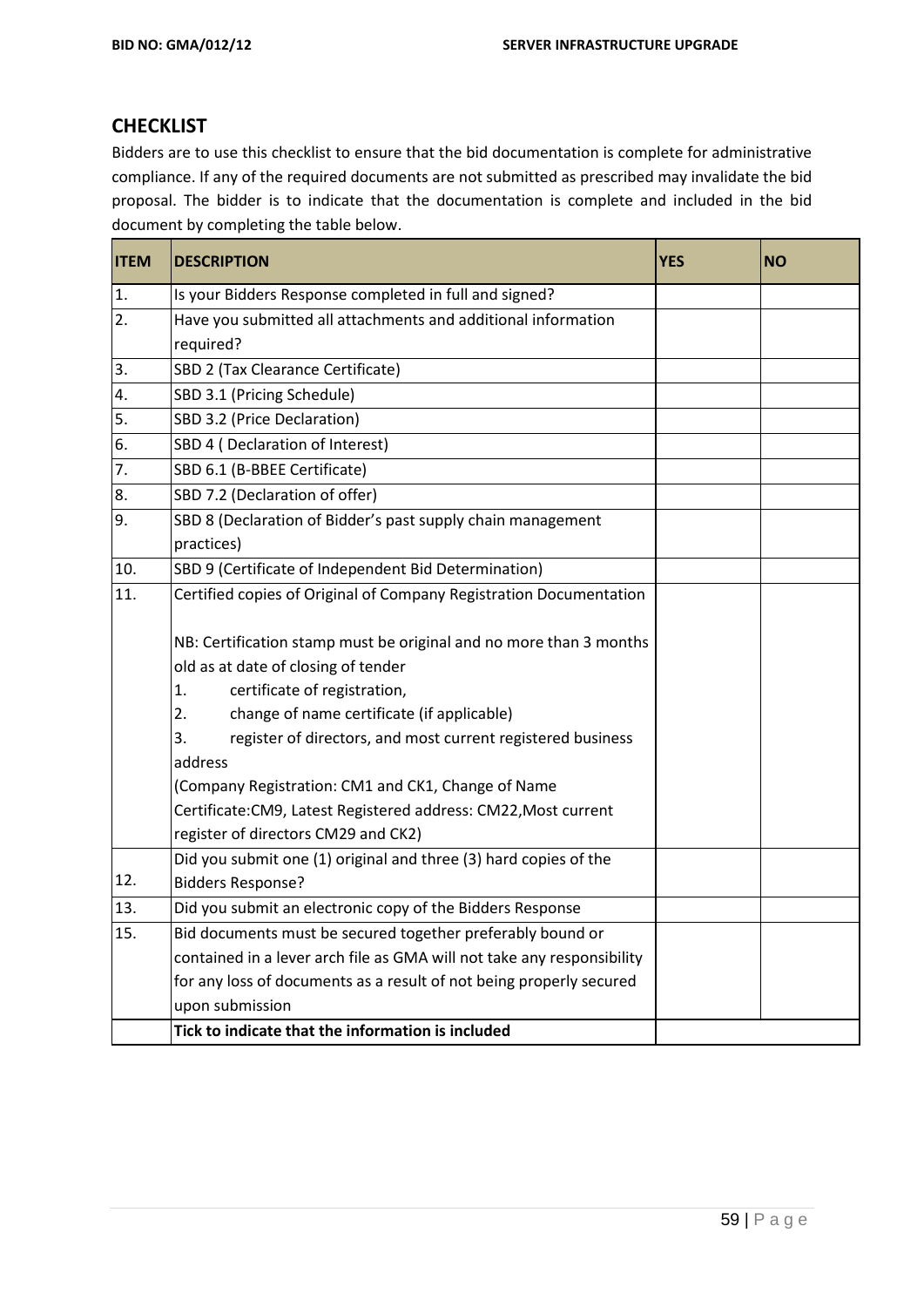## CHECKLIST

Bidders are to use this checklist to ensure that the bid documentation is complete for administrative compliance. If any of the required documents are not submitted as prescribed may invalidate the bid proposal. The bidder is to indicate that the documentation is complete and included in the bid document by completing the table below.

| ITEM | DESCRIPTION | YES | NO |
|---|---|---|---|
| 1. | Is your Bidders Response completed in full and signed? | | |
| 2. | Have you submitted all attachments and additional information required? | | |
| 3. | SBD 2 (Tax Clearance Certificate) | | |
| 4. | SBD 3.1 (Pricing Schedule) | | |
| 5. | SBD 3.2 (Price Declaration) | | |
| 6. | SBD 4 ( Declaration of Interest) | | |
| 7. | SBD 6.1 (B-BBEE Certificate) | | |
| 8. | SBD 7.2 (Declaration of offer) | | |
| 9. | SBD 8 (Declaration of Bidder's past supply chain management practices) | | |
| 10. | SBD 9 (Certificate of Independent Bid Determination) | | |
| 11. | Certified copies of Original of Company Registration Documentation<br><br>NB: Certification stamp must be original and no more than 3 months old as at date of closing of tender<br>1. certificate of registration,<br>2. change of name certificate (if applicable)<br>3. register of directors, and most current registered business address<br>(Company Registration: CM1 and CK1, Change of Name Certificate:CM9, Latest Registered address: CM22,Most current register of directors CM29 and CK2) | | |
| 12. | Did you submit one (1) original and three (3) hard copies of the Bidders Response? | | |
| 13. | Did you submit an electronic copy of the Bidders Response | | |
| 15. | Bid documents must be secured together preferably bound or contained in a lever arch file as GMA will not take any responsibility for any loss of documents as a result of not being properly secured upon submission | | |
| | **Tick to indicate that the information is included** | | |